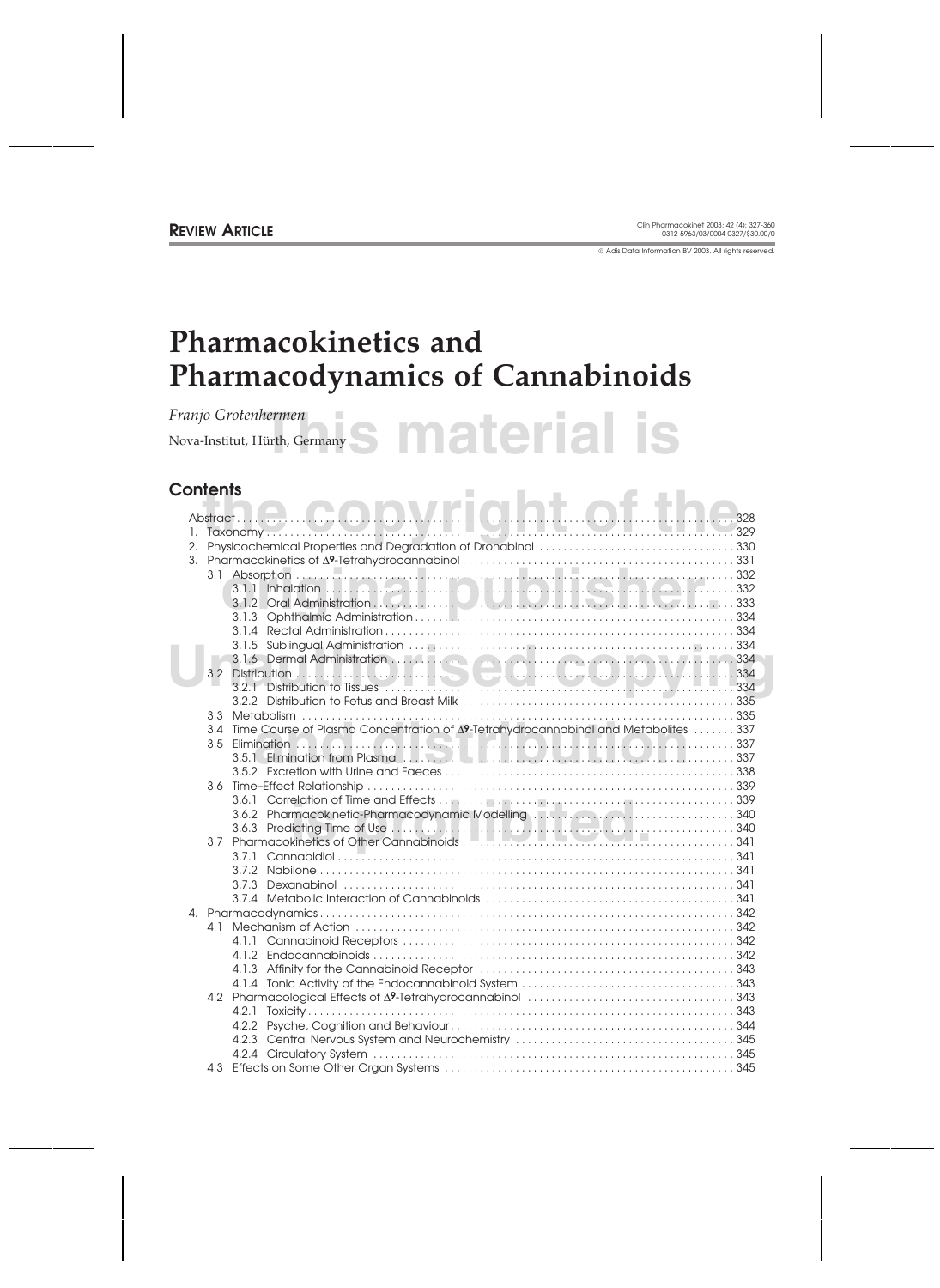**REVIEW ARTICLE**

© Adis Data Information BV 2003. All rights reserved.

# Pharmacokinetics and Pharmacodynamics of Cannabinoids

*Franjo Grotenhermen*

Nova-Institut, Hürth, Germany

## Contents

Abstract ..... 328
1. Taxonomy ..... 329
2. Physicochemical Properties and Degradation of Dronabinol ..... 330
3. Pharmacokinetics of Δ9-Tetrahydrocannabinol ..... 331
   - 3.1 Absorption ..... 332
     - 3.1.1 Inhalation ..... 332
     - 3.1.2 Oral Administration ..... 333
     - 3.1.3 Ophthalmic Administration ..... 334
     - 3.1.4 Rectal Administration ..... 334
     - 3.1.5 Sublingual Administration ..... 334
     - 3.1.6 Dermal Administration ..... 334
   - 3.2 Distribution ..... 334
     - 3.2.1 Distribution to Tissues ..... 334
     - 3.2.2 Distribution to Fetus and Breast Milk ..... 335
   - 3.3 Metabolism ..... 335
   - 3.4 Time Course of Plasma Concentration of Δ9-Tetrahydrocannabinol and Metabolites ..... 337
   - 3.5 Elimination ..... 337
     - 3.5.1 Elimination from Plasma ..... 337
     - 3.5.2 Excretion with Urine and Faeces ..... 338
   - 3.6 Time–Effect Relationship ..... 339
     - 3.6.1 Correlation of Time and Effects ..... 339
     - 3.6.2 Pharmacokinetic-Pharmacodynamic Modelling ..... 340
     - 3.6.3 Predicting Time of Use ..... 340
   - 3.7 Pharmacokinetics of Other Cannabinoids ..... 341
     - 3.7.1 Cannabidiol ..... 341
     - 3.7.2 Nabilone ..... 341
     - 3.7.3 Dexanabinol ..... 341
     - 3.7.4 Metabolic Interaction of Cannabinoids ..... 341
4. Pharmacodynamics ..... 342
   - 4.1 Mechanism of Action ..... 342
     - 4.1.1 Cannabinoid Receptors ..... 342
     - 4.1.2 Endocannabinoids ..... 342
     - 4.1.3 Affinity for the Cannabinoid Receptor ..... 343
     - 4.1.4 Tonic Activity of the Endocannabinoid System ..... 343
   - 4.2 Pharmacological Effects of Δ9-Tetrahydrocannabinol ..... 343
     - 4.2.1 Toxicity ..... 343
     - 4.2.2 Psyche, Cognition and Behaviour ..... 344
     - 4.2.3 Central Nervous System and Neurochemistry ..... 345
     - 4.2.4 Circulatory System ..... 345
   - 4.3 Effects on Some Other Organ Systems ..... 345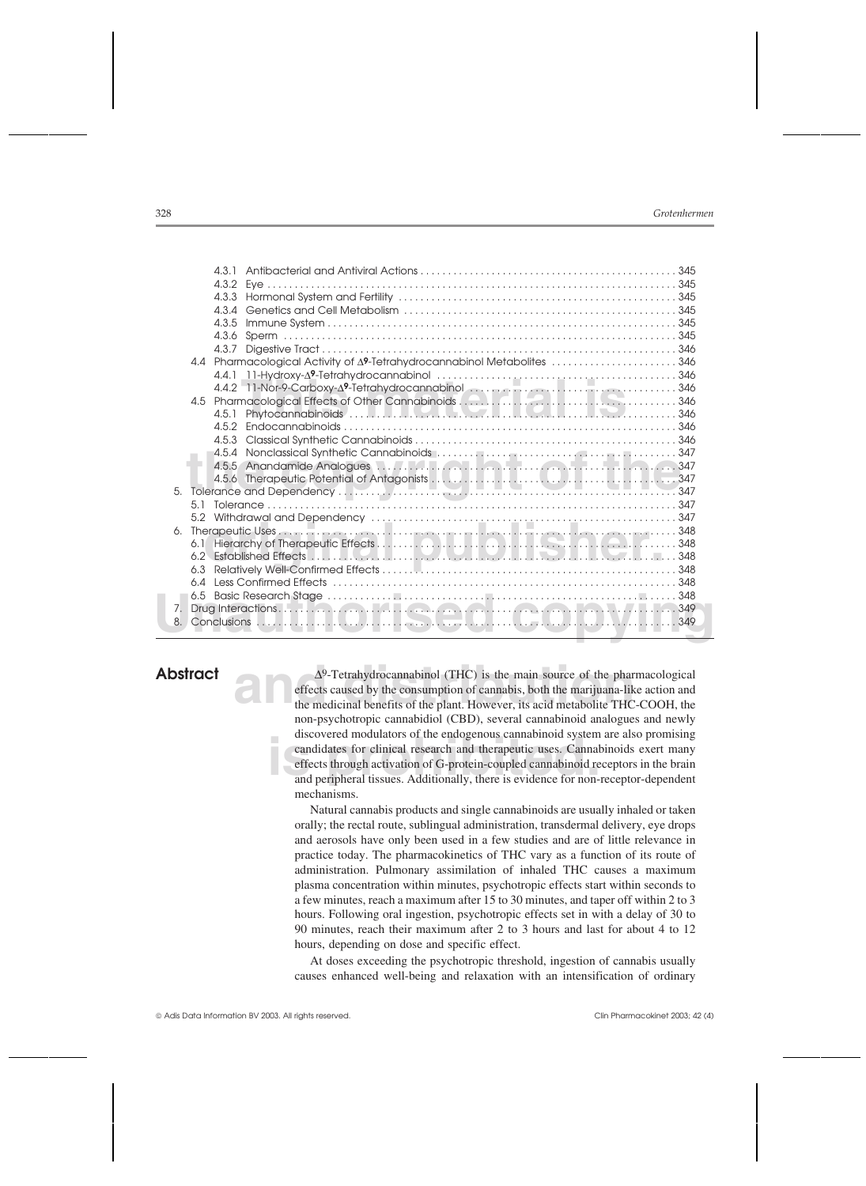- 4.3.1 Antibacterial and Antiviral Actions . . . 345
- 4.3.2 Eye . . . 345
- 4.3.3 Hormonal System and Fertility . . . 345
- 4.3.4 Genetics and Cell Metabolism . . . 345
- 4.3.5 Immune System . . . 345
- 4.3.6 Sperm . . . 345
- 4.3.7 Digestive Tract . . . 346
- 4.4 Pharmacological Activity of Δ9-Tetrahydrocannabinol Metabolites . . . 346
  - 4.4.1 11-Hydroxy-Δ9-Tetrahydrocannabinol . . . 346
  - 4.4.2 11-Nor-9-Carboxy-Δ9-Tetrahydrocannabinol . . . 346
- 4.5 Pharmacological Effects of Other Cannabinoids . . . 346
  - 4.5.1 Phytocannabinoids . . . 346
  - 4.5.2 Endocannabinoids . . . 346
  - 4.5.3 Classical Synthetic Cannabinoids . . . 346
  - 4.5.4 Nonclassical Synthetic Cannabinoids . . . 347
  - 4.5.5 Anandamide Analogues . . . 347
  - 4.5.6 Therapeutic Potential of Antagonists . . . 347

5. Tolerance and Dependency . . . 347
   - 5.1 Tolerance . . . 347
   - 5.2 Withdrawal and Dependency . . . 347
6. Therapeutic Uses . . . 348
   - 6.1 Hierarchy of Therapeutic Effects . . . 348
   - 6.2 Established Effects . . . 348
   - 6.3 Relatively Well-Confirmed Effects . . . 348
   - 6.4 Less Confirmed Effects . . . 348
   - 6.5 Basic Research Stage . . . 348
7. Drug Interactions . . . 349
8. Conclusions . . . 349

## Abstract

$\Delta^9$-Tetrahydrocannabinol (THC) is the main source of the pharmacological effects caused by the consumption of cannabis, both the marijuana-like action and the medicinal benefits of the plant. However, its acid metabolite THC-COOH, the non-psychotropic cannabidiol (CBD), several cannabinoid analogues and newly discovered modulators of the endogenous cannabinoid system are also promising candidates for clinical research and therapeutic uses. Cannabinoids exert many effects through activation of G-protein-coupled cannabinoid receptors in the brain and peripheral tissues. Additionally, there is evidence for non-receptor-dependent mechanisms.

Natural cannabis products and single cannabinoids are usually inhaled or taken orally; the rectal route, sublingual administration, transdermal delivery, eye drops and aerosols have only been used in a few studies and are of little relevance in practice today. The pharmacokinetics of THC vary as a function of its route of administration. Pulmonary assimilation of inhaled THC causes a maximum plasma concentration within minutes, psychotropic effects start within seconds to a few minutes, reach a maximum after 15 to 30 minutes, and taper off within 2 to 3 hours. Following oral ingestion, psychotropic effects set in with a delay of 30 to 90 minutes, reach their maximum after 2 to 3 hours and last for about 4 to 12 hours, depending on dose and specific effect.

At doses exceeding the psychotropic threshold, ingestion of cannabis usually causes enhanced well-being and relaxation with an intensification of ordinary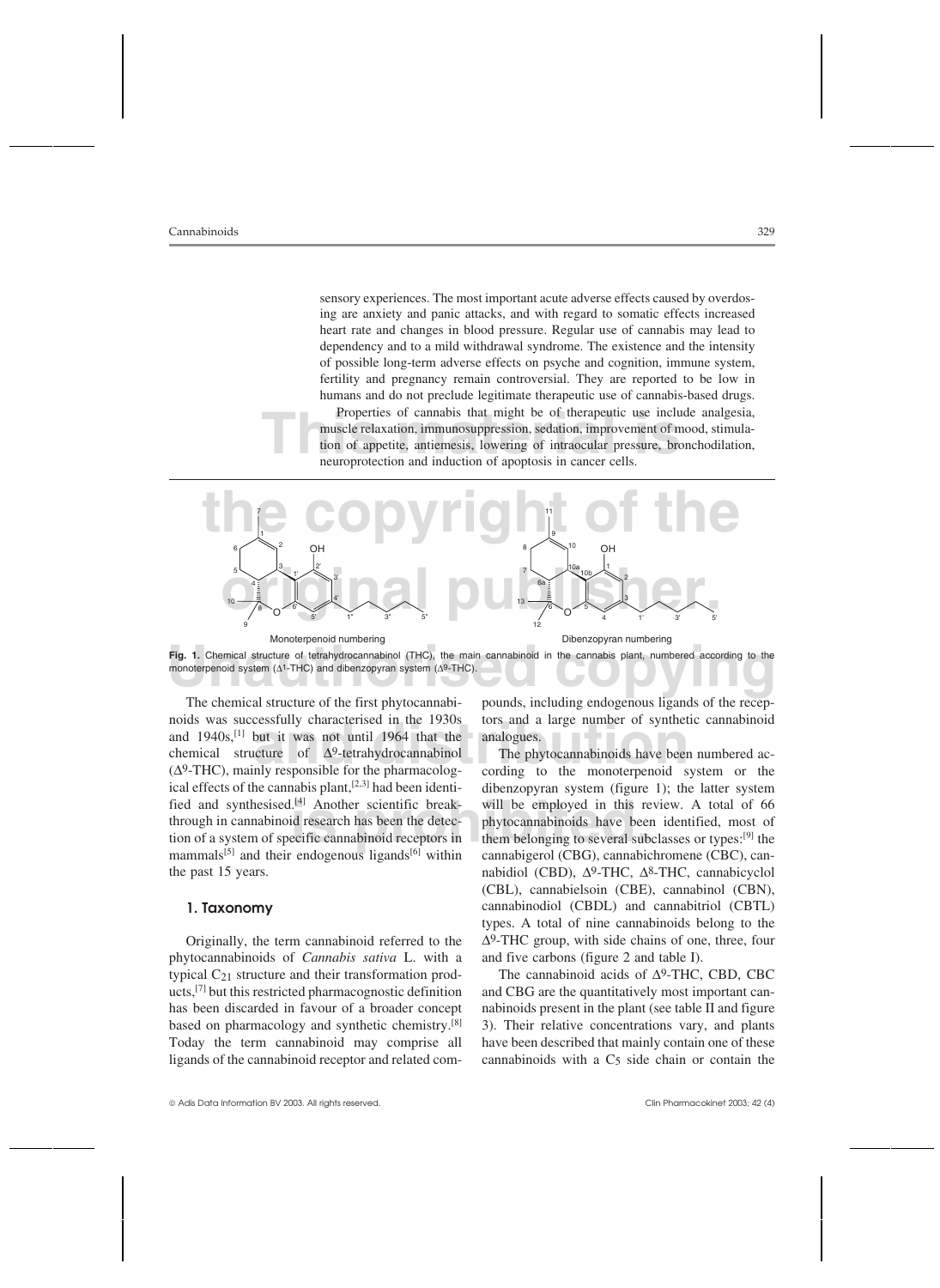sensory experiences. The most important acute adverse effects caused by overdosing are anxiety and panic attacks, and with regard to somatic effects increased heart rate and changes in blood pressure. Regular use of cannabis may lead to dependency and to a mild withdrawal syndrome. The existence and the intensity of possible long-term adverse effects on psyche and cognition, immune system, fertility and pregnancy remain controversial. They are reported to be low in humans and do not preclude legitimate therapeutic use of cannabis-based drugs.

Properties of cannabis that might be of therapeutic use include analgesia, muscle relaxation, immunosuppression, sedation, improvement of mood, stimulation of appetite, antiemesis, lowering of intraocular pressure, bronchodilation, neuroprotection and induction of apoptosis in cancer cells.

Monoterpenoid numbering — Dibenzopyran numbering

**Fig. 1.** Chemical structure of tetrahydrocannabinol (THC), the main cannabinoid in the cannabis plant, numbered according to the monoterpenoid system ($\Delta^1$-THC) and dibenzopyran system ($\Delta^9$-THC).

The chemical structure of the first phytocannabinoids was successfully characterised in the 1930s and 1940s,[1] but it was not until 1964 that the chemical structure of $\Delta^9$-tetrahydrocannabinol ($\Delta^9$-THC), mainly responsible for the pharmacological effects of the cannabis plant,[2,3] had been identified and synthesised.[4] Another scientific breakthrough in cannabinoid research has been the detection of a system of specific cannabinoid receptors in mammals[5] and their endogenous ligands[6] within the past 15 years.

## 1. Taxonomy

Originally, the term cannabinoid referred to the phytocannabinoids of *Cannabis sativa* L. with a typical $C_{21}$ structure and their transformation products,[7] but this restricted pharmacognostic definition has been discarded in favour of a broader concept based on pharmacology and synthetic chemistry.[8] Today the term cannabinoid may comprise all ligands of the cannabinoid receptor and related compounds, including endogenous ligands of the receptors and a large number of synthetic cannabinoid analogues.

The phytocannabinoids have been numbered according to the monoterpenoid system or the dibenzopyran system (figure 1); the latter system will be employed in this review. A total of 66 phytocannabinoids have been identified, most of them belonging to several subclasses or types:[9] the cannabigerol (CBG), cannabichromene (CBC), cannabidiol (CBD), $\Delta^9$-THC, $\Delta^8$-THC, cannabicyclol (CBL), cannabielsoin (CBE), cannabinol (CBN), cannabinodiol (CBDL) and cannabitriol (CBTL) types. A total of nine cannabinoids belong to the $\Delta^9$-THC group, with side chains of one, three, four and five carbons (figure 2 and table I).

The cannabinoid acids of $\Delta^9$-THC, CBD, CBC and CBG are the quantitatively most important cannabinoids present in the plant (see table II and figure 3). Their relative concentrations vary, and plants have been described that mainly contain one of these cannabinoids with a $C_5$ side chain or contain the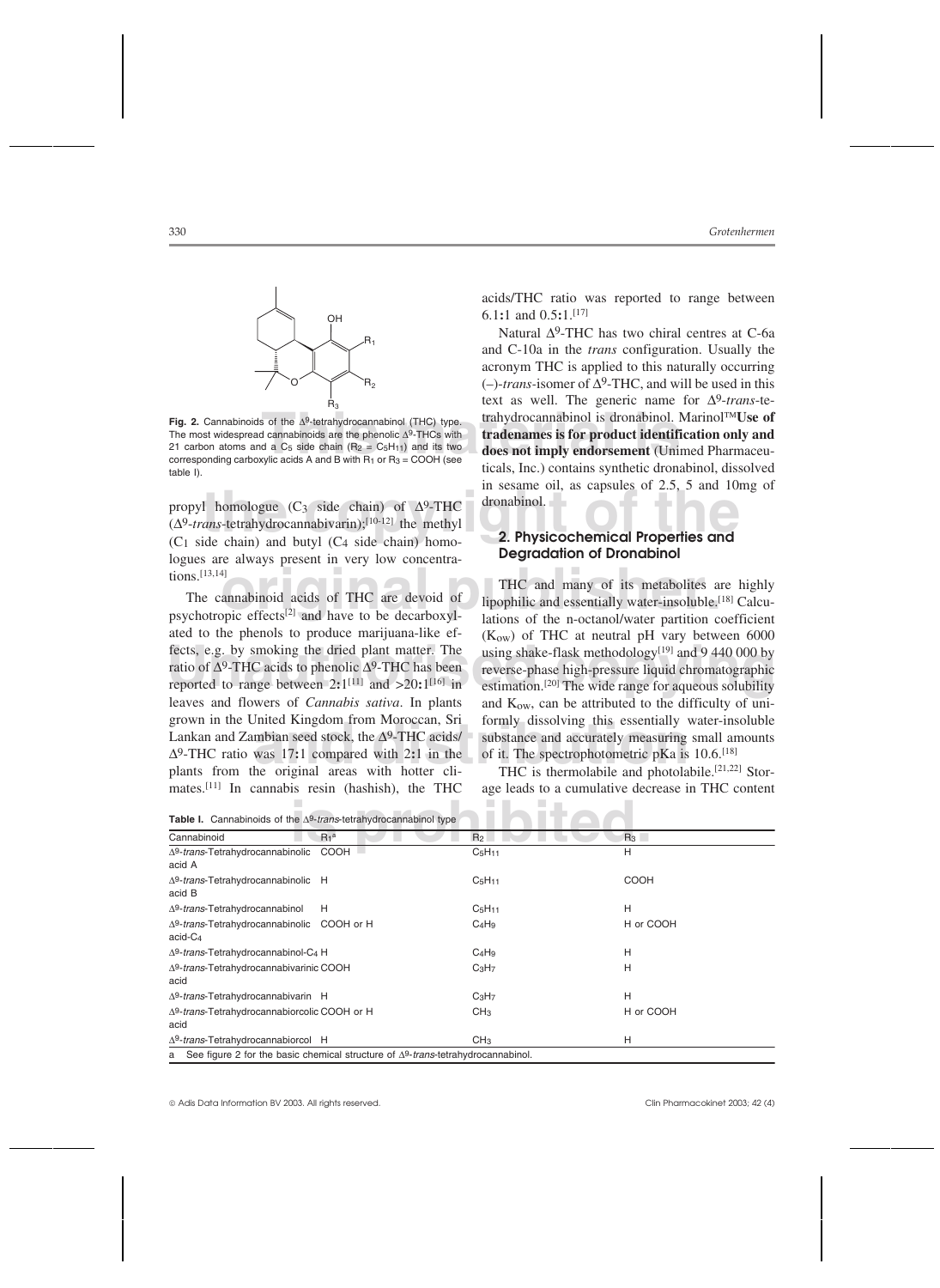Fig. 2. Cannabinoids of the $\Delta^9$-tetrahydrocannabinol (THC) type. The most widespread cannabinoids are the phenolic $\Delta^9$-THCs with 21 carbon atoms and a $C_5$ side chain ($R_2 = C_5H_{11}$) and its two corresponding carboxylic acids A and B with $R_1$ or $R_3$ = COOH (see table I).

propyl homologue ($C_3$ side chain) of $\Delta^9$-THC ($\Delta^9$-*trans*-tetrahydrocannabivarin);[10-12] the methyl ($C_1$ side chain) and butyl ($C_4$ side chain) homologues are always present in very low concentrations.[13,14]

The cannabinoid acids of THC are devoid of psychotropic effects[2] and have to be decarboxylated to the phenols to produce marijuana-like effects, e.g. by smoking the dried plant matter. The ratio of $\Delta^9$-THC acids to phenolic $\Delta^9$-THC has been reported to range between 2**:**1[11] and >20**:**1[16] in leaves and flowers of *Cannabis sativa*. In plants grown in the United Kingdom from Moroccan, Sri Lankan and Zambian seed stock, the $\Delta^9$-THC acids/$\Delta^9$-THC ratio was 17**:**1 compared with 2**:**1 in the plants from the original areas with hotter climates.[11] In cannabis resin (hashish), the THC acids/THC ratio was reported to range between 6.1**:**1 and 0.5**:**1.[17]

Natural $\Delta^9$-THC has two chiral centres at C-6a and C-10a in the *trans* configuration. Usually the acronym THC is applied to this naturally occurring (–)-*trans*-isomer of $\Delta^9$-THC, and will be used in this text as well. The generic name for $\Delta^9$-*trans*-tetrahydrocannabinol is dronabinol. Marinol™**Use of tradenames is for product identification only and does not imply endorsement** (Unimed Pharmaceuticals, Inc.) contains synthetic dronabinol, dissolved in sesame oil, as capsules of 2.5, 5 and 10mg of dronabinol.

## 2. Physicochemical Properties and Degradation of Dronabinol

THC and many of its metabolites are highly lipophilic and essentially water-insoluble.[18] Calculations of the n-octanol/water partition coefficient ($K_{ow}$) of THC at neutral pH vary between 6000 using shake-flask methodology[19] and 9 440 000 by reverse-phase high-pressure liquid chromatographic estimation.[20] The wide range for aqueous solubility and $K_{ow}$, can be attributed to the difficulty of uniformly dissolving this essentially water-insoluble substance and accurately measuring small amounts of it. The spectrophotometric pKa is 10.6.[18]

THC is thermolabile and photolabile.[21,22] Storage leads to a cumulative decrease in THC content

**Table I.** Cannabinoids of the $\Delta^9$-*trans*-tetrahydrocannabinol type

| Cannabinoid | $R_1$[a] | $R_2$ | $R_3$ |
|---|---|---|---|
| $\Delta^9$-*trans*-Tetrahydrocannabinolic acid A | COOH | $C_5H_{11}$ | H |
| $\Delta^9$-*trans*-Tetrahydrocannabinolic acid B | H | $C_5H_{11}$ | COOH |
| $\Delta^9$-*trans*-Tetrahydrocannabinol | H | $C_5H_{11}$ | H |
| $\Delta^9$-*trans*-Tetrahydrocannabinolic acid-$C_4$ | COOH or H | $C_4H_9$ | H or COOH |
| $\Delta^9$-*trans*-Tetrahydrocannabinol-$C_4$ | H | $C_4H_9$ | H |
| $\Delta^9$-*trans*-Tetrahydrocannabivarinic acid | COOH | $C_3H_7$ | H |
| $\Delta^9$-*trans*-Tetrahydrocannabivarin | H | $C_3H_7$ | H |
| $\Delta^9$-*trans*-Tetrahydrocannabiorcolic acid | COOH or H | $CH_3$ | H or COOH |
| $\Delta^9$-*trans*-Tetrahydrocannabiorcol | H | $CH_3$ | H |

a See figure 2 for the basic chemical structure of $\Delta^9$-*trans*-tetrahydrocannabinol.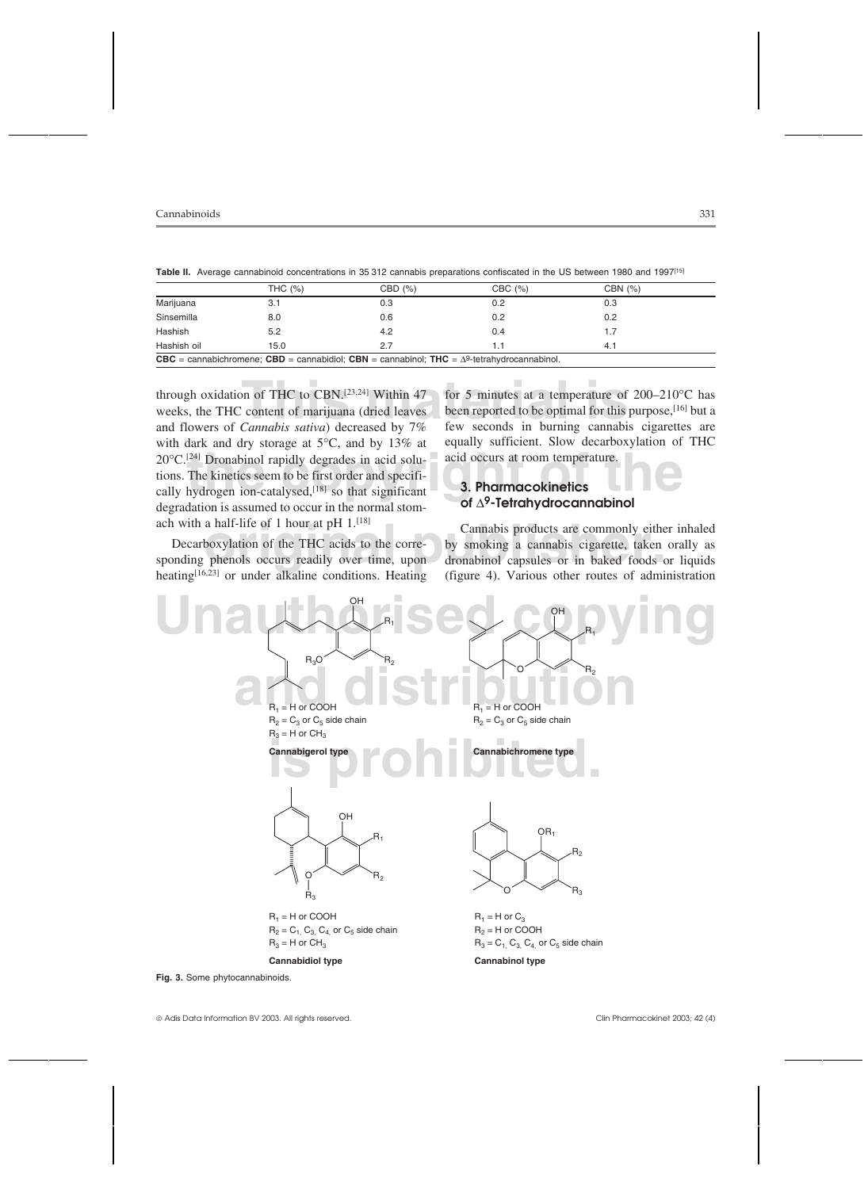**Table II.** Average cannabinoid concentrations in 35 312 cannabis preparations confiscated in the US between 1980 and 1997[15]

| | THC (%) | CBD (%) | CBC (%) | CBN (%) |
|---|---|---|---|---|
| Marijuana | 3.1 | 0.3 | 0.2 | 0.3 |
| Sinsemilla | 8.0 | 0.6 | 0.2 | 0.2 |
| Hashish | 5.2 | 4.2 | 0.4 | 1.7 |
| Hashish oil | 15.0 | 2.7 | 1.1 | 4.1 |

**CBC** = cannabichromene; **CBD** = cannabidiol; **CBN** = cannabinol; **THC** = $\Delta^9$-tetrahydrocannabinol.

through oxidation of THC to CBN.[23,24] Within 47 weeks, the THC content of marijuana (dried leaves and flowers of *Cannabis sativa*) decreased by 7% with dark and dry storage at 5°C, and by 13% at 20°C.[24] Dronabinol rapidly degrades in acid solutions. The kinetics seem to be first order and specifically hydrogen ion-catalysed,[18] so that significant degradation is assumed to occur in the normal stomach with a half-life of 1 hour at pH 1.[18]

Decarboxylation of the THC acids to the corresponding phenols occurs readily over time, upon heating[16,23] or under alkaline conditions. Heating for 5 minutes at a temperature of 200–210°C has been reported to be optimal for this purpose,[16] but a few seconds in burning cannabis cigarettes are equally sufficient. Slow decarboxylation of THC acid occurs at room temperature.

## 3. Pharmacokinetics of $\Delta^9$-Tetrahydrocannabinol

Cannabis products are commonly either inhaled by smoking a cannabis cigarette, taken orally as dronabinol capsules or in baked foods or liquids (figure 4). Various other routes of administration

$R_1$ = H or COOH
$R_2$ = $C_3$ or $C_5$ side chain
$R_3$ = H or $CH_3$

**Cannabigerol type**

$R_1$ = H or COOH
$R_2$ = $C_3$ or $C_5$ side chain

**Cannabichromene type**

$R_1$ = H or COOH
$R_2$ = $C_1$, $C_3$, $C_4$, or $C_5$ side chain
$R_3$ = H or $CH_3$

**Cannabidiol type**

$R_1$ = H or $C_3$
$R_2$ = H or COOH
$R_3$ = $C_1$, $C_3$, $C_4$, or $C_5$ side chain

**Cannabinol type**

**Fig. 3.** Some phytocannabinoids.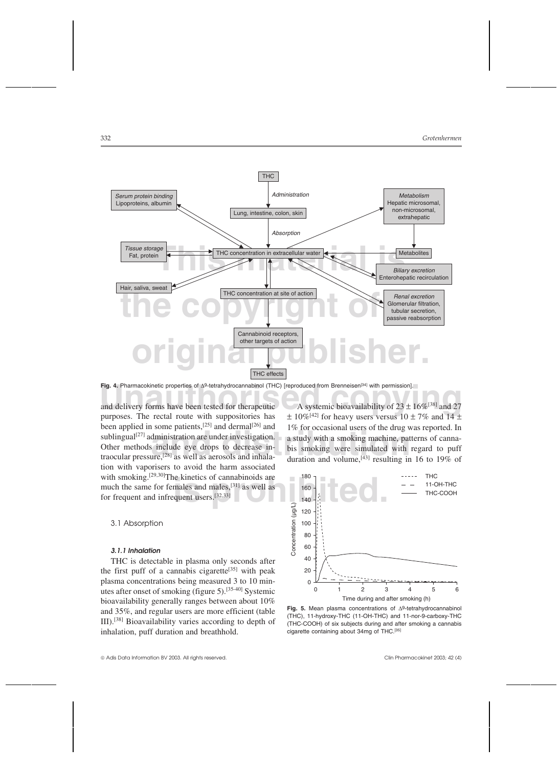Fig. 4. Pharmacokinetic properties of $\Delta^9$-tetrahydrocannabinol (THC) [reproduced from Brenneisen[34] with permission].

and delivery forms have been tested for therapeutic purposes. The rectal route with suppositories has been applied in some patients,[25] and dermal[26] and sublingual[27] administration are under investigation. Other methods include eye drops to decrease intraocular pressure,[28] as well as aerosols and inhalation with vaporisers to avoid the harm associated with smoking.[29,30] The kinetics of cannabinoids are much the same for females and males,[31] as well as for frequent and infrequent users.[32,33]

### 3.1 Absorption

#### *3.1.1 Inhalation*

THC is detectable in plasma only seconds after the first puff of a cannabis cigarette[35] with peak plasma concentrations being measured 3 to 10 minutes after onset of smoking (figure 5).[35-40] Systemic bioavailability generally ranges between about 10% and 35%, and regular users are more efficient (table III).[38] Bioavailability varies according to depth of inhalation, puff duration and breathhold.

A systemic bioavailability of $23 \pm 16\%$[38] and $27 \pm 10\%$[42] for heavy users versus $10 \pm 7\%$ and $14 \pm 1\%$ for occasional users of the drug was reported. In a study with a smoking machine, patterns of cannabis smoking were simulated with regard to puff duration and volume,[43] resulting in 16 to 19% of

Fig. 5. Mean plasma concentrations of $\Delta^9$-tetrahydrocannabinol (THC), 11-hydroxy-THC (11-OH-THC) and 11-nor-9-carboxy-THC (THC-COOH) of six subjects during and after smoking a cannabis cigarette containing about 34mg of THC.[35]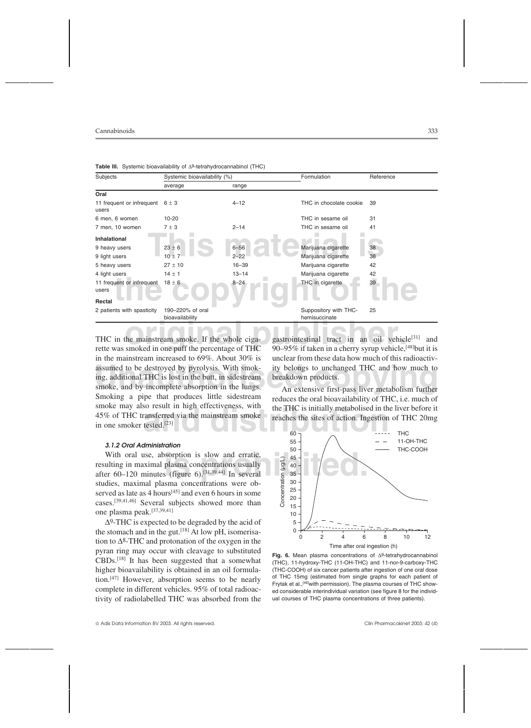**Table III.** Systemic bioavailability of $\Delta^9$-tetrahydrocannabinol (THC)

| Subjects | Systemic bioavailability (%) | | Formulation | Reference |
|---|---|---|---|---|
| | average | range | | |
| **Oral** | | | | |
| 11 frequent or infrequent users | $6 \pm 3$ | 4–12 | THC in chocolate cookie | 39 |
| 6 men, 6 women | 10-20 | | THC in sesame oil | 31 |
| 7 men, 10 women | $7 \pm 3$ | 2–14 | THC in sesame oil | 41 |
| **Inhalational** | | | | |
| 9 heavy users | $23 \pm 6$ | 6–56 | Marijuana cigarette | 38 |
| 9 light users | $10 \pm 7$ | 2–22 | Marijuana cigarette | 38 |
| 5 heavy users | $27 \pm 10$ | 16–39 | Marijuana cigarette | 42 |
| 4 light users | $14 \pm 1$ | 13–14 | Marijuana cigarette | 42 |
| 11 frequent or infrequent users | $18 \pm 6$ | 8–24 | THC in cigarette | 39 |
| **Rectal** | | | | |
| 2 patients with spasticity | 190–220% of oral bioavailability | | Suppository with THC-hemisuccinate | 25 |

THC in the mainstream smoke. If the whole cigarette was smoked in one puff the percentage of THC in the mainstream increased to 69%. About 30% is assumed to be destroyed by pyrolysis. With smoking, additional THC is lost in the butt, in sidestream smoke, and by incomplete absorption in the lungs. Smoking a pipe that produces little sidestream smoke may also result in high effectiveness, with 45% of THC transferred via the mainstream smoke in one smoker tested.[23]

#### *3.1.2 Oral Administration*

With oral use, absorption is slow and erratic, resulting in maximal plasma concentrations usually after 60–120 minutes (figure 6).[31,39,44] In several studies, maximal plasma concentrations were observed as late as 4 hours[45] and even 6 hours in some cases.[39,41,46] Several subjects showed more than one plasma peak.[37,39,41]

$\Delta^9$-THC is expected to be degraded by the acid of the stomach and in the gut.[18] At low pH, isomerisation to $\Delta^8$-THC and protonation of the oxygen in the pyran ring may occur with cleavage to substituted CBDs.[18] It has been suggested that a somewhat higher bioavailability is obtained in an oil formulation.[47] However, absorption seems to be nearly complete in different vehicles. 95% of total radioactivity of radiolabelled THC was absorbed from the gastrointestinal tract in an oil vehicle[31] and 90–95% if taken in a cherry syrup vehicle,[48] but it is unclear from these data how much of this radioactivity belongs to unchanged THC and how much to breakdown products.

An extensive first-pass liver metabolism further reduces the oral bioavailability of THC, i.e. much of the THC is initially metabolised in the liver before it reaches the sites of action. Ingestion of THC 20mg

**Fig. 6.** Mean plasma concentrations of $\Delta^9$-tetrahydrocannabinol (THC), 11-hydroxy-THC (11-OH-THC) and 11-nor-9-carboxy-THC (THC-COOH) of six cancer patients after ingestion of one oral dose of THC 15mg (estimated from single graphs for each patient of Frytak et al.,[46] with permission). The plasma courses of THC showed considerable interindividual variation (see figure 8 for the individual courses of THC plasma concentrations of three patients).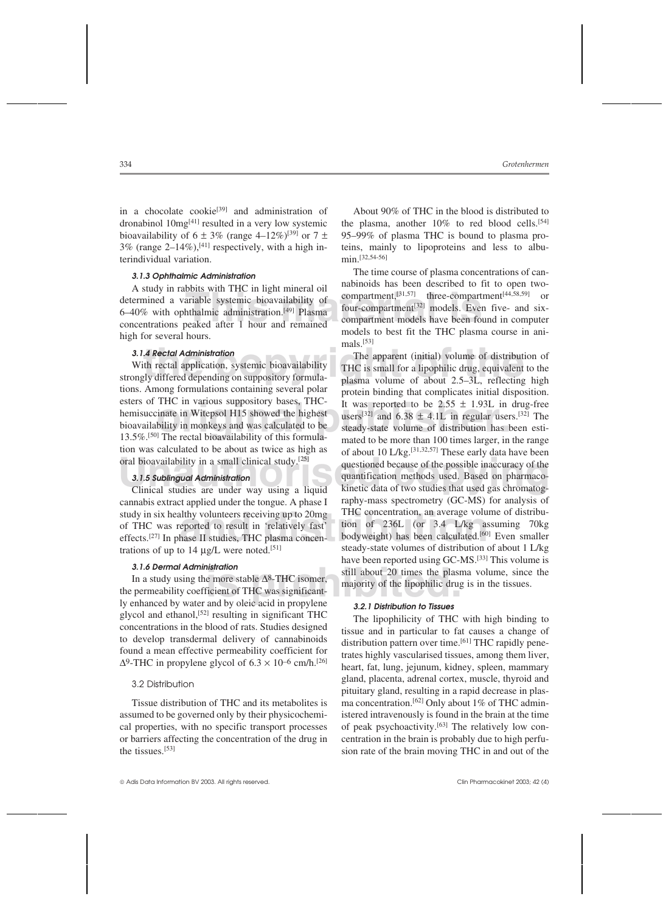in a chocolate cookie[39] and administration of dronabinol 10mg[41] resulted in a very low systemic bioavailability of 6 ± 3% (range 4–12%)[39] or 7 ± 3% (range 2–14%),[41] respectively, with a high interindividual variation.

#### 3.1.3 Ophthalmic Administration

A study in rabbits with THC in light mineral oil determined a variable systemic bioavailability of 6–40% with ophthalmic administration.[49] Plasma concentrations peaked after 1 hour and remained high for several hours.

#### 3.1.4 Rectal Administration

With rectal application, systemic bioavailability strongly differed depending on suppository formulations. Among formulations containing several polar esters of THC in various suppository bases, THC-hemisuccinate in Witepsol H15 showed the highest bioavailability in monkeys and was calculated to be 13.5%.[50] The rectal bioavailability of this formulation was calculated to be about as twice as high as oral bioavailability in a small clinical study.[25]

#### 3.1.5 Sublingual Administration

Clinical studies are under way using a liquid cannabis extract applied under the tongue. A phase I study in six healthy volunteers receiving up to 20mg of THC was reported to result in 'relatively fast' effects.[27] In phase II studies, THC plasma concentrations of up to 14 μg/L were noted.[51]

#### 3.1.6 Dermal Administration

In a study using the more stable $\Delta^8$-THC isomer, the permeability coefficient of THC was significantly enhanced by water and by oleic acid in propylene glycol and ethanol,[52] resulting in significant THC concentrations in the blood of rats. Studies designed to develop transdermal delivery of cannabinoids found a mean effective permeability coefficient for $\Delta^9$-THC in propylene glycol of $6.3 \times 10^{-6}$ cm/h.[26]

### 3.2 Distribution

Tissue distribution of THC and its metabolites is assumed to be governed only by their physicochemical properties, with no specific transport processes or barriers affecting the concentration of the drug in the tissues.[53]

About 90% of THC in the blood is distributed to the plasma, another 10% to red blood cells.[54] 95–99% of plasma THC is bound to plasma proteins, mainly to lipoproteins and less to albumin.[32,54-56]

The time course of plasma concentrations of cannabinoids has been described to fit to open two-compartment,[31,57] three-compartment[44,58,59] or four-compartment[32] models. Even five- and six-compartment models have been found in computer models to best fit the THC plasma course in animals.[53]

The apparent (initial) volume of distribution of THC is small for a lipophilic drug, equivalent to the plasma volume of about 2.5–3L, reflecting high protein binding that complicates initial disposition. It was reported to be 2.55 ± 1.93L in drug-free users[32] and 6.38 ± 4.1L in regular users.[32] The steady-state volume of distribution has been estimated to be more than 100 times larger, in the range of about 10 L/kg.[31,32,57] These early data have been questioned because of the possible inaccuracy of the quantification methods used. Based on pharmacokinetic data of two studies that used gas chromatography-mass spectrometry (GC-MS) for analysis of THC concentration, an average volume of distribution of 236L (or 3.4 L/kg assuming 70kg bodyweight) has been calculated.[60] Even smaller steady-state volumes of distribution of about 1 L/kg have been reported using GC-MS.[33] This volume is still about 20 times the plasma volume, since the majority of the lipophilic drug is in the tissues.

#### 3.2.1 Distribution to Tissues

The lipophilicity of THC with high binding to tissue and in particular to fat causes a change of distribution pattern over time.[61] THC rapidly penetrates highly vascularised tissues, among them liver, heart, fat, lung, jejunum, kidney, spleen, mammary gland, placenta, adrenal cortex, muscle, thyroid and pituitary gland, resulting in a rapid decrease in plasma concentration.[62] Only about 1% of THC administered intravenously is found in the brain at the time of peak psychoactivity.[63] The relatively low concentration in the brain is probably due to high perfusion rate of the brain moving THC in and out of the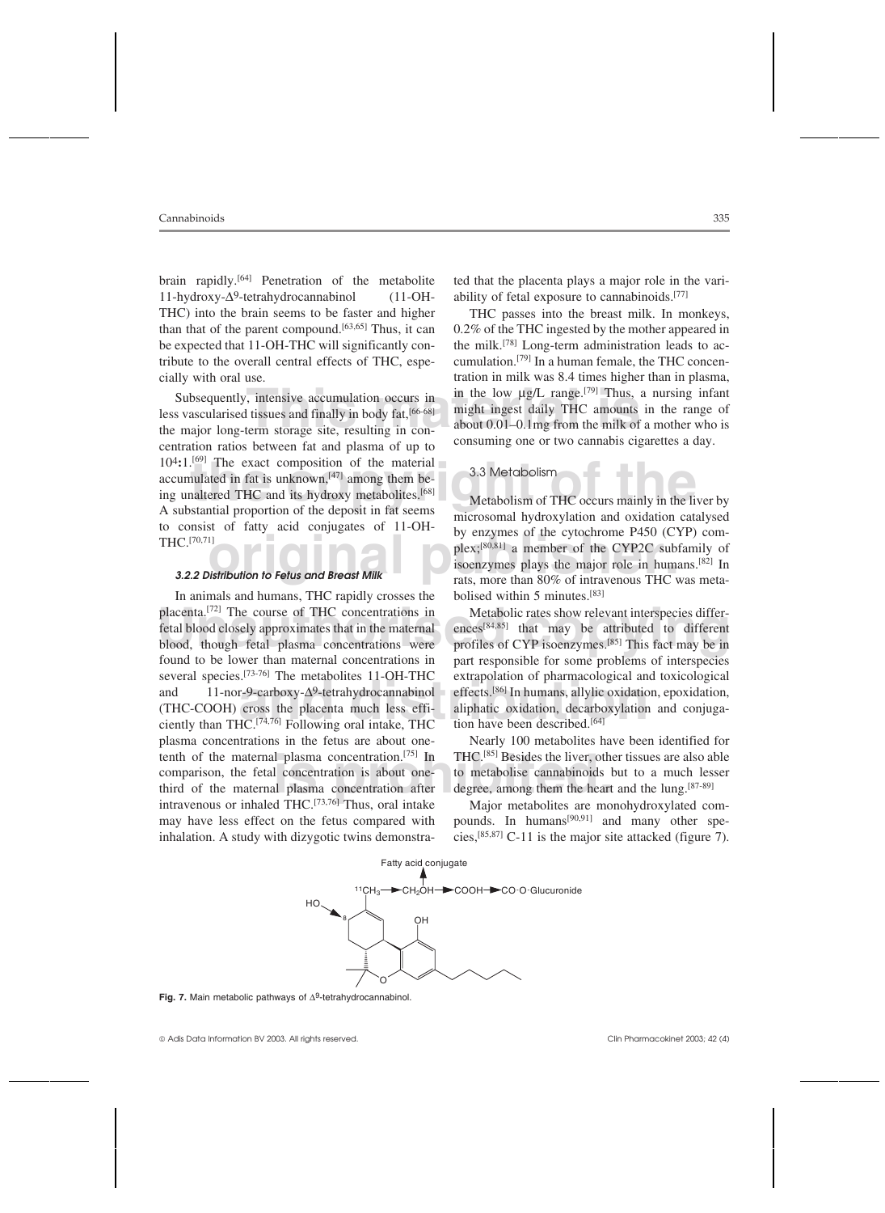brain rapidly.[64] Penetration of the metabolite 11-hydroxy-$\Delta^9$-tetrahydrocannabinol (11-OH-THC) into the brain seems to be faster and higher than that of the parent compound.[63,65] Thus, it can be expected that 11-OH-THC will significantly contribute to the overall central effects of THC, especially with oral use.

Subsequently, intensive accumulation occurs in less vascularised tissues and finally in body fat,[66-68] the major long-term storage site, resulting in concentration ratios between fat and plasma of up to $10^4$:1.[69] The exact composition of the material accumulated in fat is unknown,[47] among them being unaltered THC and its hydroxy metabolites.[68] A substantial proportion of the deposit in fat seems to consist of fatty acid conjugates of 11-OH-THC.[70,71]

#### 3.2.2 Distribution to Fetus and Breast Milk

In animals and humans, THC rapidly crosses the placenta.[72] The course of THC concentrations in fetal blood closely approximates that in the maternal blood, though fetal plasma concentrations were found to be lower than maternal concentrations in several species.[73-76] The metabolites 11-OH-THC and 11-nor-9-carboxy-$\Delta^9$-tetrahydrocannabinol (THC-COOH) cross the placenta much less efficiently than THC.[74,76] Following oral intake, THC plasma concentrations in the fetus are about one-tenth of the maternal plasma concentration.[75] In comparison, the fetal concentration is about one-third of the maternal plasma concentration after intravenous or inhaled THC.[73,76] Thus, oral intake may have less effect on the fetus compared with inhalation. A study with dizygotic twins demonstrated that the placenta plays a major role in the variability of fetal exposure to cannabinoids.[77]

THC passes into the breast milk. In monkeys, 0.2% of the THC ingested by the mother appeared in the milk.[78] Long-term administration leads to accumulation.[79] In a human female, the THC concentration in milk was 8.4 times higher than in plasma, in the low μg/L range.[79] Thus, a nursing infant might ingest daily THC amounts in the range of about 0.01–0.1mg from the milk of a mother who is consuming one or two cannabis cigarettes a day.

### 3.3 Metabolism

Metabolism of THC occurs mainly in the liver by microsomal hydroxylation and oxidation catalysed by enzymes of the cytochrome P450 (CYP) complex;[80,81] a member of the CYP2C subfamily of isoenzymes plays the major role in humans.[82] In rats, more than 80% of intravenous THC was metabolised within 5 minutes.[83]

Metabolic rates show relevant interspecies differences[84,85] that may be attributed to different profiles of CYP isoenzymes.[85] This fact may be in part responsible for some problems of interspecies extrapolation of pharmacological and toxicological effects.[86] In humans, allylic oxidation, epoxidation, aliphatic oxidation, decarboxylation and conjugation have been described.[64]

Nearly 100 metabolites have been identified for THC.[85] Besides the liver, other tissues are also able to metabolise cannabinoids but to a much lesser degree, among them the heart and the lung.[87-89]

Major metabolites are monohydroxylated compounds. In humans[90,91] and many other species,[85,87] C-11 is the major site attacked (figure 7).

**Fig. 7.** Main metabolic pathways of $\Delta^9$-tetrahydrocannabinol.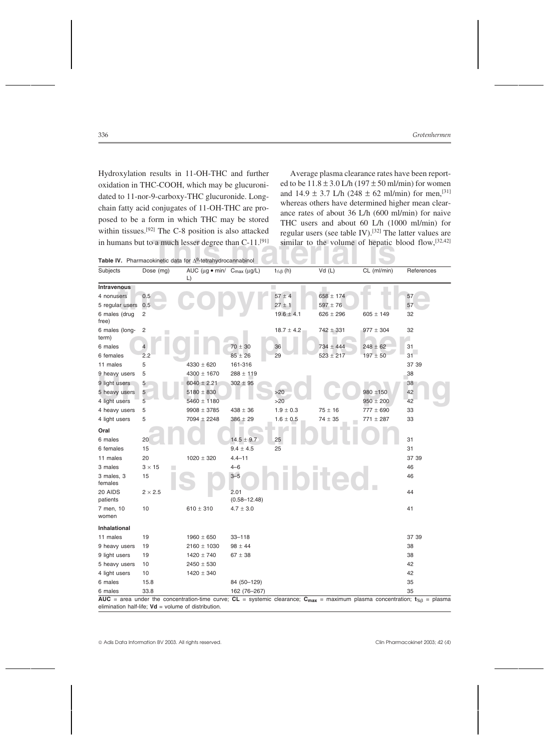Hydroxylation results in 11-OH-THC and further oxidation in THC-COOH, which may be glucuronidated to 11-nor-9-carboxy-THC glucuronide. Long-chain fatty acid conjugates of 11-OH-THC are proposed to be a form in which THC may be stored within tissues.[92] The C-8 position is also attacked in humans but to a much lesser degree than C-11.[91]

Average plasma clearance rates have been reported to be 11.8 ± 3.0 L/h (197 ± 50 ml/min) for women and 14.9 ± 3.7 L/h (248 ± 62 ml/min) for men,[31] whereas others have determined higher mean clearance rates of about 36 L/h (600 ml/min) for naive THC users and about 60 L/h (1000 ml/min) for regular users (see table IV).[32] The latter values are similar to the volume of hepatic blood flow,[32,42]

**Table IV.** Pharmacokinetic data for $\Delta^9$-tetrahydrocannabinol

| Subjects | Dose (mg) | AUC (μg • min/L) | $C_{max}$ (μg/L) | $t_{½β}$ (h) | Vd (L) | CL (ml/min) | References |
|---|---|---|---|---|---|---|---|
| **Intravenous** | | | | | | | |
| 4 nonusers | 0.5 | | | 57 ± 4 | 658 ± 174 | | 57 |
| 5 regular users | 0.5 | | | 27 ± 1 | 597 ± 76 | | 57 |
| 6 males (drug free) | 2 | | | 19.6 ± 4.1 | 626 ± 296 | 605 ± 149 | 32 |
| 6 males (long-term) | 2 | | | 18.7 ± 4.2 | 742 ± 331 | 977 ± 304 | 32 |
| 6 males | 4 | | 70 ± 30 | 36 | 734 ± 444 | 248 ± 62 | 31 |
| 6 females | 2.2 | | 85 ± 26 | 29 | 523 ± 217 | 197 ± 50 | 31 |
| 11 males | 5 | 4330 ± 620 | 161-316 | | | | 37 39 |
| 9 heavy users | 5 | 4300 ± 1670 | 288 ± 119 | | | | 38 |
| 9 light users | 5 | 6040 ± 2.21 | 302 ± 95 | | | | 38 |
| 5 heavy users | 5 | 5180 ± 830 | | >20 | | 980 ±150 | 42 |
| 4 light users | 5 | 5460 ± 1180 | | >20 | | 950 ± 200 | 42 |
| 4 heavy users | 5 | 9908 ± 3785 | 438 ± 36 | 1.9 ± 0.3 | 75 ± 16 | 777 ± 690 | 33 |
| 4 light users | 5 | 7094 ± 2248 | 386 ± 29 | 1.6 ± 0.5 | 74 ± 35 | 771 ± 287 | 33 |
| **Oral** | | | | | | | |
| 6 males | 20 | | 14.5 ± 9.7 | 25 | | | 31 |
| 6 females | 15 | | 9.4 ± 4.5 | 25 | | | 31 |
| 11 males | 20 | 1020 ± 320 | 4.4–11 | | | | 37 39 |
| 3 males | 3 × 15 | | 4–6 | | | | 46 |
| 3 males, 3 females | 15 | | 3–5 | | | | 46 |
| 20 AIDS patients | 2 × 2.5 | | 2.01 (0.58–12.48) | | | | 44 |
| 7 men, 10 women | 10 | 610 ± 310 | 4.7 ± 3.0 | | | | 41 |
| **Inhalational** | | | | | | | |
| 11 males | 19 | 1960 ± 650 | 33–118 | | | | 37 39 |
| 9 heavy users | 19 | 2160 ± 1030 | 98 ± 44 | | | | 38 |
| 9 light users | 19 | 1420 ± 740 | 67 ± 38 | | | | 38 |
| 5 heavy users | 10 | 2450 ± 530 | | | | | 42 |
| 4 light users | 10 | 1420 ± 340 | | | | | 42 |
| 6 males | 15.8 | | 84 (50–129) | | | | 35 |
| 6 males | 33.8 | | 162 (76–267) | | | | 35 |

**AUC** = area under the concentration-time curve; **CL** = systemic clearance; $\mathbf{C_{max}}$ = maximum plasma concentration; $\mathbf{t_{½β}}$ = plasma elimination half-life; **Vd** = volume of distribution.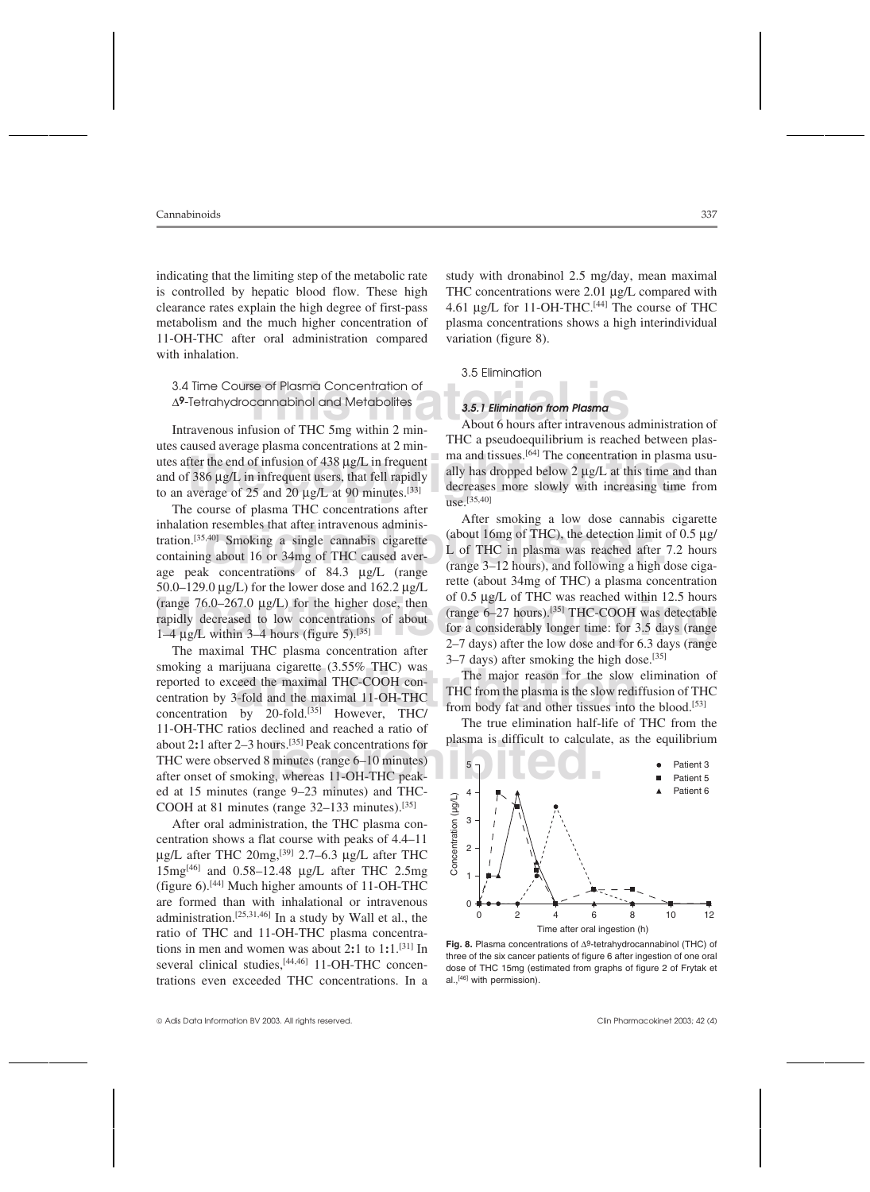indicating that the limiting step of the metabolic rate is controlled by hepatic blood flow. These high clearance rates explain the high degree of first-pass metabolism and the much higher concentration of 11-OH-THC after oral administration compared with inhalation.

### 3.4 Time Course of Plasma Concentration of Δ9-Tetrahydrocannabinol and Metabolites

Intravenous infusion of THC 5mg within 2 minutes caused average plasma concentrations at 2 minutes after the end of infusion of 438 μg/L in frequent and of 386 μg/L in infrequent users, that fell rapidly to an average of 25 and 20 μg/L at 90 minutes.[33]

The course of plasma THC concentrations after inhalation resembles that after intravenous administration.[35,40] Smoking a single cannabis cigarette containing about 16 or 34mg of THC caused average peak concentrations of 84.3 μg/L (range 50.0–129.0 μg/L) for the lower dose and 162.2 μg/L (range 76.0–267.0 μg/L) for the higher dose, then rapidly decreased to low concentrations of about 1–4 μg/L within 3–4 hours (figure 5).[35]

The maximal THC plasma concentration after smoking a marijuana cigarette (3.55% THC) was reported to exceed the maximal THC-COOH concentration by 3-fold and the maximal 11-OH-THC concentration by 20-fold.[35] However, THC/11-OH-THC ratios declined and reached a ratio of about 2:1 after 2–3 hours.[35] Peak concentrations for THC were observed 8 minutes (range 6–10 minutes) after onset of smoking, whereas 11-OH-THC peaked at 15 minutes (range 9–23 minutes) and THC-COOH at 81 minutes (range 32–133 minutes).[35]

After oral administration, the THC plasma concentration shows a flat course with peaks of 4.4–11 μg/L after THC 20mg,[39] 2.7–6.3 μg/L after THC 15mg[46] and 0.58–12.48 μg/L after THC 2.5mg (figure 6).[44] Much higher amounts of 11-OH-THC are formed than with inhalational or intravenous administration.[25,31,46] In a study by Wall et al., the ratio of THC and 11-OH-THC plasma concentrations in men and women was about 2:1 to 1:1.[31] In several clinical studies,[44,46] 11-OH-THC concentrations even exceeded THC concentrations. In a study with dronabinol 2.5 mg/day, mean maximal THC concentrations were 2.01 μg/L compared with 4.61 μg/L for 11-OH-THC.[44] The course of THC plasma concentrations shows a high interindividual variation (figure 8).

### 3.5 Elimination

#### *3.5.1 Elimination from Plasma*

About 6 hours after intravenous administration of THC a pseudoequilibrium is reached between plasma and tissues.[64] The concentration in plasma usually has dropped below 2 μg/L at this time and than decreases more slowly with increasing time from use.[35,40]

After smoking a low dose cannabis cigarette (about 16mg of THC), the detection limit of 0.5 μg/L of THC in plasma was reached after 7.2 hours (range 3–12 hours), and following a high dose cigarette (about 34mg of THC) a plasma concentration of 0.5 μg/L of THC was reached within 12.5 hours (range 6–27 hours).[35] THC-COOH was detectable for a considerably longer time: for 3.5 days (range 2–7 days) after the low dose and for 6.3 days (range 3–7 days) after smoking the high dose.[35]

The major reason for the slow elimination of THC from the plasma is the slow rediffusion of THC from body fat and other tissues into the blood.[53]

The true elimination half-life of THC from the plasma is difficult to calculate, as the equilibrium

**Fig. 8.** Plasma concentrations of Δ9-tetrahydrocannabinol (THC) of three of the six cancer patients of figure 6 after ingestion of one oral dose of THC 15mg (estimated from graphs of figure 2 of Frytak et al.,[46] with permission).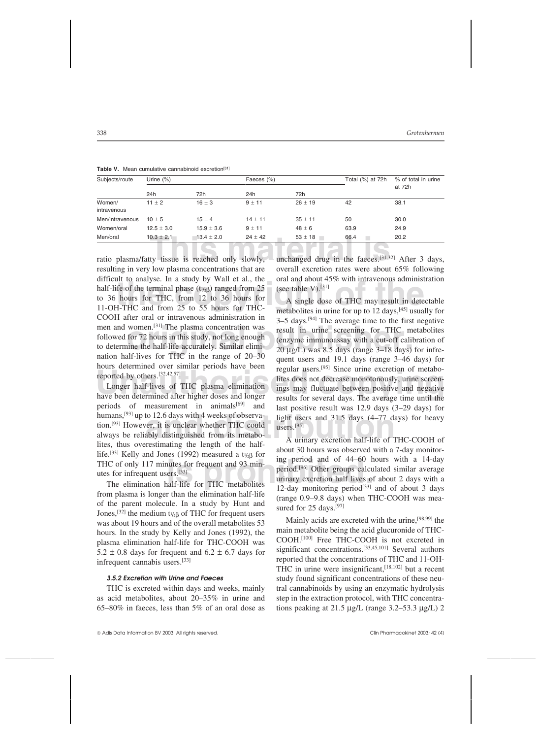**Table V.** Mean cumulative cannabinoid excretion[31]

| Subjects/route | Urine (%) | | Faeces (%) | | Total (%) at 72h | % of total in urine at 72h |
|---|---|---|---|---|---|---|
| | 24h | 72h | 24h | 72h | | |
| Women/intravenous | 11 ± 2 | 16 ± 3 | 9 ± 11 | 26 ± 19 | 42 | 38.1 |
| Men/intravenous | 10 ± 5 | 15 ± 4 | 14 ± 11 | 35 ± 11 | 50 | 30.0 |
| Women/oral | 12.5 ± 3.0 | 15.9 ± 3.6 | 9 ± 11 | 48 ± 6 | 63.9 | 24.9 |
| Men/oral | 10.3 ± 2.1 | 13.4 ± 2.0 | 24 ± 42 | 53 ± 18 | 66.4 | 20.2 |

ratio plasma/fatty tissue is reached only slowly, resulting in very low plasma concentrations that are difficult to analyse. In a study by Wall et al., the half-life of the terminal phase ($t_{½β}$) ranged from 25 to 36 hours for THC, from 12 to 36 hours for 11-OH-THC and from 25 to 55 hours for THC-COOH after oral or intravenous administration in men and women.[31] The plasma concentration was followed for 72 hours in this study, not long enough to determine the half-life accurately. Similar elimination half-lives for THC in the range of 20–30 hours determined over similar periods have been reported by others.[32,42,57]

Longer half-lives of THC plasma elimination have been determined after higher doses and longer periods of measurement in animals[69] and humans,[93] up to 12.6 days with 4 weeks of observation.[93] However, it is unclear whether THC could always be reliably distinguished from its metabolites, thus overestimating the length of the half-life.[33] Kelly and Jones (1992) measured a $t_{½β}$ for THC of only 117 minutes for frequent and 93 minutes for infrequent users.[33]

The elimination half-life for THC metabolites from plasma is longer than the elimination half-life of the parent molecule. In a study by Hunt and Jones,[32] the medium $t_{½β}$ of THC for frequent users was about 19 hours and of the overall metabolites 53 hours. In the study by Kelly and Jones (1992), the plasma elimination half-life for THC-COOH was 5.2 ± 0.8 days for frequent and 6.2 ± 6.7 days for infrequent cannabis users.[33]

### *3.5.2 Excretion with Urine and Faeces*

THC is excreted within days and weeks, mainly as acid metabolites, about 20–35% in urine and 65–80% in faeces, less than 5% of an oral dose as unchanged drug in the faeces.[31,32] After 3 days, overall excretion rates were about 65% following oral and about 45% with intravenous administration (see table V).[31]

A single dose of THC may result in detectable metabolites in urine for up to 12 days,[45] usually for 3–5 days.[94] The average time to the first negative result in urine screening for THC metabolites (enzyme immunoassay with a cut-off calibration of 20 μg/L) was 8.5 days (range 3–18 days) for infrequent users and 19.1 days (range 3–46 days) for regular users.[95] Since urine excretion of metabolites does not decrease monotonously, urine screenings may fluctuate between positive and negative results for several days. The average time until the last positive result was 12.9 days (3–29 days) for light users and 31.5 days (4–77 days) for heavy users.[95]

A urinary excretion half-life of THC-COOH of about 30 hours was observed with a 7-day monitoring period and of 44–60 hours with a 14-day period.[96] Other groups calculated similar average urinary excretion half lives of about 2 days with a 12-day monitoring period[33] and of about 3 days (range 0.9–9.8 days) when THC-COOH was measured for 25 days.[97]

Mainly acids are excreted with the urine,[98,99] the main metabolite being the acid glucuronide of THC-COOH.[100] Free THC-COOH is not excreted in significant concentrations.[33,45,101] Several authors reported that the concentrations of THC and 11-OH-THC in urine were insignificant,[18,102] but a recent study found significant concentrations of these neutral cannabinoids by using an enzymatic hydrolysis step in the extraction protocol, with THC concentrations peaking at 21.5 μg/L (range 3.2–53.3 μg/L) 2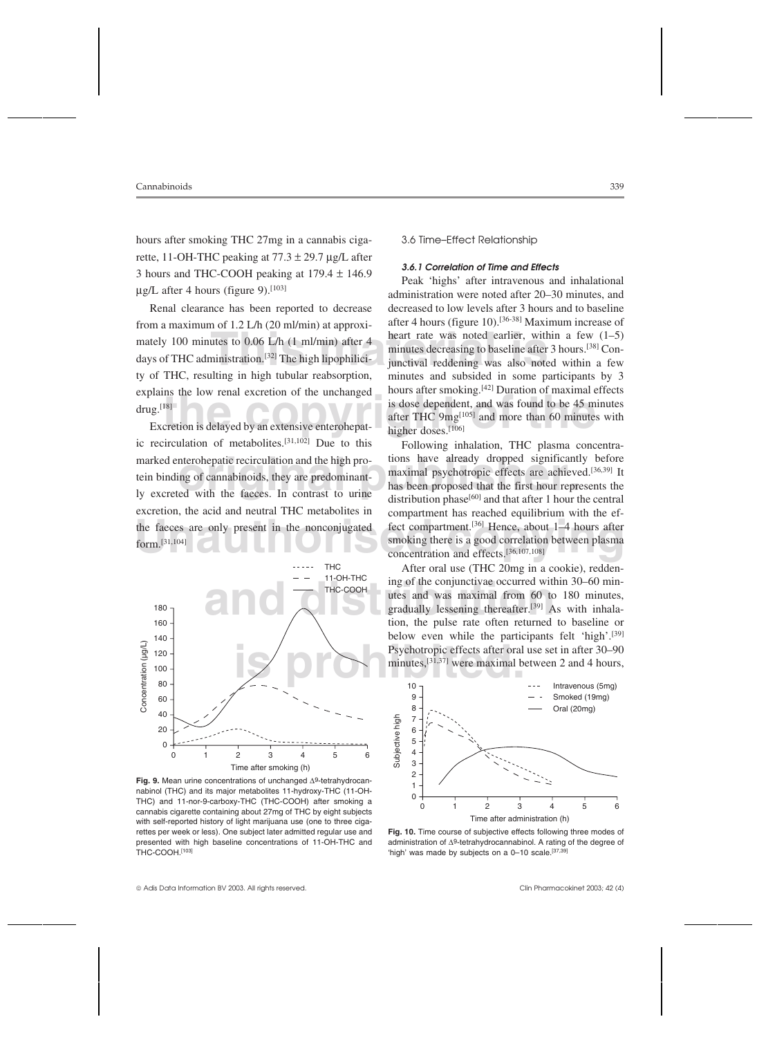hours after smoking THC 27mg in a cannabis cigarette, 11-OH-THC peaking at 77.3 ± 29.7 μg/L after 3 hours and THC-COOH peaking at 179.4 ± 146.9 μg/L after 4 hours (figure 9).[103]

Renal clearance has been reported to decrease from a maximum of 1.2 L/h (20 ml/min) at approximately 100 minutes to 0.06 L/h (1 ml/min) after 4 days of THC administration.[32] The high lipophilicity of THC, resulting in high tubular reabsorption, explains the low renal excretion of the unchanged drug.[18]

Excretion is delayed by an extensive enterohepatic recirculation of metabolites.[31,102] Due to this marked enterohepatic recirculation and the high protein binding of cannabinoids, they are predominantly excreted with the faeces. In contrast to urine excretion, the acid and neutral THC metabolites in the faeces are only present in the nonconjugated form.[31,104]

**Fig. 9.** Mean urine concentrations of unchanged Δ9-tetrahydrocannabinol (THC) and its major metabolites 11-hydroxy-THC (11-OH-THC) and 11-nor-9-carboxy-THC (THC-COOH) after smoking a cannabis cigarette containing about 27mg of THC by eight subjects with self-reported history of light marijuana use (one to three cigarettes per week or less). One subject later admitted regular use and presented with high baseline concentrations of 11-OH-THC and THC-COOH.[103]

### 3.6 Time–Effect Relationship

#### *3.6.1 Correlation of Time and Effects*

Peak 'highs' after intravenous and inhalational administration were noted after 20–30 minutes, and decreased to low levels after 3 hours and to baseline after 4 hours (figure 10).[36-38] Maximum increase of heart rate was noted earlier, within a few (1–5) minutes decreasing to baseline after 3 hours.[38] Conjunctival reddening was also noted within a few minutes and subsided in some participants by 3 hours after smoking.[42] Duration of maximal effects is dose dependent, and was found to be 45 minutes after THC 9mg[105] and more than 60 minutes with higher doses.[106]

Following inhalation, THC plasma concentrations have already dropped significantly before maximal psychotropic effects are achieved.[36,39] It has been proposed that the first hour represents the distribution phase[60] and that after 1 hour the central compartment has reached equilibrium with the effect compartment.[36] Hence, about 1–4 hours after smoking there is a good correlation between plasma concentration and effects.[36,107,108]

After oral use (THC 20mg in a cookie), reddening of the conjunctivae occurred within 30–60 minutes and was maximal from 60 to 180 minutes, gradually lessening thereafter.[39] As with inhalation, the pulse rate often returned to baseline or below even while the participants felt 'high'.[39] Psychotropic effects after oral use set in after 30–90 minutes,[31,37] were maximal between 2 and 4 hours,

**Fig. 10.** Time course of subjective effects following three modes of administration of Δ9-tetrahydrocannabinol. A rating of the degree of 'high' was made by subjects on a 0–10 scale.[37,39]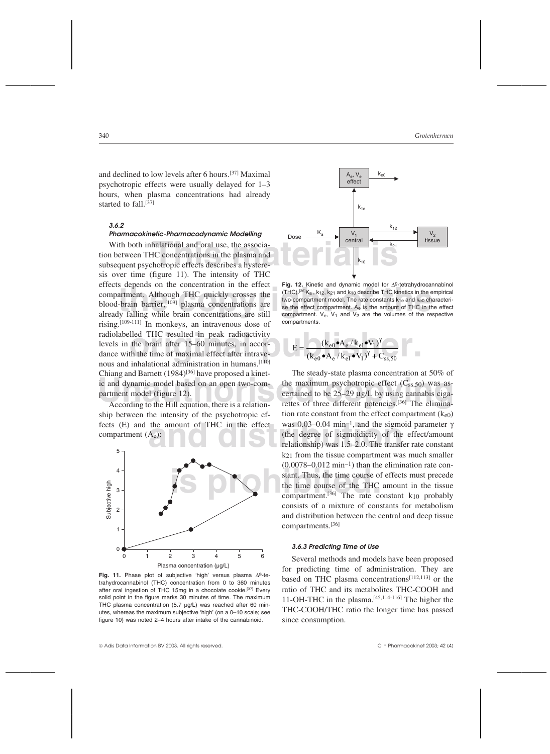and declined to low levels after 6 hours.[37] Maximal psychotropic effects were usually delayed for 1–3 hours, when plasma concentrations had already started to fall.[37]

### 3.6.2 Pharmacokinetic-Pharmacodynamic Modelling

With both inhalational and oral use, the association between THC concentrations in the plasma and subsequent psychotropic effects describes a hysteresis over time (figure 11). The intensity of THC effects depends on the concentration in the effect compartment. Although THC quickly crosses the blood-brain barrier,[109] plasma concentrations are already falling while brain concentrations are still rising.[109-111] In monkeys, an intravenous dose of radiolabelled THC resulted in peak radioactivity levels in the brain after 15–60 minutes, in accordance with the time of maximal effect after intravenous and inhalational administration in humans.[110] Chiang and Barnett (1984)[36] have proposed a kinetic and dynamic model based on an open two-compartment model (figure 12).

According to the Hill equation, there is a relationship between the intensity of the psychotropic effects (E) and the amount of THC in the effect compartment ($A_e$):

**Fig. 11.** Phase plot of subjective 'high' versus plasma Δ9-tetrahydrocannabinol (THC) concentration from 0 to 360 minutes after oral ingestion of THC 15mg in a chocolate cookie.[37] Every solid point in the figure marks 30 minutes of time. The maximum THC plasma concentration (5.7 μg/L) was reached after 60 minutes, whereas the maximum subjective 'high' (on a 0–10 scale; see figure 10) was noted 2–4 hours after intake of the cannabinoid.

**Fig. 12.** Kinetic and dynamic model for Δ9-tetrahydrocannabinol (THC).[36] $K_a$, $k_{12}$, $k_{21}$ and $k_{10}$ describe THC kinetics in the empirical two-compartment model. The rate constants $k_{1e}$ and $k_{e0}$ characterise the effect compartment. $A_e$ is the amount of THC in the effect compartment. $V_e$, $V_1$ and $V_2$ are the volumes of the respective compartments.

$$E = \frac{(k_{e0} \bullet A_e / k_{e1} \bullet V_1)^{\gamma}}{(k_{e0} \bullet A_e / k_{e1} \bullet V_1)^{\gamma} + C_{ss,50}}$$

The steady-state plasma concentration at 50% of the maximum psychotropic effect ($C_{ss,50}$) was ascertained to be 25–29 μg/L by using cannabis cigarettes of three different potencies.[36] The elimination rate constant from the effect compartment ($k_{e0}$) was 0.03–0.04 $min^{-1}$, and the sigmoid parameter γ (the degree of sigmoidicity of the effect/amount relationship) was 1.5–2.0. The transfer rate constant $k_{21}$ from the tissue compartment was much smaller (0.0078–0.012 $min^{-1}$) than the elimination rate constant. Thus, the time course of effects must precede the time course of the THC amount in the tissue compartment.[36] The rate constant $k_{10}$ probably consists of a mixture of constants for metabolism and distribution between the central and deep tissue compartments.[36]

### 3.6.3 Predicting Time of Use

Several methods and models have been proposed for predicting time of administration. They are based on THC plasma concentrations[112,113] or the ratio of THC and its metabolites THC-COOH and 11-OH-THC in the plasma.[45,114-116] The higher the THC-COOH/THC ratio the longer time has passed since consumption.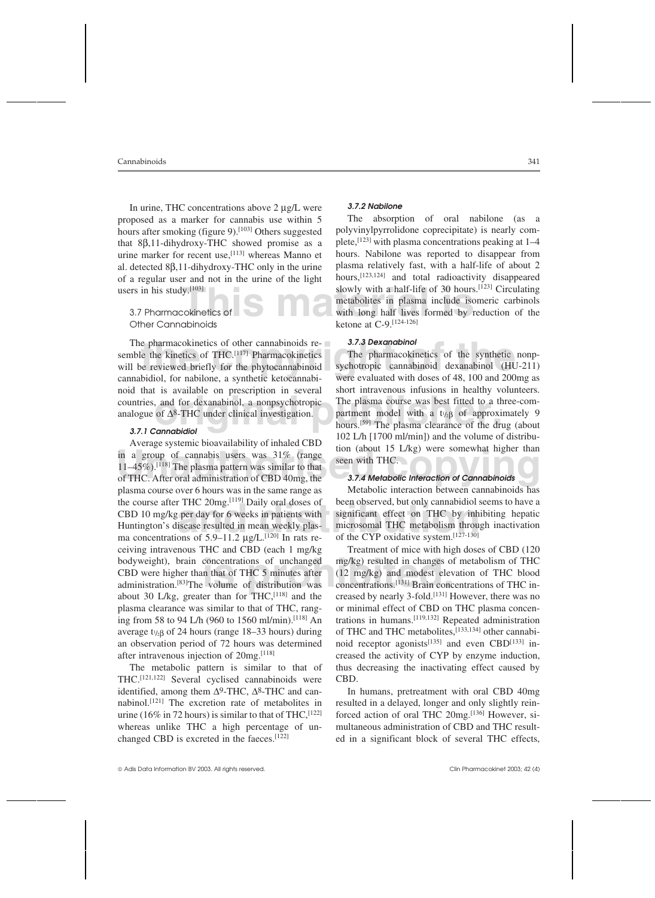In urine, THC concentrations above 2 μg/L were proposed as a marker for cannabis use within 5 hours after smoking (figure 9).[103] Others suggested that 8β,11-dihydroxy-THC showed promise as a urine marker for recent use,[113] whereas Manno et al. detected 8β,11-dihydroxy-THC only in the urine of a regular user and not in the urine of the light users in his study.[103]

## 3.7 Pharmacokinetics of Other Cannabinoids

The pharmacokinetics of other cannabinoids resemble the kinetics of THC.[117] Pharmacokinetics will be reviewed briefly for the phytocannabinoid cannabidiol, for nabilone, a synthetic ketocannabinoid that is available on prescription in several countries, and for dexanabinol, a nonpsychotropic analogue of $\Delta^8$-THC under clinical investigation.

### 3.7.1 Cannabidiol

Average systemic bioavailability of inhaled CBD in a group of cannabis users was 31% (range 11–45%).[118] The plasma pattern was similar to that of THC. After oral administration of CBD 40mg, the plasma course over 6 hours was in the same range as the course after THC 20mg.[119] Daily oral doses of CBD 10 mg/kg per day for 6 weeks in patients with Huntington's disease resulted in mean weekly plasma concentrations of 5.9–11.2 μg/L.[120] In rats receiving intravenous THC and CBD (each 1 mg/kg bodyweight), brain concentrations of unchanged CBD were higher than that of THC 5 minutes after administration.[83] The volume of distribution was about 30 L/kg, greater than for THC,[118] and the plasma clearance was similar to that of THC, ranging from 58 to 94 L/h (960 to 1560 ml/min).[118] An average $t_{1/2\beta}$ of 24 hours (range 18–33 hours) during an observation period of 72 hours was determined after intravenous injection of 20mg.[118]

The metabolic pattern is similar to that of THC.[121,122] Several cyclised cannabinoids were identified, among them $\Delta^9$-THC, $\Delta^8$-THC and cannabinol.[121] The excretion rate of metabolites in urine (16% in 72 hours) is similar to that of THC,[122] whereas unlike THC a high percentage of unchanged CBD is excreted in the faeces.[122]

### 3.7.2 Nabilone

The absorption of oral nabilone (as a polyvinylpyrrolidone coprecipitate) is nearly complete,[123] with plasma concentrations peaking at 1–4 hours. Nabilone was reported to disappear from plasma relatively fast, with a half-life of about 2 hours,[123,124] and total radioactivity disappeared slowly with a half-life of 30 hours.[123] Circulating metabolites in plasma include isomeric carbinols with long half lives formed by reduction of the ketone at C-9.[124-126]

### 3.7.3 Dexanabinol

The pharmacokinetics of the synthetic nonpsychotropic cannabinoid dexanabinol (HU-211) were evaluated with doses of 48, 100 and 200mg as short intravenous infusions in healthy volunteers. The plasma course was best fitted to a three-compartment model with a $t_{1/2\beta}$ of approximately 9 hours.[59] The plasma clearance of the drug (about 102 L/h [1700 ml/min]) and the volume of distribution (about 15 L/kg) were somewhat higher than seen with THC.

### 3.7.4 Metabolic Interaction of Cannabinoids

Metabolic interaction between cannabinoids has been observed, but only cannabidiol seems to have a significant effect on THC by inhibiting hepatic microsomal THC metabolism through inactivation of the CYP oxidative system.[127-130]

Treatment of mice with high doses of CBD (120 mg/kg) resulted in changes of metabolism of THC (12 mg/kg) and modest elevation of THC blood concentrations.[131] Brain concentrations of THC increased by nearly 3-fold.[131] However, there was no or minimal effect of CBD on THC plasma concentrations in humans.[119,132] Repeated administration of THC and THC metabolites,[133,134] other cannabinoid receptor agonists[135] and even CBD[133] increased the activity of CYP by enzyme induction, thus decreasing the inactivating effect caused by CBD.

In humans, pretreatment with oral CBD 40mg resulted in a delayed, longer and only slightly reinforced action of oral THC 20mg.[136] However, simultaneous administration of CBD and THC resulted in a significant block of several THC effects,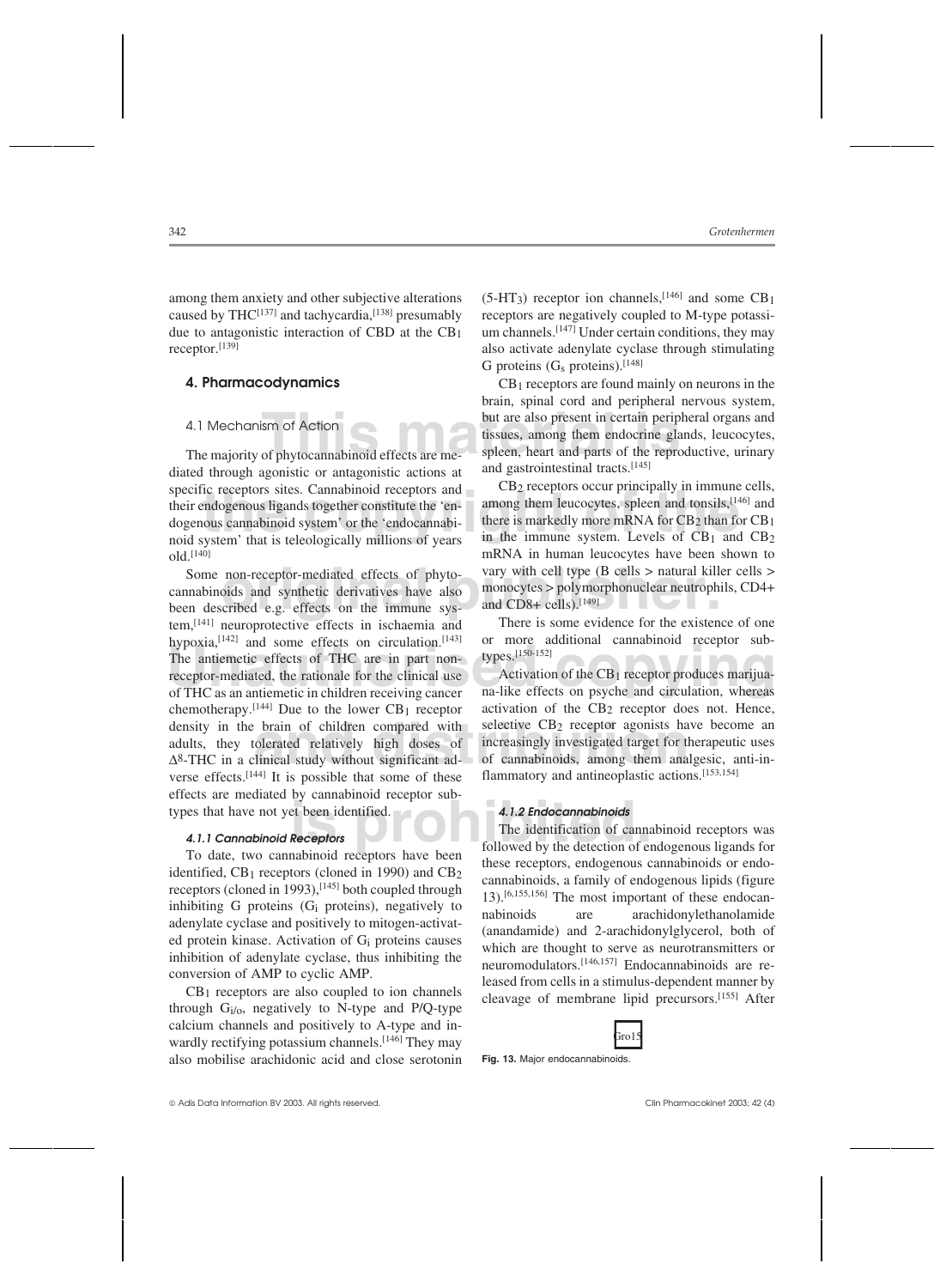among them anxiety and other subjective alterations caused by THC[137] and tachycardia,[138] presumably due to antagonistic interaction of CBD at the $CB_1$ receptor.[139]

## 4. Pharmacodynamics

### 4.1 Mechanism of Action

The majority of phytocannabinoid effects are mediated through agonistic or antagonistic actions at specific receptors sites. Cannabinoid receptors and their endogenous ligands together constitute the 'endogenous cannabinoid system' or the 'endocannabinoid system' that is teleologically millions of years old.[140]

Some non-receptor-mediated effects of phytocannabinoids and synthetic derivatives have also been described e.g. effects on the immune system,[141] neuroprotective effects in ischaemia and hypoxia,[142] and some effects on circulation.[143] The antiemetic effects of THC are in part non-receptor-mediated, the rationale for the clinical use of THC as an antiemetic in children receiving cancer chemotherapy.[144] Due to the lower $CB_1$ receptor density in the brain of children compared with adults, they tolerated relatively high doses of $\Delta^8$-THC in a clinical study without significant adverse effects.[144] It is possible that some of these effects are mediated by cannabinoid receptor subtypes that have not yet been identified.

#### *4.1.1 Cannabinoid Receptors*

To date, two cannabinoid receptors have been identified, $CB_1$ receptors (cloned in 1990) and $CB_2$ receptors (cloned in 1993),[145] both coupled through inhibiting G proteins ($G_i$ proteins), negatively to adenylate cyclase and positively to mitogen-activated protein kinase. Activation of $G_i$ proteins causes inhibition of adenylate cyclase, thus inhibiting the conversion of AMP to cyclic AMP.

$CB_1$ receptors are also coupled to ion channels through $G_{i/o}$, negatively to N-type and P/Q-type calcium channels and positively to A-type and inwardly rectifying potassium channels.[146] They may also mobilise arachidonic acid and close serotonin ($5\text{-}HT_3$) receptor ion channels,[146] and some $CB_1$ receptors are negatively coupled to M-type potassium channels.[147] Under certain conditions, they may also activate adenylate cyclase through stimulating G proteins ($G_s$ proteins).[148]

$CB_1$ receptors are found mainly on neurons in the brain, spinal cord and peripheral nervous system, but are also present in certain peripheral organs and tissues, among them endocrine glands, leucocytes, spleen, heart and parts of the reproductive, urinary and gastrointestinal tracts.[145]

$CB_2$ receptors occur principally in immune cells, among them leucocytes, spleen and tonsils,[146] and there is markedly more mRNA for $CB_2$ than for $CB_1$ in the immune system. Levels of $CB_1$ and $CB_2$ mRNA in human leucocytes have been shown to vary with cell type (B cells > natural killer cells > monocytes > polymorphonuclear neutrophils, CD4+ and CD8+ cells).[149]

There is some evidence for the existence of one or more additional cannabinoid receptor subtypes.[150-152]

Activation of the $CB_1$ receptor produces marijuana-like effects on psyche and circulation, whereas activation of the $CB_2$ receptor does not. Hence, selective $CB_2$ receptor agonists have become an increasingly investigated target for therapeutic uses of cannabinoids, among them analgesic, anti-inflammatory and antineoplastic actions.[153,154]

#### *4.1.2 Endocannabinoids*

The identification of cannabinoid receptors was followed by the detection of endogenous ligands for these receptors, endogenous cannabinoids or endocannabinoids, a family of endogenous lipids (figure 13).[6,155,156] The most important of these endocannabinoids are arachidonylethanolamide (anandamide) and 2-arachidonylglycerol, both of which are thought to serve as neurotransmitters or neuromodulators.[146,157] Endocannabinoids are released from cells in a stimulus-dependent manner by cleavage of membrane lipid precursors.[155] After

Gro15

**Fig. 13.** Major endocannabinoids.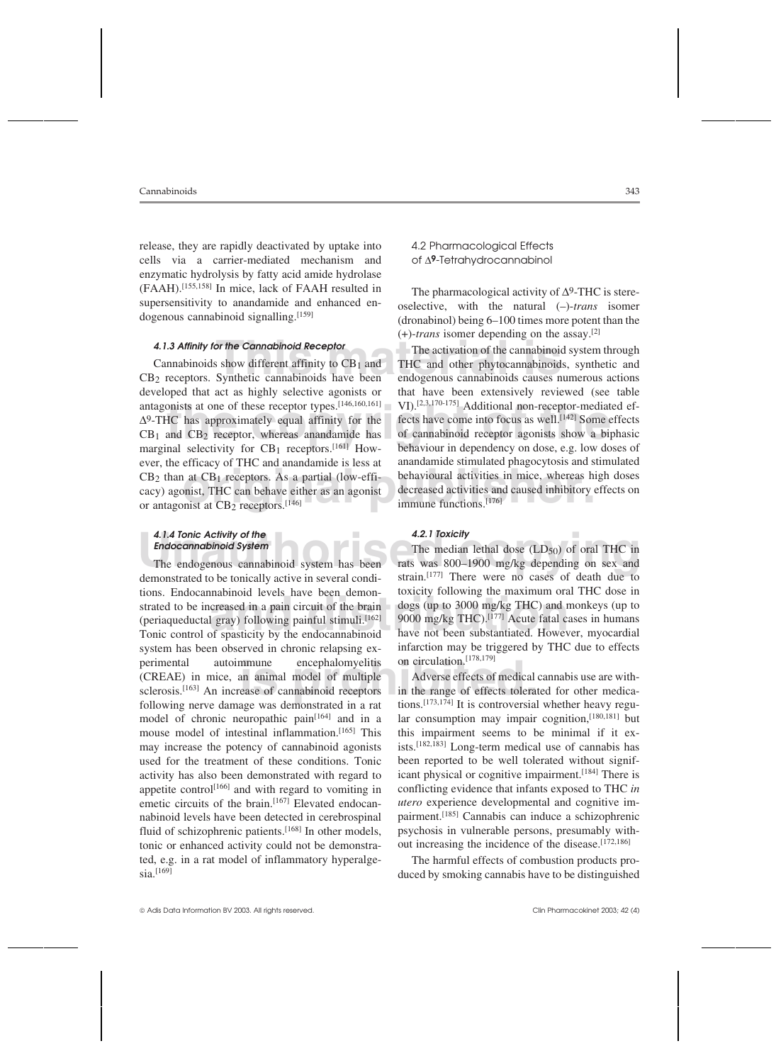release, they are rapidly deactivated by uptake into cells via a carrier-mediated mechanism and enzymatic hydrolysis by fatty acid amide hydrolase (FAAH).[155,158] In mice, lack of FAAH resulted in supersensitivity to anandamide and enhanced endogenous cannabinoid signalling.[159]

#### *4.1.3 Affinity for the Cannabinoid Receptor*

Cannabinoids show different affinity to $CB_1$ and $CB_2$ receptors. Synthetic cannabinoids have been developed that act as highly selective agonists or antagonists at one of these receptor types.[146,160,161] $\Delta^9$-THC has approximately equal affinity for the $CB_1$ and $CB_2$ receptor, whereas anandamide has marginal selectivity for $CB_1$ receptors.[161] However, the efficacy of THC and anandamide is less at $CB_2$ than at $CB_1$ receptors. As a partial (low-efficacy) agonist, THC can behave either as an agonist or antagonist at $CB_2$ receptors.[146]

#### *4.1.4 Tonic Activity of the Endocannabinoid System*

The endogenous cannabinoid system has been demonstrated to be tonically active in several conditions. Endocannabinoid levels have been demonstrated to be increased in a pain circuit of the brain (periaqueductal gray) following painful stimuli.[162] Tonic control of spasticity by the endocannabinoid system has been observed in chronic relapsing experimental autoimmune encephalomyelitis (CREAE) in mice, an animal model of multiple sclerosis.[163] An increase of cannabinoid receptors following nerve damage was demonstrated in a rat model of chronic neuropathic pain[164] and in a mouse model of intestinal inflammation.[165] This may increase the potency of cannabinoid agonists used for the treatment of these conditions. Tonic activity has also been demonstrated with regard to appetite control[166] and with regard to vomiting in emetic circuits of the brain.[167] Elevated endocannabinoid levels have been detected in cerebrospinal fluid of schizophrenic patients.[168] In other models, tonic or enhanced activity could not be demonstrated, e.g. in a rat model of inflammatory hyperalgesia.[169]

### 4.2 Pharmacological Effects of $\Delta^9$-Tetrahydrocannabinol

The pharmacological activity of $\Delta^9$-THC is stereoselective, with the natural (–)-*trans* isomer (dronabinol) being 6–100 times more potent than the (+)-*trans* isomer depending on the assay.[2]

The activation of the cannabinoid system through THC and other phytocannabinoids, synthetic and endogenous cannabinoids causes numerous actions that have been extensively reviewed (see table VI).[2,3,170-175] Additional non-receptor-mediated effects have come into focus as well.[142] Some effects of cannabinoid receptor agonists show a biphasic behaviour in dependency on dose, e.g. low doses of anandamide stimulated phagocytosis and stimulated behavioural activities in mice, whereas high doses decreased activities and caused inhibitory effects on immune functions.[176]

#### *4.2.1 Toxicity*

The median lethal dose ($LD_{50}$) of oral THC in rats was 800–1900 mg/kg depending on sex and strain.[177] There were no cases of death due to toxicity following the maximum oral THC dose in dogs (up to 3000 mg/kg THC) and monkeys (up to 9000 mg/kg THC).[177] Acute fatal cases in humans have not been substantiated. However, myocardial infarction may be triggered by THC due to effects on circulation.[178,179]

Adverse effects of medical cannabis use are within the range of effects tolerated for other medications.[173,174] It is controversial whether heavy regular consumption may impair cognition,[180,181] but this impairment seems to be minimal if it exists.[182,183] Long-term medical use of cannabis has been reported to be well tolerated without significant physical or cognitive impairment.[184] There is conflicting evidence that infants exposed to THC *in utero* experience developmental and cognitive impairment.[185] Cannabis can induce a schizophrenic psychosis in vulnerable persons, presumably without increasing the incidence of the disease.[172,186]

The harmful effects of combustion products produced by smoking cannabis have to be distinguished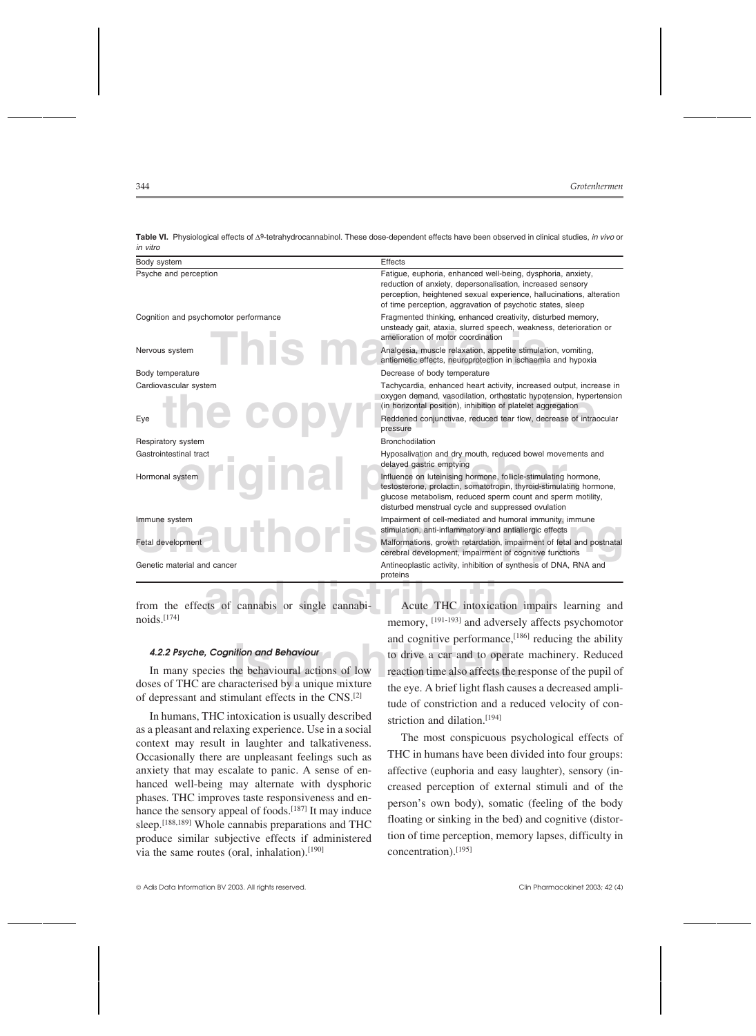**Table VI.** Physiological effects of Δ⁹-tetrahydrocannabinol. These dose-dependent effects have been observed in clinical studies, *in vivo* or *in vitro*

| Body system | Effects |
|---|---|
| Psyche and perception | Fatigue, euphoria, enhanced well-being, dysphoria, anxiety, reduction of anxiety, depersonalisation, increased sensory perception, heightened sexual experience, hallucinations, alteration of time perception, aggravation of psychotic states, sleep |
| Cognition and psychomotor performance | Fragmented thinking, enhanced creativity, disturbed memory, unsteady gait, ataxia, slurred speech, weakness, deterioration or amelioration of motor coordination |
| Nervous system | Analgesia, muscle relaxation, appetite stimulation, vomiting, antiemetic effects, neuroprotection in ischaemia and hypoxia |
| Body temperature | Decrease of body temperature |
| Cardiovascular system | Tachycardia, enhanced heart activity, increased output, increase in oxygen demand, vasodilation, orthostatic hypotension, hypertension (in horizontal position), inhibition of platelet aggregation |
| Eye | Reddened conjunctivae, reduced tear flow, decrease of intraocular pressure |
| Respiratory system | Bronchodilation |
| Gastrointestinal tract | Hyposalivation and dry mouth, reduced bowel movements and delayed gastric emptying |
| Hormonal system | Influence on luteinising hormone, follicle-stimulating hormone, testosterone, prolactin, somatotropin, thyroid-stimulating hormone, glucose metabolism, reduced sperm count and sperm motility, disturbed menstrual cycle and suppressed ovulation |
| Immune system | Impairment of cell-mediated and humoral immunity, immune stimulation, anti-inflammatory and antiallergic effects |
| Fetal development | Malformations, growth retardation, impairment of fetal and postnatal cerebral development, impairment of cognitive functions |
| Genetic material and cancer | Antineoplastic activity, inhibition of synthesis of DNA, RNA and proteins |

from the effects of cannabis or single cannabinoids.[174]

#### *4.2.2 Psyche, Cognition and Behaviour*

In many species the behavioural actions of low doses of THC are characterised by a unique mixture of depressant and stimulant effects in the CNS.[2]

In humans, THC intoxication is usually described as a pleasant and relaxing experience. Use in a social context may result in laughter and talkativeness. Occasionally there are unpleasant feelings such as anxiety that may escalate to panic. A sense of enhanced well-being may alternate with dysphoric phases. THC improves taste responsiveness and enhance the sensory appeal of foods.[187] It may induce sleep.[188,189] Whole cannabis preparations and THC produce similar subjective effects if administered via the same routes (oral, inhalation).[190]

Acute THC intoxication impairs learning and memory,[191-193] and adversely affects psychomotor and cognitive performance,[186] reducing the ability to drive a car and to operate machinery. Reduced reaction time also affects the response of the pupil of the eye. A brief light flash causes a decreased amplitude of constriction and a reduced velocity of constriction and dilation.[194]

The most conspicuous psychological effects of THC in humans have been divided into four groups: affective (euphoria and easy laughter), sensory (increased perception of external stimuli and of the person's own body), somatic (feeling of the body floating or sinking in the bed) and cognitive (distortion of time perception, memory lapses, difficulty in concentration).[195]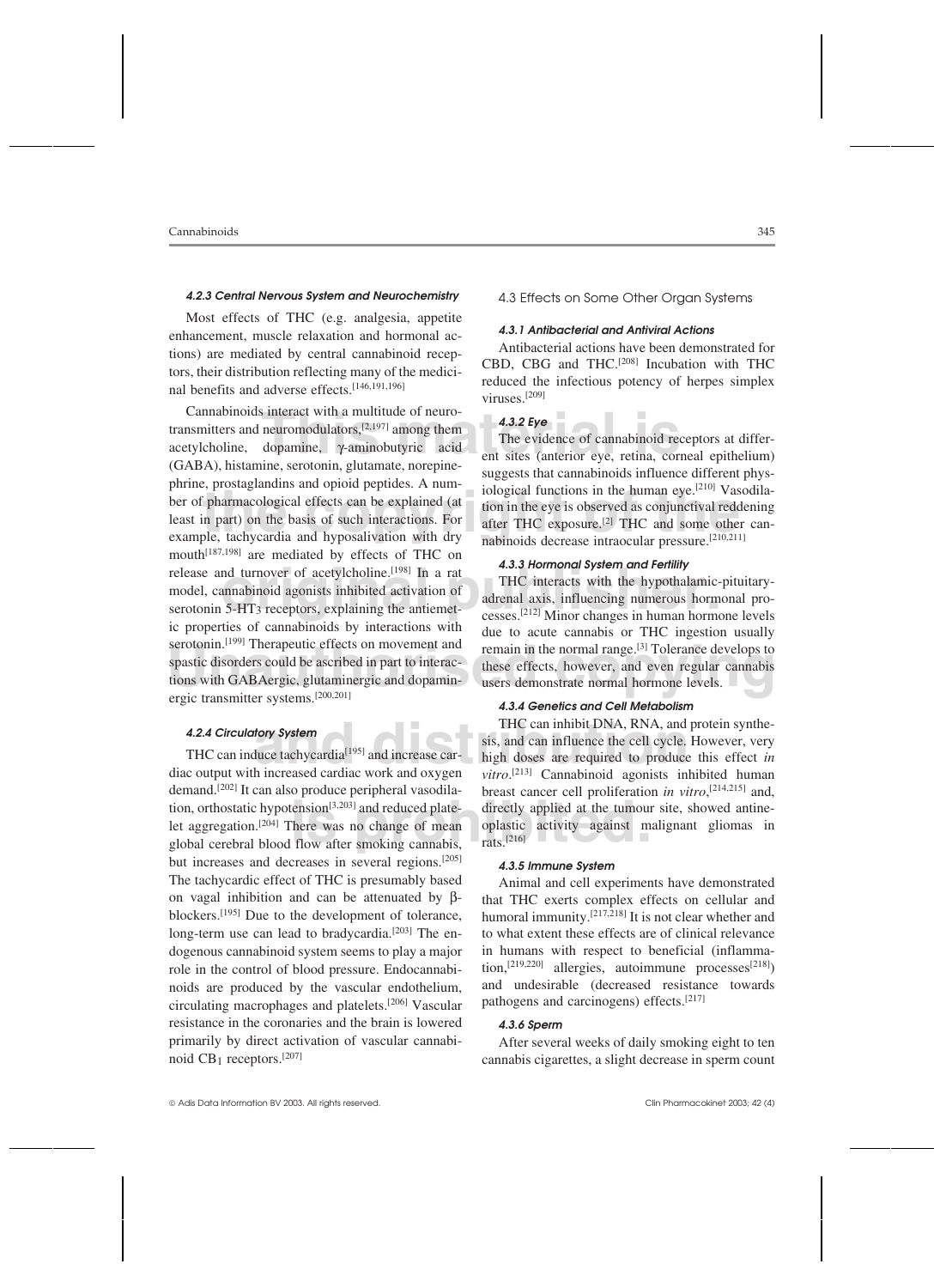#### 4.2.3 Central Nervous System and Neurochemistry

Most effects of THC (e.g. analgesia, appetite enhancement, muscle relaxation and hormonal actions) are mediated by central cannabinoid receptors, their distribution reflecting many of the medicinal benefits and adverse effects.[146,191,196]

Cannabinoids interact with a multitude of neurotransmitters and neuromodulators,[2,197] among them acetylcholine, dopamine, γ-aminobutyric acid (GABA), histamine, serotonin, glutamate, norepinephrine, prostaglandins and opioid peptides. A number of pharmacological effects can be explained (at least in part) on the basis of such interactions. For example, tachycardia and hyposalivation with dry mouth[187,198] are mediated by effects of THC on release and turnover of acetylcholine.[198] In a rat model, cannabinoid agonists inhibited activation of serotonin 5-$HT_3$ receptors, explaining the antiemetic properties of cannabinoids by interactions with serotonin.[199] Therapeutic effects on movement and spastic disorders could be ascribed in part to interactions with GABAergic, glutaminergic and dopaminergic transmitter systems.[200,201]

#### 4.2.4 Circulatory System

THC can induce tachycardia[195] and increase cardiac output with increased cardiac work and oxygen demand.[202] It can also produce peripheral vasodilatation, orthostatic hypotension[3,203] and reduced platelet aggregation.[204] There was no change of mean global cerebral blood flow after smoking cannabis, but increases and decreases in several regions.[205] The tachycardic effect of THC is presumably based on vagal inhibition and can be attenuated by β-blockers.[195] Due to the development of tolerance, long-term use can lead to bradycardia.[203] The endogenous cannabinoid system seems to play a major role in the control of blood pressure. Endocannabinoids are produced by the vascular endothelium, circulating macrophages and platelets.[206] Vascular resistance in the coronaries and the brain is lowered primarily by direct activation of vascular cannabinoid $CB_1$ receptors.[207]

### 4.3 Effects on Some Other Organ Systems

#### 4.3.1 Antibacterial and Antiviral Actions

Antibacterial actions have been demonstrated for CBD, CBG and THC.[208] Incubation with THC reduced the infectious potency of herpes simplex viruses.[209]

#### 4.3.2 Eye

The evidence of cannabinoid receptors at different sites (anterior eye, retina, corneal epithelium) suggests that cannabinoids influence different physiological functions in the human eye.[210] Vasodilation in the eye is observed as conjunctival reddening after THC exposure.[2] THC and some other cannabinoids decrease intraocular pressure.[210,211]

#### 4.3.3 Hormonal System and Fertility

THC interacts with the hypothalamic-pituitary-adrenal axis, influencing numerous hormonal processes.[212] Minor changes in human hormone levels due to acute cannabis or THC ingestion usually remain in the normal range.[3] Tolerance develops to these effects, however, and even regular cannabis users demonstrate normal hormone levels.

#### 4.3.4 Genetics and Cell Metabolism

THC can inhibit DNA, RNA, and protein synthesis, and can influence the cell cycle. However, very high doses are required to produce this effect *in vitro*.[213] Cannabinoid agonists inhibited human breast cancer cell proliferation *in vitro*,[214,215] and, directly applied at the tumour site, showed antineoplastic activity against malignant gliomas in rats.[216]

#### 4.3.5 Immune System

Animal and cell experiments have demonstrated that THC exerts complex effects on cellular and humoral immunity.[217,218] It is not clear whether and to what extent these effects are of clinical relevance in humans with respect to beneficial (inflammation,[219,220] allergies, autoimmune processes[218]) and undesirable (decreased resistance towards pathogens and carcinogens) effects.[217]

#### 4.3.6 Sperm

After several weeks of daily smoking eight to ten cannabis cigarettes, a slight decrease in sperm count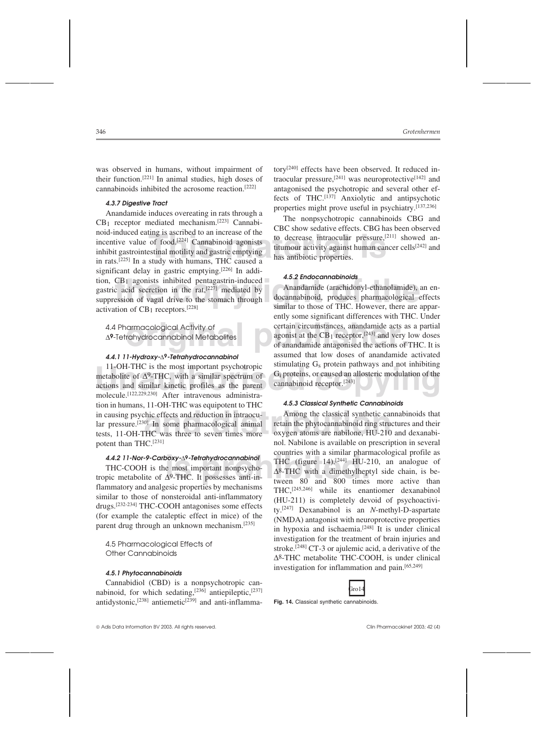was observed in humans, without impairment of their function.[221] In animal studies, high doses of cannabinoids inhibited the acrosome reaction.[222]

#### 4.3.7 Digestive Tract

Anandamide induces overeating in rats through a $CB_1$ receptor mediated mechanism.[223] Cannabinoid-induced eating is ascribed to an increase of the incentive value of food.[224] Cannabinoid agonists inhibit gastrointestinal motility and gastric emptying in rats.[225] In a study with humans, THC caused a significant delay in gastric emptying.[226] In addition, $CB_1$ agonists inhibited pentagastrin-induced gastric acid secretion in the rat,[227] mediated by suppression of vagal drive to the stomach through activation of $CB_1$ receptors.[228]

### 4.4 Pharmacological Activity of Δ9-Tetrahydrocannabinol Metabolites

#### 4.4.1 11-Hydroxy-Δ9-Tetrahydrocannabinol

11-OH-THC is the most important psychotropic metabolite of $\Delta^9$-THC, with a similar spectrum of actions and similar kinetic profiles as the parent molecule.[122,229,230] After intravenous administration in humans, 11-OH-THC was equipotent to THC in causing psychic effects and reduction in intraocular pressure.[230] In some pharmacological animal tests, 11-OH-THC was three to seven times more potent than THC.[231]

#### 4.4.2 11-Nor-9-Carboxy-Δ9-Tetrahydrocannabinol

THC-COOH is the most important nonpsychotropic metabolite of $\Delta^9$-THC. It possesses anti-inflammatory and analgesic properties by mechanisms similar to those of nonsteroidal anti-inflammatory drugs.[232-234] THC-COOH antagonises some effects (for example the cataleptic effect in mice) of the parent drug through an unknown mechanism.[235]

### 4.5 Pharmacological Effects of Other Cannabinoids

#### 4.5.1 Phytocannabinoids

Cannabidiol (CBD) is a nonpsychotropic cannabinoid, for which sedating,[236] antiepileptic,[237] antidystonic,[238] antiemetic[239] and anti-inflammatory[240] effects have been observed. It reduced intraocular pressure,[241] was neuroprotective[142] and antagonised the psychotropic and several other effects of THC.[137] Anxiolytic and antipsychotic properties might prove useful in psychiatry.[137,236]

The nonpsychotropic cannabinoids CBG and CBC show sedative effects. CBG has been observed to decrease intraocular pressure,[211] showed antitumour activity against human cancer cells[242] and has antibiotic properties.

#### 4.5.2 Endocannabinoids

Anandamide (arachidonyl-ethanolamide), an endocannabinoid, produces pharmacological effects similar to those of THC. However, there are apparently some significant differences with THC. Under certain circumstances, anandamide acts as a partial agonist at the $CB_1$ receptor,[243] and very low doses of anandamide antagonised the actions of THC. It is assumed that low doses of anandamide activated stimulating $G_s$ protein pathways and not inhibiting $G_i$ proteins, or caused an allosteric modulation of the cannabinoid receptor.[243]

#### 4.5.3 Classical Synthetic Cannabinoids

Among the classical synthetic cannabinoids that retain the phytocannabinoid ring structures and their oxygen atoms are nabilone, HU-210 and dexanabinol. Nabilone is available on prescription in several countries with a similar pharmacological profile as THC (figure 14).[244] HU-210, an analogue of $\Delta^8$-THC with a dimethylheptyl side chain, is between 80 and 800 times more active than THC,[245,246] while its enantiomer dexanabinol (HU-211) is completely devoid of psychoactivity.[247] Dexanabinol is an *N*-methyl-D-aspartate (NMDA) antagonist with neuroprotective properties in hypoxia and ischaemia.[248] It is under clinical investigation for the treatment of brain injuries and stroke.[248] CT-3 or ajulemic acid, a derivative of the $\Delta^8$-THC metabolite THC-COOH, is under clinical investigation for inflammation and pain.[65,249]

Gro14

**Fig. 14.** Classical synthetic cannabinoids.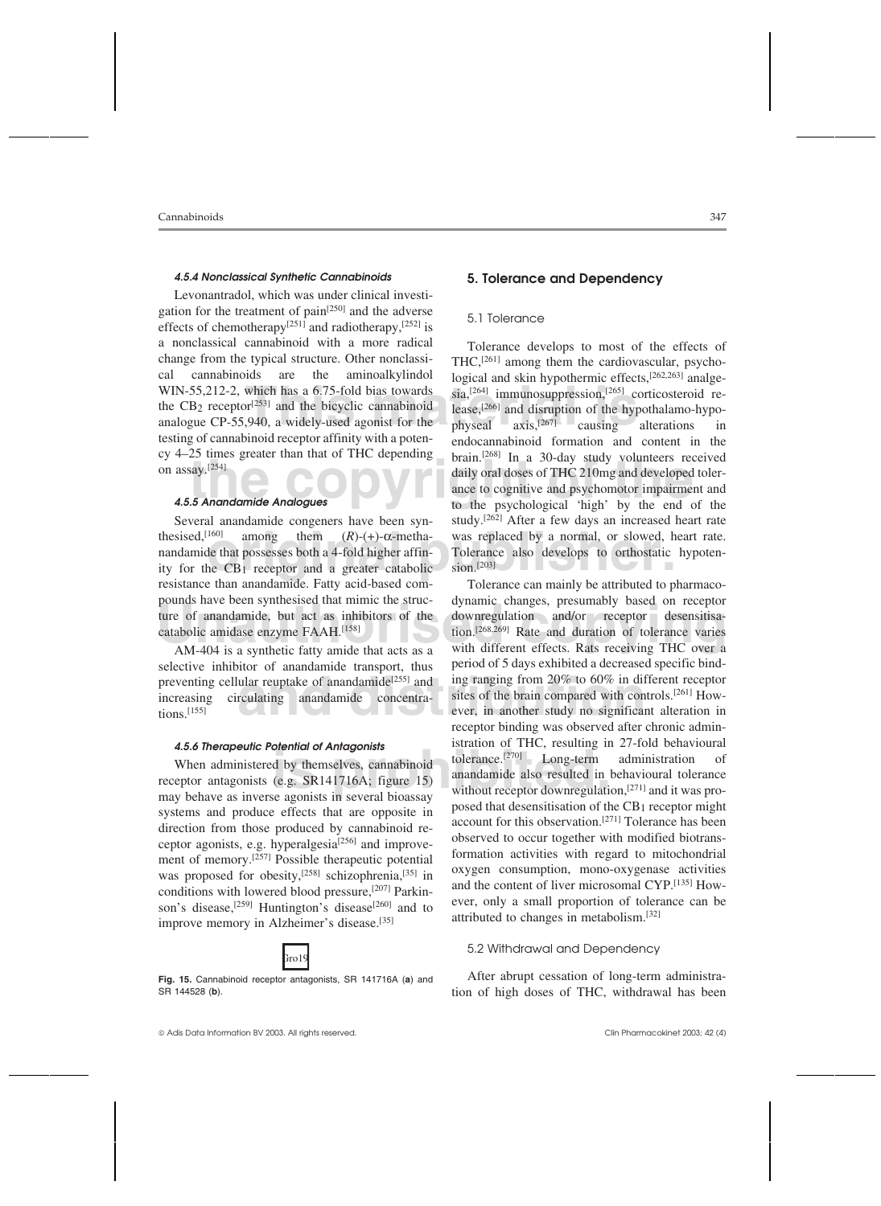#### 4.5.4 Nonclassical Synthetic Cannabinoids

Levonantradol, which was under clinical investigation for the treatment of pain[250] and the adverse effects of chemotherapy[251] and radiotherapy,[252] is a nonclassical cannabinoid with a more radical change from the typical structure. Other nonclassical cannabinoids are the aminoalkylindol WIN-55,212-2, which has a 6.75-fold bias towards the $CB_2$ receptor[253] and the bicyclic cannabinoid analogue CP-55,940, a widely-used agonist for the testing of cannabinoid receptor affinity with a potency 4–25 times greater than that of THC depending on assay.[254]

#### 4.5.5 Anandamide Analogues

Several anandamide congeners have been synthesised,[160] among them (*R*)-(+)-α-methanandamide that possesses both a 4-fold higher affinity for the $CB_1$ receptor and a greater catabolic resistance than anandamide. Fatty acid-based compounds have been synthesised that mimic the structure of anandamide, but act as inhibitors of the catabolic amidase enzyme FAAH.[158]

AM-404 is a synthetic fatty amide that acts as a selective inhibitor of anandamide transport, thus preventing cellular reuptake of anandamide[255] and increasing circulating anandamide concentrations.[155]

#### 4.5.6 Therapeutic Potential of Antagonists

When administered by themselves, cannabinoid receptor antagonists (e.g. SR141716A; figure 15) may behave as inverse agonists in several bioassay systems and produce effects that are opposite in direction from those produced by cannabinoid receptor agonists, e.g. hyperalgesia[256] and improvement of memory.[257] Possible therapeutic potential was proposed for obesity,[258] schizophrenia,[35] in conditions with lowered blood pressure,[207] Parkinson's disease,[259] Huntington's disease[260] and to improve memory in Alzheimer's disease.[35]

**Fig. 15.** Cannabinoid receptor antagonists, SR 141716A (**a**) and SR 144528 (**b**).

## 5. Tolerance and Dependency

### 5.1 Tolerance

Tolerance develops to most of the effects of THC,[261] among them the cardiovascular, psychological and skin hypothermic effects,[262,263] analgesia,[264] immunosuppression,[265] corticosteroid release,[266] and disruption of the hypothalamo-hypophyseal axis,[267] causing alterations in endocannabinoid formation and content in the brain.[268] In a 30-day study volunteers received daily oral doses of THC 210mg and developed tolerance to cognitive and psychomotor impairment and to the psychological 'high' by the end of the study.[262] After a few days an increased heart rate was replaced by a normal, or slowed, heart rate. Tolerance also develops to orthostatic hypotension.[203]

Tolerance can mainly be attributed to pharmacodynamic changes, presumably based on receptor downregulation and/or receptor desensitisation.[268,269] Rate and duration of tolerance varies with different effects. Rats receiving THC over a period of 5 days exhibited a decreased specific binding ranging from 20% to 60% in different receptor sites of the brain compared with controls.[261] However, in another study no significant alteration in receptor binding was observed after chronic administration of THC, resulting in 27-fold behavioural tolerance.[270] Long-term administration of anandamide also resulted in behavioural tolerance without receptor downregulation,[271] and it was proposed that desensitisation of the $CB_1$ receptor might account for this observation.[271] Tolerance has been observed to occur together with modified biotransformation activities with regard to mitochondrial oxygen consumption, mono-oxygenase activities and the content of liver microsomal CYP.[135] However, only a small proportion of tolerance can be attributed to changes in metabolism.[32]

### 5.2 Withdrawal and Dependency

After abrupt cessation of long-term administration of high doses of THC, withdrawal has been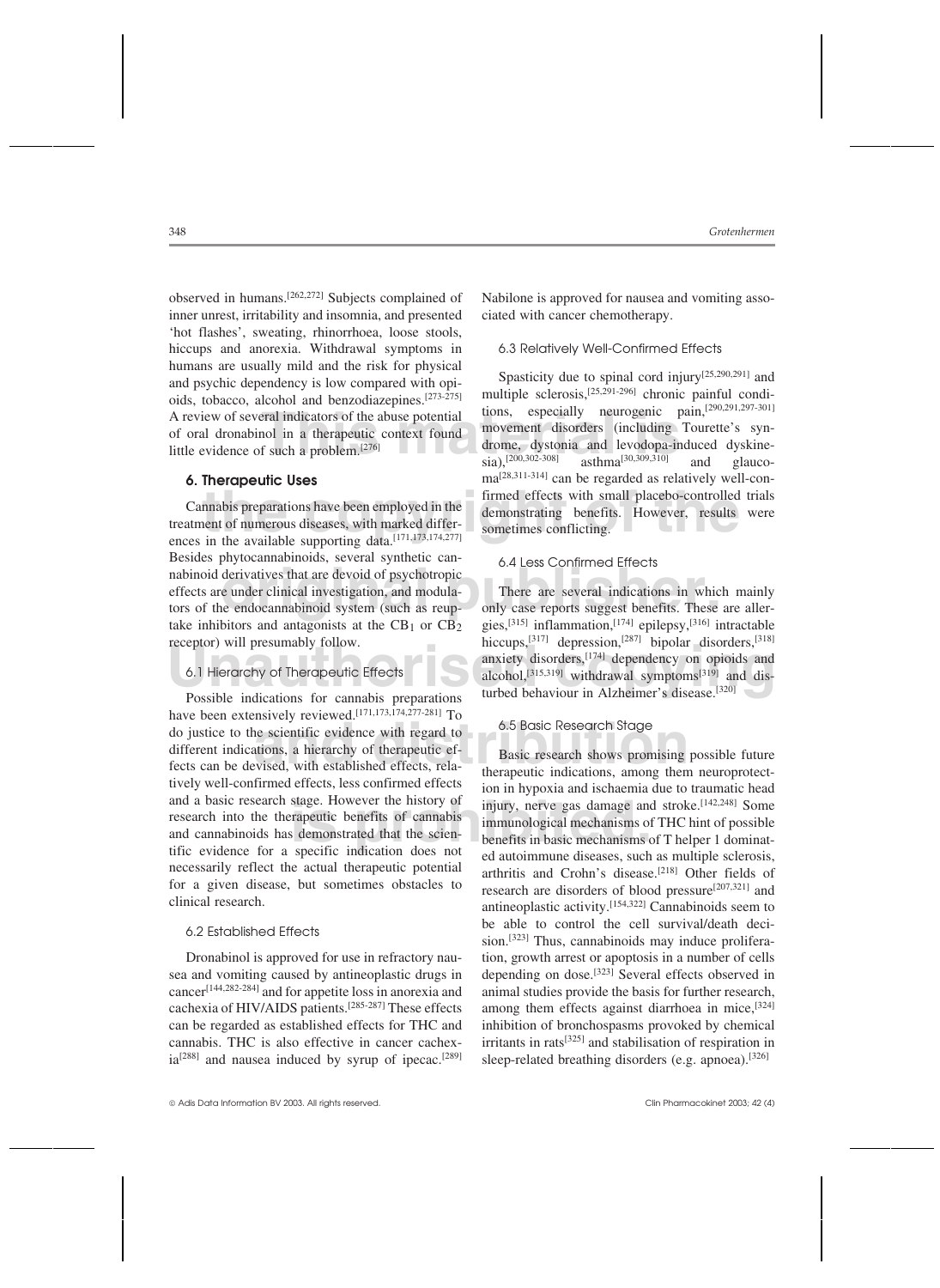observed in humans.[262,272] Subjects complained of inner unrest, irritability and insomnia, and presented 'hot flashes', sweating, rhinorrhoea, loose stools, hiccups and anorexia. Withdrawal symptoms in humans are usually mild and the risk for physical and psychic dependency is low compared with opioids, tobacco, alcohol and benzodiazepines.[273-275] A review of several indicators of the abuse potential of oral dronabinol in a therapeutic context found little evidence of such a problem.[276]

## 6. Therapeutic Uses

Cannabis preparations have been employed in the treatment of numerous diseases, with marked differences in the available supporting data.[171,173,174,277] Besides phytocannabinoids, several synthetic cannabinoid derivatives that are devoid of psychotropic effects are under clinical investigation, and modulators of the endocannabinoid system (such as reuptake inhibitors and antagonists at the $CB_1$ or $CB_2$ receptor) will presumably follow.

### 6.1 Hierarchy of Therapeutic Effects

Possible indications for cannabis preparations have been extensively reviewed.[171,173,174,277-281] To do justice to the scientific evidence with regard to different indications, a hierarchy of therapeutic effects can be devised, with established effects, relatively well-confirmed effects, less confirmed effects and a basic research stage. However the history of research into the therapeutic benefits of cannabis and cannabinoids has demonstrated that the scientific evidence for a specific indication does not necessarily reflect the actual therapeutic potential for a given disease, but sometimes obstacles to clinical research.

### 6.2 Established Effects

Dronabinol is approved for use in refractory nausea and vomiting caused by antineoplastic drugs in cancer[144,282-284] and for appetite loss in anorexia and cachexia of HIV/AIDS patients.[285-287] These effects can be regarded as established effects for THC and cannabis. THC is also effective in cancer cachexia[288] and nausea induced by syrup of ipecac.[289] Nabilone is approved for nausea and vomiting associated with cancer chemotherapy.

### 6.3 Relatively Well-Confirmed Effects

Spasticity due to spinal cord injury[25,290,291] and multiple sclerosis,[25,291-296] chronic painful conditions, especially neurogenic pain,[290,291,297-301] movement disorders (including Tourette's syndrome, dystonia and levodopa-induced dyskinesia),[200,302-308] asthma[30,309,310] and glaucoma[28,311-314] can be regarded as relatively well-confirmed effects with small placebo-controlled trials demonstrating benefits. However, results were sometimes conflicting.

### 6.4 Less Confirmed Effects

There are several indications in which mainly only case reports suggest benefits. These are allergies,[315] inflammation,[174] epilepsy,[316] intractable hiccups,[317] depression,[287] bipolar disorders,[318] anxiety disorders,[174] dependency on opioids and alcohol,[315,319] withdrawal symptoms[319] and disturbed behaviour in Alzheimer's disease.[320]

### 6.5 Basic Research Stage

Basic research shows promising possible future therapeutic indications, among them neuroprotection in hypoxia and ischaemia due to traumatic head injury, nerve gas damage and stroke.[142,248] Some immunological mechanisms of THC hint of possible benefits in basic mechanisms of T helper 1 dominated autoimmune diseases, such as multiple sclerosis, arthritis and Crohn's disease.[218] Other fields of research are disorders of blood pressure[207,321] and antineoplastic activity.[154,322] Cannabinoids seem to be able to control the cell survival/death decision.[323] Thus, cannabinoids may induce proliferation, growth arrest or apoptosis in a number of cells depending on dose.[323] Several effects observed in animal studies provide the basis for further research, among them effects against diarrhoea in mice,[324] inhibition of bronchospasms provoked by chemical irritants in rats[325] and stabilisation of respiration in sleep-related breathing disorders (e.g. apnoea).[326]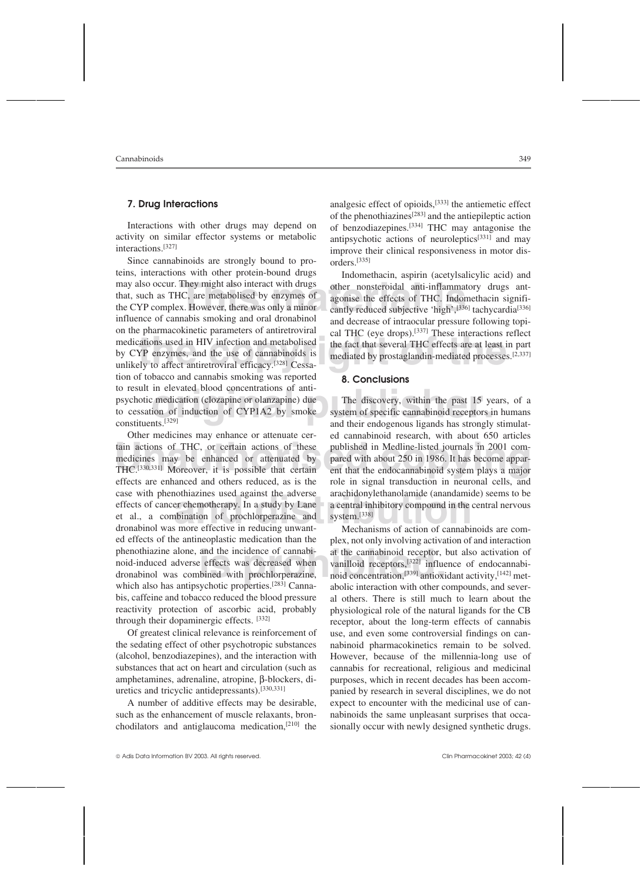## 7. Drug Interactions

Interactions with other drugs may depend on activity on similar effector systems or metabolic interactions.[327]

Since cannabinoids are strongly bound to proteins, interactions with other protein-bound drugs may also occur. They might also interact with drugs that, such as THC, are metabolised by enzymes of the CYP complex. However, there was only a minor influence of cannabis smoking and oral dronabinol on the pharmacokinetic parameters of antiretroviral medications used in HIV infection and metabolised by CYP enzymes, and the use of cannabinoids is unlikely to affect antiretroviral efficacy.[328] Cessation of tobacco and cannabis smoking was reported to result in elevated blood concentrations of antipsychotic medication (clozapine or olanzapine) due to cessation of induction of CYP1A2 by smoke constituents.[329]

Other medicines may enhance or attenuate certain actions of THC, or certain actions of these medicines may be enhanced or attenuated by THC.[330,331] Moreover, it is possible that certain effects are enhanced and others reduced, as is the case with phenothiazines used against the adverse effects of cancer chemotherapy. In a study by Lane et al., a combination of prochlorperazine and dronabinol was more effective in reducing unwanted effects of the antineoplastic medication than the phenothiazine alone, and the incidence of cannabinoid-induced adverse effects was decreased when dronabinol was combined with prochlorperazine, which also has antipsychotic properties.[283] Cannabis, caffeine and tobacco reduced the blood pressure reactivity protection of ascorbic acid, probably through their dopaminergic effects.[332]

Of greatest clinical relevance is reinforcement of the sedating effect of other psychotropic substances (alcohol, benzodiazepines), and the interaction with substances that act on heart and circulation (such as amphetamines, adrenaline, atropine, β-blockers, diuretics and tricyclic antidepressants).[330,331]

A number of additive effects may be desirable, such as the enhancement of muscle relaxants, bronchodilators and antiglaucoma medication,[210] the analgesic effect of opioids,[333] the antiemetic effect of the phenothiazines[283] and the antiepileptic action of benzodiazepines.[334] THC may antagonise the antipsychotic actions of neuroleptics[331] and may improve their clinical responsiveness in motor disorders.[335]

Indomethacin, aspirin (acetylsalicylic acid) and other nonsteroidal anti-inflammatory drugs antagonise the effects of THC. Indomethacin significantly reduced subjective 'high',[336] tachycardia[336] and decrease of intraocular pressure following topical THC (eye drops).[337] These interactions reflect the fact that several THC effects are at least in part mediated by prostaglandin-mediated processes.[2,337]

## 8. Conclusions

The discovery, within the past 15 years, of a system of specific cannabinoid receptors in humans and their endogenous ligands has strongly stimulated cannabinoid research, with about 650 articles published in Medline-listed journals in 2001 compared with about 250 in 1986. It has become apparent that the endocannabinoid system plays a major role in signal transduction in neuronal cells, and arachidonylethanolamide (anandamide) seems to be a central inhibitory compound in the central nervous system.[338]

Mechanisms of action of cannabinoids are complex, not only involving activation of and interaction at the cannabinoid receptor, but also activation of vanilloid receptors,[322] influence of endocannabinoid concentration,[339] antioxidant activity,[142] metabolic interaction with other compounds, and several others. There is still much to learn about the physiological role of the natural ligands for the CB receptor, about the long-term effects of cannabis use, and even some controversial findings on cannabinoid pharmacokinetics remain to be solved. However, because of the millennia-long use of cannabis for recreational, religious and medicinal purposes, which in recent decades has been accompanied by research in several disciplines, we do not expect to encounter with the medicinal use of cannabinoids the same unpleasant surprises that occasionally occur with newly designed synthetic drugs.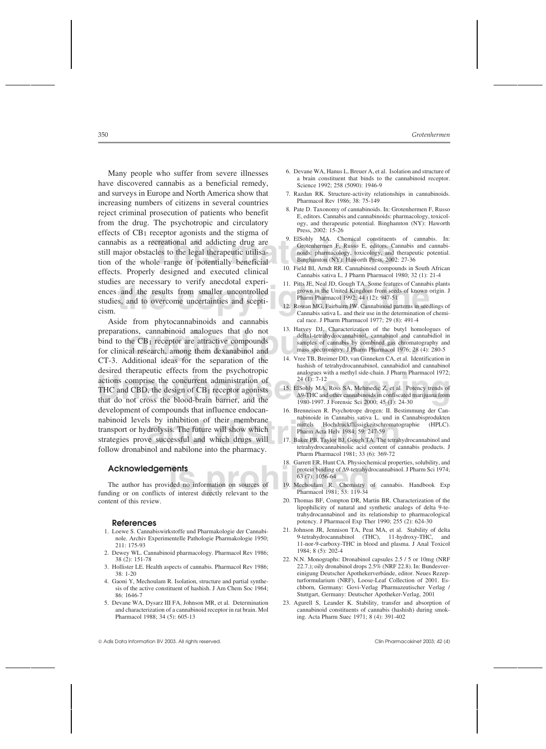Many people who suffer from severe illnesses have discovered cannabis as a beneficial remedy, and surveys in Europe and North America show that increasing numbers of citizens in several countries reject criminal prosecution of patients who benefit from the drug. The psychotropic and circulatory effects of $CB_1$ receptor agonists and the stigma of cannabis as a recreational and addicting drug are still major obstacles to the legal therapeutic utilisation of the whole range of potentially beneficial effects. Properly designed and executed clinical studies are necessary to verify anecdotal experiences and the results from smaller uncontrolled studies, and to overcome uncertainties and scepticism.

Aside from phytocannabinoids and cannabis preparations, cannabinoid analogues that do not bind to the $CB_1$ receptor are attractive compounds for clinical research, among them dexanabinol and CT-3. Additional ideas for the separation of the desired therapeutic effects from the psychotropic actions comprise the concurrent administration of THC and CBD, the design of $CB_1$ receptor agonists that do not cross the blood-brain barrier, and the development of compounds that influence endocannabinoid levels by inhibition of their membrane transport or hydrolysis. The future will show which strategies prove successful and which drugs will follow dronabinol and nabilone into the pharmacy.

## Acknowledgements

The author has provided no information on sources of funding or on conflicts of interest directly relevant to the content of this review.

## References

1. Loewe S. Cannabiswirkstoffe und Pharmakologie der Cannabinole. Archiv Experimentelle Pathologie Pharmakologie 1950; 211: 175-93
2. Dewey WL. Cannabinoid pharmacology. Pharmacol Rev 1986; 38 (2): 151-78
3. Hollister LE. Health aspects of cannabis. Pharmacol Rev 1986; 38: 1-20
4. Gaoni Y, Mechoulam R. Isolation, structure and partial synthesis of the active constituent of hashish. J Am Chem Soc 1964; 86: 1646-7
5. Devane WA, Dysarz III FA, Johnson MR, et al. Determination and characterization of a cannabinoid receptor in rat brain. Mol Pharmacol 1988; 34 (5): 605-13
6. Devane WA, Hanus L, Breuer A, et al. Isolation and structure of a brain constituent that binds to the cannabinoid receptor. Science 1992; 258 (5090): 1946-9
7. Razdan RK. Structure-activity relationships in cannabinoids. Pharmacol Rev 1986; 38: 75-149
8. Pate D. Taxonomy of cannabinoids. In: Grotenhermen F, Russo E, editors. Cannabis and cannabinoids: pharmacology, toxicology, and therapeutic potential. Binghamton (NY): Haworth Press, 2002: 15-26
9. ElSohly MA. Chemical constituents of cannabis. In: Grotenhermen F, Russo E, editors. Cannabis and cannabinoids: pharmacology, toxicology, and therapeutic potential. Binghamton (NY): Haworth Press, 2002: 27-36
10. Field BI, Arndt RR. Cannabinoid compounds in South African Cannabis sativa L. J Pharm Pharmacol 1980; 32 (1): 21-4
11. Pitts JE, Neal JD, Gough TA. Some features of Cannabis plants grown in the United Kingdom from seeds of known origin. J Pharm Pharmacol 1992; 44 (12): 947-51
12. Rowan MG, Fairbairn JW. Cannabinoid patterns in seedlings of Cannabis sativa L. and their use in the determination of chemical race. J Pharm Pharmacol 1977; 29 (8): 491-4
13. Harvey DJ. Characterization of the butyl homologues of delta1-tetrahydrocannabinol, cannabinol and cannabidiol in samples of cannabis by combined gas chromatography and mass spectrometry. J Pharm Pharmacol 1976; 28 (4): 280-5
14. Vree TB, Breimer DD, van Ginneken CA, et al. Identification in hashish of tetrahydrocannabinol, cannabidiol and cannabinol analogues with a methyl side-chain. J Pharm Pharmacol 1972; 24 (1): 7-12
15. ElSohly MA, Ross SA, Mehmedic Z, et al. Potency trends of Δ9-THC and other cannabinoids in confiscated marijuana from 1980-1997. J Forensic Sci 2000; 45 (1): 24-30
16. Brenneisen R. Psychotrope drogen: II. Bestimmung der Cannabinoide in Cannabis sativa L. und in Cannabisprodukten mittels Hochdruckflüssigkeitschromatographie (HPLC). Pharm Acta Helv 1984; 59: 247-59
17. Baker PB, Taylor BJ, Gough TA. The tetrahydrocannabinol and tetrahydrocannabinolic acid content of cannabis products. J Pharm Pharmacol 1981; 33 (6): 369-72
18. Garrett ER, Hunt CA. Physiochemical properties, solubility, and protein binding of Δ9-tetrahydrocannabinol. J Pharm Sci 1974; 63 (7): 1056-64
19. Mechoulam R. Chemistry of cannabis. Handbook Exp Pharmacol 1981; 53: 119-34
20. Thomas BF, Compton DR, Martin BR. Characterization of the lipophilicity of natural and synthetic analogs of delta 9-tetrahydrocannabinol and its relationship to pharmacological potency. J Pharmacol Exp Ther 1990; 255 (2): 624-30
21. Johnson JR, Jennison TA, Peat MA, et al. Stability of delta 9-tetrahydrocannabinol (THC), 11-hydroxy-THC, and 11-nor-9-carboxy-THC in blood and plasma. J Anal Toxicol 1984; 8 (5): 202-4
22. N.N. Monographs: Dronabinol capsules 2.5 / 5 or 10mg (NRF 22.7.); oily dronabinol drops 2.5% (NRF 22.8). In: Bundesvereinigung Deutscher Apothekerverbände, editor. Neues Rezepturformularium (NRF), Loose-Leaf Collection of 2001. Eschborn, Germany: Govi-Verlag Pharmazeutischer Verlag / Stuttgart, Germany: Deutscher Apotheker-Verlag, 2001
23. Agurell S, Leander K. Stability, transfer and absorption of cannabinoid constituents of cannabis (hashish) during smoking. Acta Pharm Suec 1971; 8 (4): 391-402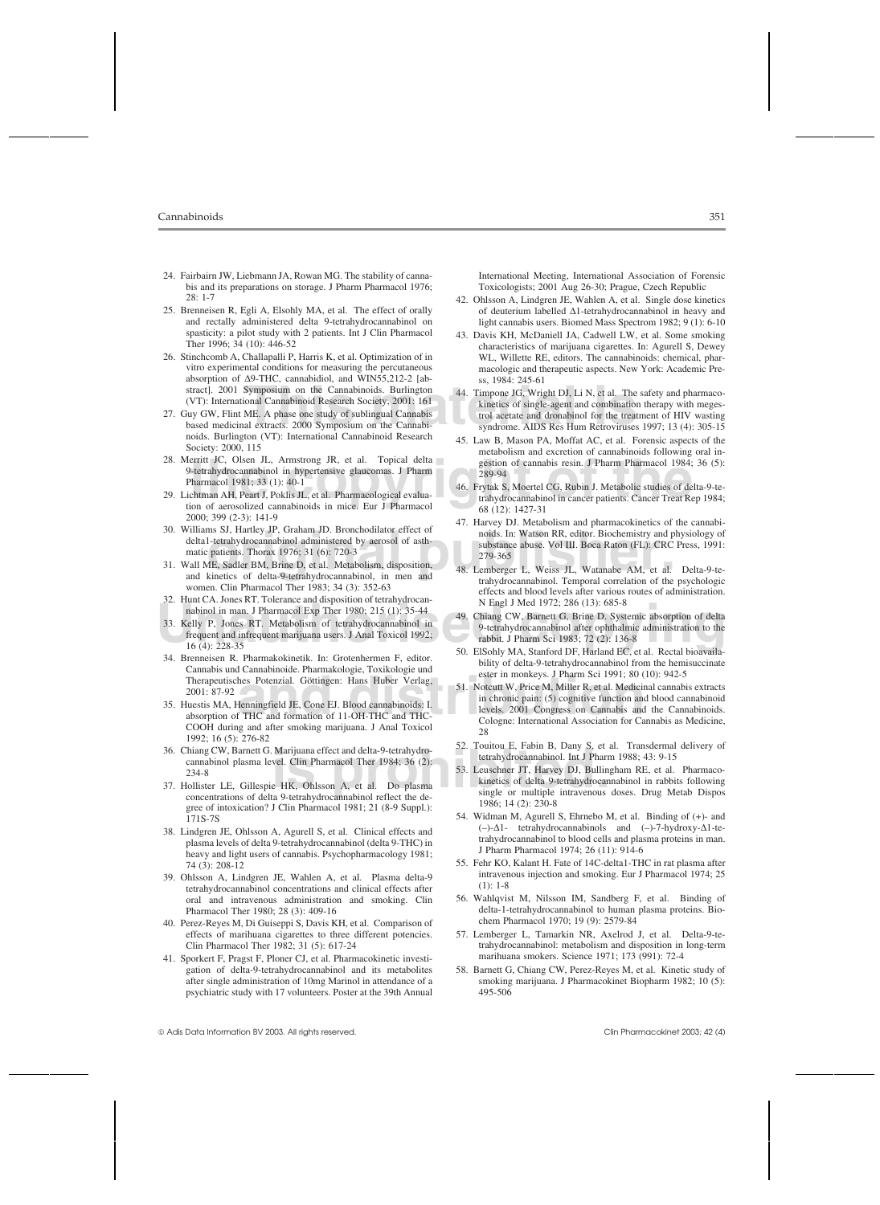24. Fairbairn JW, Liebmann JA, Rowan MG. The stability of cannabis and its preparations on storage. J Pharm Pharmacol 1976; 28: 1-7
25. Brenneisen R, Egli A, Elsohly MA, et al. The effect of orally and rectally administered delta 9-tetrahydrocannabinol on spasticity: a pilot study with 2 patients. Int J Clin Pharmacol Ther 1996; 34 (10): 446-52
26. Stinchcomb A, Challapalli P, Harris K, et al. Optimization of in vitro experimental conditions for measuring the percutaneous absorption of Δ9-THC, cannabidiol, and WIN55,212-2 [abstract]. 2001 Symposium on the Cannabinoids. Burlington (VT): International Cannabinoid Research Society, 2001: 161
27. Guy GW, Flint ME. A phase one study of sublingual Cannabis based medicinal extracts. 2000 Symposium on the Cannabinoids. Burlington (VT): International Cannabinoid Research Society: 2000, 115
28. Merritt JC, Olsen JL, Armstrong JR, et al. Topical delta 9-tetrahydrocannabinol in hypertensive glaucomas. J Pharm Pharmacol 1981; 33 (1): 40-1
29. Lichtman AH, Peart J, Poklis JL, et al. Pharmacological evaluation of aerosolized cannabinoids in mice. Eur J Pharmacol 2000; 399 (2-3): 141-9
30. Williams SJ, Hartley JP, Graham JD. Bronchodilator effect of delta1-tetrahydrocannabinol administered by aerosol of asthmatic patients. Thorax 1976; 31 (6): 720-3
31. Wall ME, Sadler BM, Brine D, et al. Metabolism, disposition, and kinetics of delta-9-tetrahydrocannabinol, in men and women. Clin Pharmacol Ther 1983; 34 (3): 352-63
32. Hunt CA. Jones RT. Tolerance and disposition of tetrahydrocannabinol in man. J Pharmacol Exp Ther 1980; 215 (1): 35-44
33. Kelly P, Jones RT. Metabolism of tetrahydrocannabinol in frequent and infrequent marijuana users. J Anal Toxicol 1992; 16 (4): 228-35
34. Brenneisen R. Pharmakokinetik. In: Grotenhermen F, editor. Cannabis und Cannabinoide. Pharmakologie, Toxikologie und Therapeutisches Potenzial. Göttingen: Hans Huber Verlag, 2001: 87-92
35. Huestis MA, Henningfield JE, Cone EJ. Blood cannabinoids: I. absorption of THC and formation of 11-OH-THC and THC-COOH during and after smoking marijuana. J Anal Toxicol 1992; 16 (5): 276-82
36. Chiang CW, Barnett G. Marijuana effect and delta-9-tetrahydrocannabinol plasma level. Clin Pharmacol Ther 1984; 36 (2): 234-8
37. Hollister LE, Gillespie HK, Ohlsson A, et al. Do plasma concentrations of delta 9-tetrahydrocannabinol reflect the degree of intoxication? J Clin Pharmacol 1981; 21 (8-9 Suppl.): 171S-7S
38. Lindgren JE, Ohlsson A, Agurell S, et al. Clinical effects and plasma levels of delta 9-tetrahydrocannabinol (delta 9-THC) in heavy and light users of cannabis. Psychopharmacology 1981; 74 (3): 208-12
39. Ohlsson A, Lindgren JE, Wahlen A, et al. Plasma delta-9 tetrahydrocannabinol concentrations and clinical effects after oral and intravenous administration and smoking. Clin Pharmacol Ther 1980; 28 (3): 409-16
40. Perez-Reyes M, Di Guiseppi S, Davis KH, et al. Comparison of effects of marihuana cigarettes to three different potencies. Clin Pharmacol Ther 1982; 31 (5): 617-24
41. Sporkert F, Pragst F, Ploner CJ, et al. Pharmacokinetic investigation of delta-9-tetrahydrocannabinol and its metabolites after single administration of 10mg Marinol in attendance of a psychiatric study with 17 volunteers. Poster at the 39th Annual International Meeting, International Association of Forensic Toxicologists; 2001 Aug 26-30; Prague, Czech Republic
42. Ohlsson A, Lindgren JE, Wahlen A, et al. Single dose kinetics of deuterium labelled Δ1-tetrahydrocannabinol in heavy and light cannabis users. Biomed Mass Spectrom 1982; 9 (1): 6-10
43. Davis KH, McDaniell JA, Cadwell LW, et al. Some smoking characteristics of marijuana cigarettes. In: Agurell S, Dewey WL, Willette RE, editors. The cannabinoids: chemical, pharmacologic and therapeutic aspects. New York: Academic Press, 1984: 245-61
44. Timpone JG, Wright DJ, Li N, et al. The safety and pharmacokinetics of single-agent and combination therapy with megestrol acetate and dronabinol for the treatment of HIV wasting syndrome. AIDS Res Hum Retroviruses 1997; 13 (4): 305-15
45. Law B, Mason PA, Moffat AC, et al. Forensic aspects of the metabolism and excretion of cannabinoids following oral ingestion of cannabis resin. J Pharm Pharmacol 1984; 36 (5): 289-94
46. Frytak S, Moertel CG, Rubin J. Metabolic studies of delta-9-tetrahydrocannabinol in cancer patients. Cancer Treat Rep 1984; 68 (12): 1427-31
47. Harvey DJ. Metabolism and pharmacokinetics of the cannabinoids. In: Watson RR, editor. Biochemistry and physiology of substance abuse. Vol III. Boca Raton (FL): CRC Press, 1991: 279-365
48. Lemberger L, Weiss JL, Watanabe AM, et al. Delta-9-tetrahydrocannabinol. Temporal correlation of the psychologic effects and blood levels after various routes of administration. N Engl J Med 1972; 286 (13): 685-8
49. Chiang CW, Barnett G, Brine D. Systemic absorption of delta 9-tetrahydrocannabinol after ophthalmic administration to the rabbit. J Pharm Sci 1983; 72 (2): 136-8
50. ElSohly MA, Stanford DF, Harland EC, et al. Rectal bioavailability of delta-9-tetrahydrocannabinol from the hemisuccinate ester in monkeys. J Pharm Sci 1991; 80 (10): 942-5
51. Notcutt W, Price M, Miller R, et al. Medicinal cannabis extracts in chronic pain: (5) cognitive function and blood cannabinoid levels. 2001 Congress on Cannabis and the Cannabinoids. Cologne: International Association for Cannabis as Medicine, 28
52. Touitou E, Fabin B, Dany S, et al. Transdermal delivery of tetrahydrocannabinol. Int J Pharm 1988; 43: 9-15
53. Leuschner JT, Harvey DJ, Bullingham RE, et al. Pharmacokinetics of delta 9-tetrahydrocannabinol in rabbits following single or multiple intravenous doses. Drug Metab Dispos 1986; 14 (2): 230-8
54. Widman M, Agurell S, Ehrnebo M, et al. Binding of (+)- and (–)-Δ1- tetrahydrocannabinols and (–)-7-hydroxy-Δ1-tetrahydrocannabinol to blood cells and plasma proteins in man. J Pharm Pharmacol 1974; 26 (11): 914-6
55. Fehr KO, Kalant H. Fate of 14C-delta1-THC in rat plasma after intravenous injection and smoking. Eur J Pharmacol 1974; 25 (1): 1-8
56. Wahlqvist M, Nilsson IM, Sandberg F, et al. Binding of delta-1-tetrahydrocannabinol to human plasma proteins. Biochem Pharmacol 1970; 19 (9): 2579-84
57. Lemberger L, Tamarkin NR, Axelrod J, et al. Delta-9-tetrahydrocannabinol: metabolism and disposition in long-term marihuana smokers. Science 1971; 173 (991): 72-4
58. Barnett G, Chiang CW, Perez-Reyes M, et al. Kinetic study of smoking marijuana. J Pharmacokinet Biopharm 1982; 10 (5): 495-506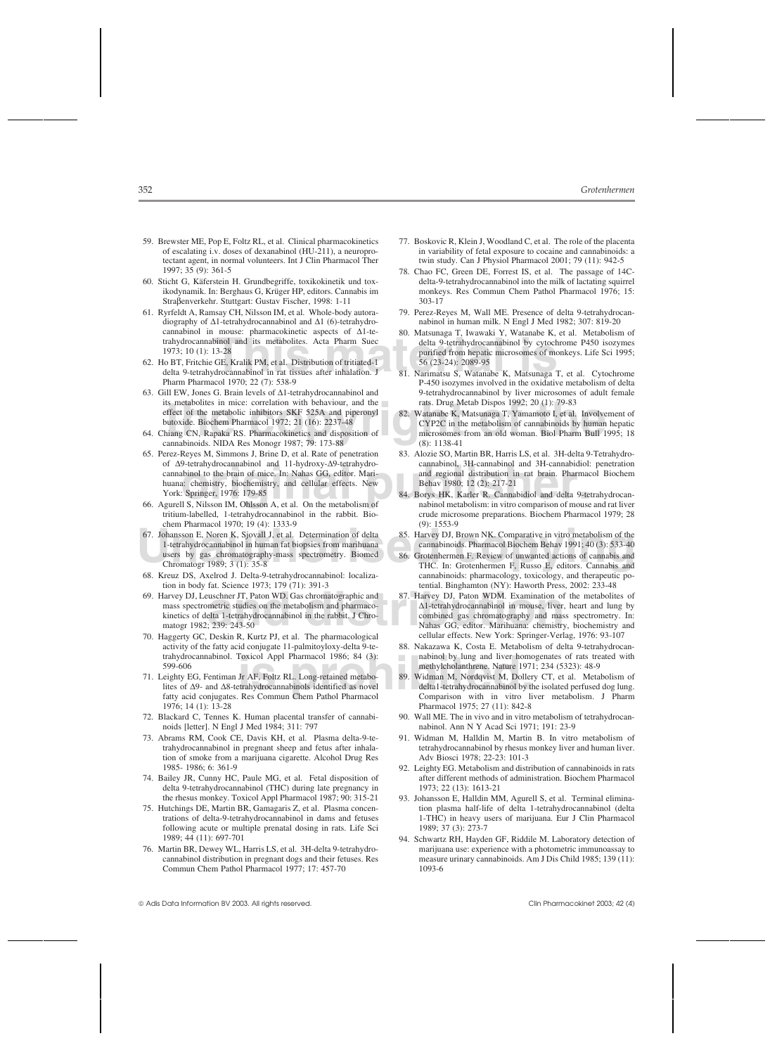59. Brewster ME, Pop E, Foltz RL, et al. Clinical pharmacokinetics of escalating i.v. doses of dexanabinol (HU-211), a neuroprotectant agent, in normal volunteers. Int J Clin Pharmacol Ther 1997; 35 (9): 361-5
60. Sticht G, Käferstein H. Grundbegriffe, toxikokinetik und toxikodynamik. In: Berghaus G, Krüger HP, editors. Cannabis im Straβenverkehr. Stuttgart: Gustav Fischer, 1998: 1-11
61. Ryrfeldt A, Ramsay CH, Nilsson IM, et al. Whole-body autoradiography of Δ1-tetrahydrocannabinol and Δ1 (6)-tetrahydrocannabinol in mouse: pharmacokinetic aspects of Δ1-tetrahydrocannabinol and its metabolites. Acta Pharm Suec 1973; 10 (1): 13-28
62. Ho BT, Fritchie GE, Kralik PM, et al. Distribution of tritiated-1 delta 9-tetrahydrocannabinol in rat tissues after inhalation. J Pharm Pharmacol 1970; 22 (7): 538-9
63. Gill EW, Jones G. Brain levels of Δ1-tetrahydrocannabinol and its metabolites in mice: correlation with behaviour, and the effect of the metabolic inhibitors SKF 525A and piperonyl butoxide. Biochem Pharmacol 1972; 21 (16): 2237-48
64. Chiang CN, Rapaka RS. Pharmacokinetics and disposition of cannabinoids. NIDA Res Monogr 1987; 79: 173-88
65. Perez-Reyes M, Simmons J, Brine D, et al. Rate of penetration of Δ9-tetrahydrocannabinol and 11-hydroxy-Δ9-tetrahydrocannabinol to the brain of mice. In: Nahas GG, editor. Marihuana: chemistry, biochemistry, and cellular effects. New York: Springer, 1976: 179-85
66. Agurell S, Nilsson IM, Ohlsson A, et al. On the metabolism of tritium-labelled, 1-tetrahydrocannabinol in the rabbit. Biochem Pharmacol 1970; 19 (4): 1333-9
67. Johansson E, Noren K, Sjovall J, et al. Determination of delta 1-tetrahydrocannabinol in human fat biopsies from marihuana users by gas chromatography-mass spectrometry. Biomed Chromatogr 1989; 3 (1): 35-8
68. Kreuz DS, Axelrod J. Delta-9-tetrahydrocannabinol: localization in body fat. Science 1973; 179 (71): 391-3
69. Harvey DJ, Leuschner JT, Paton WD. Gas chromatographic and mass spectrometric studies on the metabolism and pharmacokinetics of delta 1-tetrahydrocannabinol in the rabbit. J Chromatogr 1982; 239: 243-50
70. Haggerty GC, Deskin R, Kurtz PJ, et al. The pharmacological activity of the fatty acid conjugate 11-palmitoyloxy-delta 9-tetrahydrocannabinol. Toxicol Appl Pharmacol 1986; 84 (3): 599-606
71. Leighty EG, Fentiman Jr AF, Foltz RL. Long-retained metabolites of Δ9- and Δ8-tetrahydrocannabinols identified as novel fatty acid conjugates. Res Commun Chem Pathol Pharmacol 1976; 14 (1): 13-28
72. Blackard C, Tennes K. Human placental transfer of cannabinoids [letter]. N Engl J Med 1984; 311: 797
73. Abrams RM, Cook CE, Davis KH, et al. Plasma delta-9-tetrahydrocannabinol in pregnant sheep and fetus after inhalation of smoke from a marijuana cigarette. Alcohol Drug Res 1985- 1986; 6: 361-9
74. Bailey JR, Cunny HC, Paule MG, et al. Fetal disposition of delta 9-tetrahydrocannabinol (THC) during late pregnancy in the rhesus monkey. Toxicol Appl Pharmacol 1987; 90: 315-21
75. Hutchings DE, Martin BR, Gamagaris Z, et al. Plasma concentrations of delta-9-tetrahydrocannabinol in dams and fetuses following acute or multiple prenatal dosing in rats. Life Sci 1989; 44 (11): 697-701
76. Martin BR, Dewey WL, Harris LS, et al. 3H-delta 9-tetrahydrocannabinol distribution in pregnant dogs and their fetuses. Res Commun Chem Pathol Pharmacol 1977; 17: 457-70
77. Boskovic R, Klein J, Woodland C, et al. The role of the placenta in variability of fetal exposure to cocaine and cannabinoids: a twin study. Can J Physiol Pharmacol 2001; 79 (11): 942-5
78. Chao FC, Green DE, Forrest IS, et al. The passage of 14C-delta-9-tetrahydrocannabinol into the milk of lactating squirrel monkeys. Res Commun Chem Pathol Pharmacol 1976; 15: 303-17
79. Perez-Reyes M, Wall ME. Presence of delta 9-tetrahydrocannabinol in human milk. N Engl J Med 1982; 307: 819-20
80. Matsunaga T, Iwawaki Y, Watanabe K, et al. Metabolism of delta 9-tetrahydrocannabinol by cytochrome P450 isozymes purified from hepatic microsomes of monkeys. Life Sci 1995; 56 (23-24): 2089-95
81. Narimatsu S, Watanabe K, Matsunaga T, et al. Cytochrome P-450 isozymes involved in the oxidative metabolism of delta 9-tetrahydrocannabinol by liver microsomes of adult female rats. Drug Metab Dispos 1992; 20 (1): 79-83
82. Watanabe K, Matsunaga T, Yamamoto I, et al. Involvement of CYP2C in the metabolism of cannabinoids by human hepatic microsomes from an old woman. Biol Pharm Bull 1995; 18 (8): 1138-41
83. Alozie SO, Martin BR, Harris LS, et al. 3H-delta 9-Tetrahydrocannabinol, 3H-cannabinol and 3H-cannabidiol: penetration and regional distribution in rat brain. Pharmacol Biochem Behav 1980; 12 (2): 217-21
84. Borys HK, Karler R. Cannabidiol and delta 9-tetrahydrocannabinol metabolism: in vitro comparison of mouse and rat liver crude microsome preparations. Biochem Pharmacol 1979; 28 (9): 1553-9
85. Harvey DJ, Brown NK. Comparative in vitro metabolism of the cannabinoids. Pharmacol Biochem Behav 1991; 40 (3): 533-40
86. Grotenhermen F. Review of unwanted actions of cannabis and THC. In: Grotenhermen F, Russo E, editors. Cannabis and cannabinoids: pharmacology, toxicology, and therapeutic potential. Binghamton (NY): Haworth Press, 2002: 233-48
87. Harvey DJ, Paton WDM. Examination of the metabolites of Δ1-tetrahydrocannabinol in mouse, liver, heart and lung by combined gas chromatography and mass spectrometry. In: Nahas GG, editor. Marihuana: chemistry, biochemistry and cellular effects. New York: Springer-Verlag, 1976: 93-107
88. Nakazawa K, Costa E. Metabolism of delta 9-tetrahydrocannabinol by lung and liver homogenates of rats treated with methylcholanthrene. Nature 1971; 234 (5323): 48-9
89. Widman M, Nordqvist M, Dollery CT, et al. Metabolism of delta1-tetrahydrocannabinol by the isolated perfused dog lung. Comparison with in vitro liver metabolism. J Pharm Pharmacol 1975; 27 (11): 842-8
90. Wall ME. The in vivo and in vitro metabolism of tetrahydrocannabinol. Ann N Y Acad Sci 1971; 191: 23-9
91. Widman M, Halldin M, Martin B. In vitro metabolism of tetrahydrocannabinol by rhesus monkey liver and human liver. Adv Biosci 1978; 22-23: 101-3
92. Leighty EG. Metabolism and distribution of cannabinoids in rats after different methods of administration. Biochem Pharmacol 1973; 22 (13): 1613-21
93. Johansson E, Halldin MM, Agurell S, et al. Terminal elimination plasma half-life of delta 1-tetrahydrocannabinol (delta 1-THC) in heavy users of marijuana. Eur J Clin Pharmacol 1989; 37 (3): 273-7
94. Schwartz RH, Hayden GF, Riddile M. Laboratory detection of marijuana use: experience with a photometric immunoassay to measure urinary cannabinoids. Am J Dis Child 1985; 139 (11): 1093-6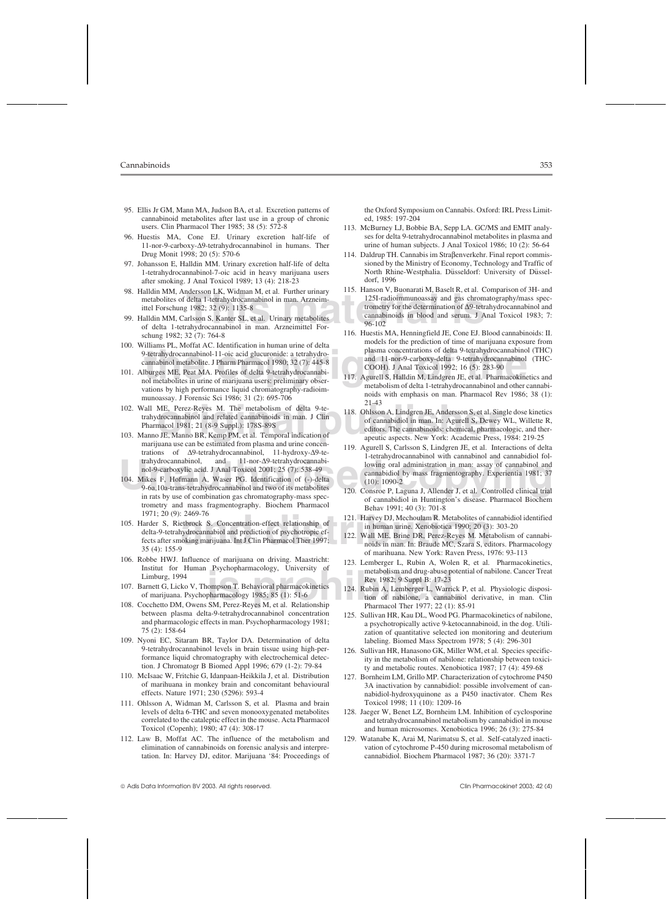95. Ellis Jr GM, Mann MA, Judson BA, et al. Excretion patterns of cannabinoid metabolites after last use in a group of chronic users. Clin Pharmacol Ther 1985; 38 (5): 572-8
96. Huestis MA, Cone EJ. Urinary excretion half-life of 11-nor-9-carboxy-Δ9-tetrahydrocannabinol in humans. Ther Drug Monit 1998; 20 (5): 570-6
97. Johansson E, Halldin MM. Urinary excretion half-life of delta 1-tetrahydrocannabinol-7-oic acid in heavy marijuana users after smoking. J Anal Toxicol 1989; 13 (4): 218-23
98. Halldin MM, Andersson LK, Widman M, et al. Further urinary metabolites of delta 1-tetrahydrocannabinol in man. Arzneimittel Forschung 1982; 32 (9): 1135-8
99. Halldin MM, Carlsson S, Kanter SL, et al. Urinary metabolites of delta 1-tetrahydrocannabinol in man. Arzneimittel Forschung 1982; 32 (7): 764-8
100. Williams PL, Moffat AC. Identification in human urine of delta 9-tetrahydrocannabinol-11-oic acid glucuronide: a tetrahydrocannabinol metabolite. J Pharm Pharmacol 1980; 32 (7): 445-8
101. Alburges ME, Peat MA. Profiles of delta 9-tetrahydrocannabinol metabolites in urine of marijuana users: preliminary observations by high performance liquid chromatography-radioimmunoassay. J Forensic Sci 1986; 31 (2): 695-706
102. Wall ME, Perez-Reyes M. The metabolism of delta 9-tetrahydrocannabinol and related cannabinoids in man. J Clin Pharmacol 1981; 21 (8-9 Suppl.): 178S-89S
103. Manno JE, Manno BR, Kemp PM, et al. Temporal indication of marijuana use can be estimated from plasma and urine concentrations of Δ9-tetrahydrocannabinol, 11-hydroxy-Δ9-tetrahydrocannabinol, and 11-nor-Δ9-tetrahydrocannabinol-9-carboxylic acid. J Anal Toxicol 2001; 25 (7): 538-49
104. Mikes F, Hofmann A, Waser PG. Identification of (-)-delta 9-6a,10a-trans-tetrahydrocannabinol and two of its metabolites in rats by use of combination gas chromatography-mass spectrometry and mass fragmentography. Biochem Pharmacol 1971; 20 (9): 2469-76
105. Harder S, Rietbrock S. Concentration-effect relationship of delta-9-tetrahydrocannabiol and prediction of psychotropic effects after smoking marijuana. Int J Clin Pharmacol Ther 1997; 35 (4): 155-9
106. Robbe HWJ. Influence of marijuana on driving. Maastricht: Institut for Human Psychopharmacology, University of Limburg, 1994
107. Barnett G, Licko V, Thompson T. Behavioral pharmacokinetics of marijuana. Psychopharmacology 1985; 85 (1): 51-6
108. Cocchetto DM, Owens SM, Perez-Reyes M, et al. Relationship between plasma delta-9-tetrahydrocannabinol concentration and pharmacologic effects in man. Psychopharmacology 1981; 75 (2): 158-64
109. Nyoni EC, Sitaram BR, Taylor DA. Determination of delta 9-tetrahydrocannabinol levels in brain tissue using high-performance liquid chromatography with electrochemical detection. J Chromatogr B Biomed Appl 1996; 679 (1-2): 79-84
110. McIsaac W, Fritchie G, Idanpaan-Heikkila J, et al. Distribution of marihuana in monkey brain and concomitant behavioural effects. Nature 1971; 230 (5296): 593-4
111. Ohlsson A, Widman M, Carlsson S, et al. Plasma and brain levels of delta 6-THC and seven monooxygenated metabolites correlated to the cataleptic effect in the mouse. Acta Pharmacol Toxicol (Copenh); 1980; 47 (4): 308-17
112. Law B, Moffat AC. The influence of the metabolism and elimination of cannabinoids on forensic analysis and interpretation. In: Harvey DJ, editor. Marijuana '84: Proceedings of the Oxford Symposium on Cannabis. Oxford: IRL Press Limited, 1985: 197-204
113. McBurney LJ, Bobbie BA, Sepp LA. GC/MS and EMIT analyses for delta 9-tetrahydrocannabinol metabolites in plasma and urine of human subjects. J Anal Toxicol 1986; 10 (2): 56-64
114. Daldrup TH. Cannabis im Straβenverkehr. Final report commissioned by the Ministry of Economy, Technology and Traffic of North Rhine-Westphalia. Düsseldorf: University of Düsseldorf, 1996
115. Hanson V, Buonarati M, Baselt R, et al. Comparison of 3H- and 125I-radioimmunoassay and gas chromatography/mass spectrometry for the determination of Δ9-tetrahydrocannabinol and cannabinoids in blood and serum. J Anal Toxicol 1983; 7: 96-102
116. Huestis MA, Henningfield JE, Cone EJ. Blood cannabinoids: II. models for the prediction of time of marijuana exposure from plasma concentrations of delta 9-tetrahydrocannabinol (THC) and 11-nor-9-carboxy-delta 9-tetrahydrocannabinol (THC-COOH). J Anal Toxicol 1992; 16 (5): 283-90
117. Agurell S, Halldin M, Lindgren JE, et al. Pharmacokinetics and metabolism of delta 1-tetrahydrocannabinol and other cannabinoids with emphasis on man. Pharmacol Rev 1986; 38 (1): 21-43
118. Ohlsson A, Lindgren JE, Andersson S, et al. Single dose kinetics of cannabidiol in man. In: Agurell S, Dewey WL, Willette R, editors. The cannabinoids: chemical, pharmacologic, and therapeutic aspects. New York: Academic Press, 1984: 219-25
119. Agurell S, Carlsson S, Lindgren JE, et al. Interactions of delta 1-tetrahydrocannabinol with cannabinol and cannabidiol following oral administration in man: assay of cannabinol and cannabidiol by mass fragmentography. Experientia 1981; 37 (10): 1090-2
120. Consroe P, Laguna J, Allender J, et al. Controlled clinical trial of cannabidiol in Huntington's disease. Pharmacol Biochem Behav 1991; 40 (3): 701-8
121. Harvey DJ, Mechoulam R. Metabolites of cannabidiol identified in human urine. Xenobiotica 1990; 20 (3): 303-20
122. Wall ME, Brine DR, Perez-Reyes M. Metabolism of cannabinoids in man. In: Braude MC, Szara S, editors. Pharmacology of marihuana. New York: Raven Press, 1976: 93-113
123. Lemberger L, Rubin A, Wolen R, et al. Pharmacokinetics, metabolism and drug-abuse potential of nabilone. Cancer Treat Rev 1982; 9 Suppl B: 17-23
124. Rubin A, Lemberger L, Warrick P, et al. Physiologic disposition of nabilone, a cannabinol derivative, in man. Clin Pharmacol Ther 1977; 22 (1): 85-91
125. Sullivan HR, Kau DL, Wood PG. Pharmacokinetics of nabilone, a psychotropically active 9-ketocannabinoid, in the dog. Utilization of quantitative selected ion monitoring and deuterium labeling. Biomed Mass Spectrom 1978; 5 (4): 296-301
126. Sullivan HR, Hanasono GK, Miller WM, et al. Species specificity in the metabolism of nabilone: relationship between toxicity and metabolic routes. Xenobiotica 1987; 17 (4): 459-68
127. Bornheim LM, Grillo MP. Characterization of cytochrome P450 3A inactivation by cannabidiol: possible involvement of cannabidiol-hydroxyquinone as a P450 inactivator. Chem Res Toxicol 1998; 11 (10): 1209-16
128. Jaeger W, Benet LZ, Bornheim LM. Inhibition of cyclosporine and tetrahydrocannabinol metabolism by cannabidiol in mouse and human microsomes. Xenobiotica 1996; 26 (3): 275-84
129. Watanabe K, Arai M, Narimatsu S, et al. Self-catalyzed inactivation of cytochrome P-450 during microsomal metabolism of cannabidiol. Biochem Pharmacol 1987; 36 (20): 3371-7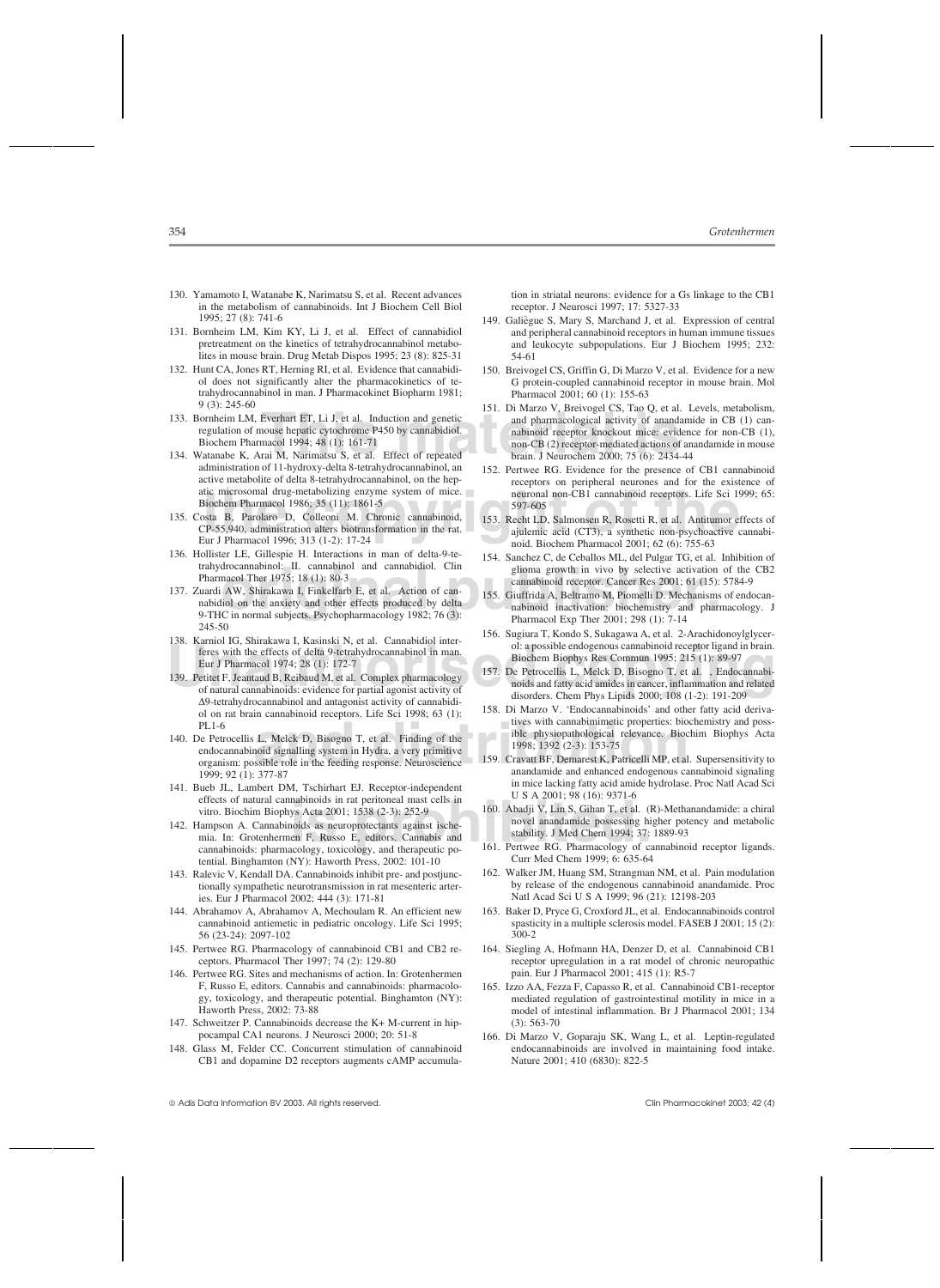130. Yamamoto I, Watanabe K, Narimatsu S, et al. Recent advances in the metabolism of cannabinoids. Int J Biochem Cell Biol 1995; 27 (8): 741-6
131. Bornheim LM, Kim KY, Li J, et al. Effect of cannabidiol pretreatment on the kinetics of tetrahydrocannabinol metabolites in mouse brain. Drug Metab Dispos 1995; 23 (8): 825-31
132. Hunt CA, Jones RT, Herning RI, et al. Evidence that cannabidiol does not significantly alter the pharmacokinetics of tetrahydrocannabinol in man. J Pharmacokinet Biopharm 1981; 9 (3): 245-60
133. Bornheim LM, Everhart ET, Li J, et al. Induction and genetic regulation of mouse hepatic cytochrome P450 by cannabidiol. Biochem Pharmacol 1994; 48 (1): 161-71
134. Watanabe K, Arai M, Narimatsu S, et al. Effect of repeated administration of 11-hydroxy-delta 8-tetrahydrocannabinol, an active metabolite of delta 8-tetrahydrocannabinol, on the hepatic microsomal drug-metabolizing enzyme system of mice. Biochem Pharmacol 1986; 35 (11): 1861-5
135. Costa B, Parolaro D, Colleoni M. Chronic cannabinoid, CP-55,940, administration alters biotransformation in the rat. Eur J Pharmacol 1996; 313 (1-2): 17-24
136. Hollister LE, Gillespie H. Interactions in man of delta-9-tetrahydrocannabinol: II. cannabinol and cannabidiol. Clin Pharmacol Ther 1975; 18 (1): 80-3
137. Zuardi AW, Shirakawa I, Finkelfarb E, et al. Action of cannabidiol on the anxiety and other effects produced by delta 9-THC in normal subjects. Psychopharmacology 1982; 76 (3): 245-50
138. Karniol IG, Shirakawa I, Kasinski N, et al. Cannabidiol interferes with the effects of delta 9-tetrahydrocannabinol in man. Eur J Pharmacol 1974; 28 (1): 172-7
139. Petitet F, Jeantaud B, Reibaud M, et al. Complex pharmacology of natural cannabinoids: evidence for partial agonist activity of Δ9-tetrahydrocannabinol and antagonist activity of cannabidiol on rat brain cannabinoid receptors. Life Sci 1998; 63 (1): PL1-6
140. De Petrocellis L, Melck D, Bisogno T, et al. Finding of the endocannabinoid signalling system in Hydra, a very primitive organism: possible role in the feeding response. Neuroscience 1999; 92 (1): 377-87
141. Bueb JL, Lambert DM, Tschirhart EJ. Receptor-independent effects of natural cannabinoids in rat peritoneal mast cells in vitro. Biochim Biophys Acta 2001; 1538 (2-3): 252-9
142. Hampson A. Cannabinoids as neuroprotectants against ischemia. In: Grotenhermen F, Russo E, editors. Cannabis and cannabinoids: pharmacology, toxicology, and therapeutic potential. Binghamton (NY): Haworth Press, 2002: 101-10
143. Ralevic V, Kendall DA. Cannabinoids inhibit pre- and postjunctionally sympathetic neurotransmission in rat mesenteric arteries. Eur J Pharmacol 2002; 444 (3): 171-81
144. Abrahamov A, Abrahamov A, Mechoulam R. An efficient new cannabinoid antiemetic in pediatric oncology. Life Sci 1995; 56 (23-24): 2097-102
145. Pertwee RG. Pharmacology of cannabinoid CB1 and CB2 receptors. Pharmacol Ther 1997; 74 (2): 129-80
146. Pertwee RG. Sites and mechanisms of action. In: Grotenhermen F, Russo E, editors. Cannabis and cannabinoids: pharmacology, toxicology, and therapeutic potential. Binghamton (NY): Haworth Press, 2002: 73-88
147. Schweitzer P. Cannabinoids decrease the K+ M-current in hippocampal CA1 neurons. J Neurosci 2000; 20: 51-8
148. Glass M, Felder CC. Concurrent stimulation of cannabinoid CB1 and dopamine D2 receptors augments cAMP accumulation in striatal neurons: evidence for a Gs linkage to the CB1 receptor. J Neurosci 1997; 17: 5327-33
149. Galiègue S, Mary S, Marchand J, et al. Expression of central and peripheral cannabinoid receptors in human immune tissues and leukocyte subpopulations. Eur J Biochem 1995; 232: 54-61
150. Breivogel CS, Griffin G, Di Marzo V, et al. Evidence for a new G protein-coupled cannabinoid receptor in mouse brain. Mol Pharmacol 2001; 60 (1): 155-63
151. Di Marzo V, Breivogel CS, Tao Q, et al. Levels, metabolism, and pharmacological activity of anandamide in CB (1) cannabinoid receptor knockout mice: evidence for non-CB (1), non-CB (2) receptor-mediated actions of anandamide in mouse brain. J Neurochem 2000; 75 (6): 2434-44
152. Pertwee RG. Evidence for the presence of CB1 cannabinoid receptors on peripheral neurones and for the existence of neuronal non-CB1 cannabinoid receptors. Life Sci 1999; 65: 597-605
153. Recht LD, Salmonsen R, Rosetti R, et al. Antitumor effects of ajulemic acid (CT3), a synthetic non-psychoactive cannabinoid. Biochem Pharmacol 2001; 62 (6): 755-63
154. Sanchez C, de Ceballos ML, del Pulgar TG, et al. Inhibition of glioma growth in vivo by selective activation of the CB2 cannabinoid receptor. Cancer Res 2001; 61 (15): 5784-9
155. Giuffrida A, Beltramo M, Piomelli D. Mechanisms of endocannabinoid inactivation: biochemistry and pharmacology. J Pharmacol Exp Ther 2001; 298 (1): 7-14
156. Sugiura T, Kondo S, Sukagawa A, et al. 2-Arachidonoylglycerol: a possible endogenous cannabinoid receptor ligand in brain. Biochem Biophys Res Commun 1995; 215 (1): 89-97
157. De Petrocellis L, Melck D, Bisogno T, et al. , Endocannabinoids and fatty acid amides in cancer, inflammation and related disorders. Chem Phys Lipids 2000; 108 (1-2): 191-209
158. Di Marzo V. 'Endocannabinoids' and other fatty acid derivatives with cannabimimetic properties: biochemistry and possible physiopathological relevance. Biochim Biophys Acta 1998; 1392 (2-3): 153-75
159. Cravatt BF, Demarest K, Patricelli MP, et al. Supersensitivity to anandamide and enhanced endogenous cannabinoid signaling in mice lacking fatty acid amide hydrolase. Proc Natl Acad Sci U S A 2001; 98 (16): 9371-6
160. Abadji V, Lin S, Gihan T, et al. (R)-Methanandamide: a chiral novel anandamide possessing higher potency and metabolic stability. J Med Chem 1994; 37: 1889-93
161. Pertwee RG. Pharmacology of cannabinoid receptor ligands. Curr Med Chem 1999; 6: 635-64
162. Walker JM, Huang SM, Strangman NM, et al. Pain modulation by release of the endogenous cannabinoid anandamide. Proc Natl Acad Sci U S A 1999; 96 (21): 12198-203
163. Baker D, Pryce G, Croxford JL, et al. Endocannabinoids control spasticity in a multiple sclerosis model. FASEB J 2001; 15 (2): 300-2
164. Siegling A, Hofmann HA, Denzer D, et al. Cannabinoid CB1 receptor upregulation in a rat model of chronic neuropathic pain. Eur J Pharmacol 2001; 415 (1): R5-7
165. Izzo AA, Fezza F, Capasso R, et al. Cannabinoid CB1-receptor mediated regulation of gastrointestinal motility in mice in a model of intestinal inflammation. Br J Pharmacol 2001; 134 (3): 563-70
166. Di Marzo V, Goparaju SK, Wang L, et al. Leptin-regulated endocannabinoids are involved in maintaining food intake. Nature 2001; 410 (6830): 822-5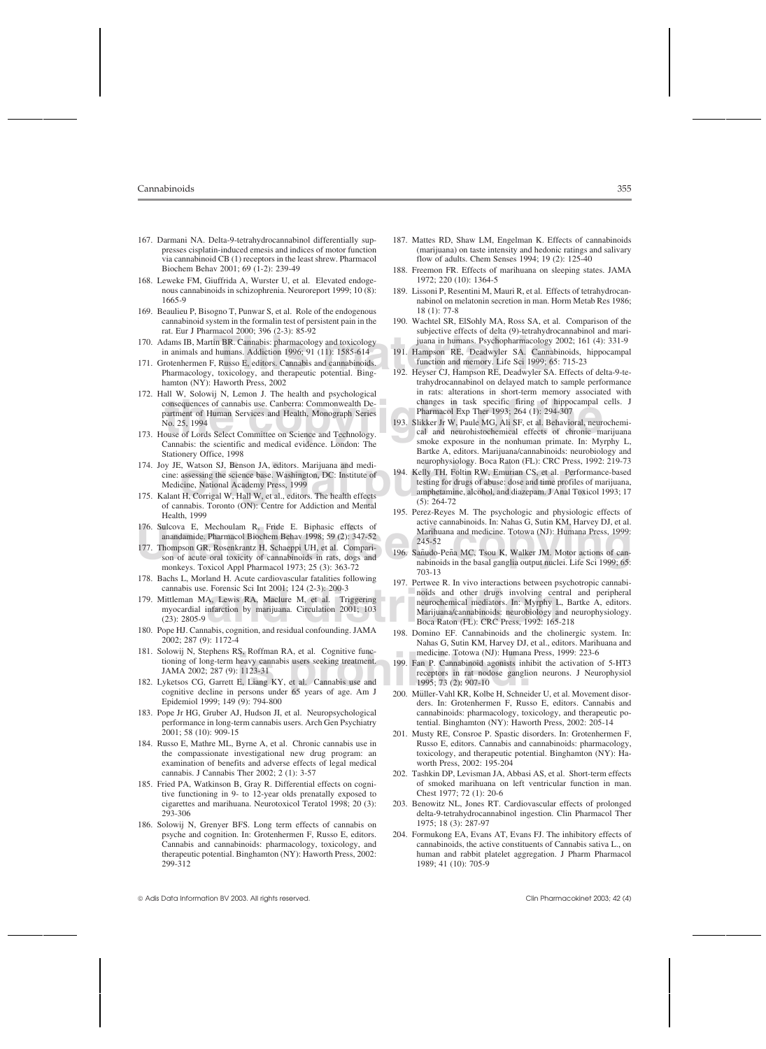167. Darmani NA. Delta-9-tetrahydrocannabinol differentially suppresses cisplatin-induced emesis and indices of motor function via cannabinoid CB (1) receptors in the least shrew. Pharmacol Biochem Behav 2001; 69 (1-2): 239-49

168. Leweke FM, Giuffrida A, Wurster U, et al. Elevated endogenous cannabinoids in schizophrenia. Neuroreport 1999; 10 (8): 1665-9

169. Beaulieu P, Bisogno T, Punwar S, et al. Role of the endogenous cannabinoid system in the formalin test of persistent pain in the rat. Eur J Pharmacol 2000; 396 (2-3): 85-92

170. Adams IB, Martin BR. Cannabis: pharmacology and toxicology in animals and humans. Addiction 1996; 91 (11): 1585-614

171. Grotenhermen F, Russo E, editors. Cannabis and cannabinoids. Pharmacology, toxicology, and therapeutic potential. Binghamton (NY): Haworth Press, 2002

172. Hall W, Solowij N, Lemon J. The health and psychological consequences of cannabis use. Canberra: Commonwealth Department of Human Services and Health, Monograph Series No. 25, 1994

173. House of Lords Select Committee on Science and Technology. Cannabis: the scientific and medical evidence. London: The Stationery Office, 1998

174. Joy JE, Watson SJ, Benson JA, editors. Marijuana and medicine: assessing the science base. Washington, DC: Institute of Medicine, National Academy Press, 1999

175. Kalant H, Corrigal W, Hall W, et al., editors. The health effects of cannabis. Toronto (ON): Centre for Addiction and Mental Health, 1999

176. Sulcova E, Mechoulam R, Fride E. Biphasic effects of anandamide. Pharmacol Biochem Behav 1998; 59 (2): 347-52

177. Thompson GR, Rosenkrantz H, Schaeppi UH, et al. Comparison of acute oral toxicity of cannabinoids in rats, dogs and monkeys. Toxicol Appl Pharmacol 1973; 25 (3): 363-72

178. Bachs L, Morland H. Acute cardiovascular fatalities following cannabis use. Forensic Sci Int 2001; 124 (2-3): 200-3

179. Mittleman MA, Lewis RA, Maclure M, et al. Triggering myocardial infarction by marijuana. Circulation 2001; 103 (23): 2805-9

180. Pope HJ. Cannabis, cognition, and residual confounding. JAMA 2002; 287 (9): 1172-4

181. Solowij N, Stephens RS, Roffman RA, et al. Cognitive functioning of long-term heavy cannabis users seeking treatment. JAMA 2002; 287 (9): 1123-31

182. Lyketsos CG, Garrett E, Liang KY, et al. Cannabis use and cognitive decline in persons under 65 years of age. Am J Epidemiol 1999; 149 (9): 794-800

183. Pope Jr HG, Gruber AJ, Hudson JI, et al. Neuropsychological performance in long-term cannabis users. Arch Gen Psychiatry 2001; 58 (10): 909-15

184. Russo E, Mathre ML, Byrne A, et al. Chronic cannabis use in the compassionate investigational new drug program: an examination of benefits and adverse effects of legal medical cannabis. J Cannabis Ther 2002; 2 (1): 3-57

185. Fried PA, Watkinson B, Gray R. Differential effects on cognitive functioning in 9- to 12-year olds prenatally exposed to cigarettes and marihuana. Neurotoxicol Teratol 1998; 20 (3): 293-306

186. Solowij N, Grenyer BFS. Long term effects of cannabis on psyche and cognition. In: Grotenhermen F, Russo E, editors. Cannabis and cannabinoids: pharmacology, toxicology, and therapeutic potential. Binghamton (NY): Haworth Press, 2002: 299-312

187. Mattes RD, Shaw LM, Engelman K. Effects of cannabinoids (marijuana) on taste intensity and hedonic ratings and salivary flow of adults. Chem Senses 1994; 19 (2): 125-40

188. Freemon FR. Effects of marihuana on sleeping states. JAMA 1972; 220 (10): 1364-5

189. Lissoni P, Resentini M, Mauri R, et al. Effects of tetrahydrocannabinol on melatonin secretion in man. Horm Metab Res 1986; 18 (1): 77-8

190. Wachtel SR, ElSohly MA, Ross SA, et al. Comparison of the subjective effects of delta (9)-tetrahydrocannabinol and marijuana in humans. Psychopharmacology 2002; 161 (4): 331-9

191. Hampson RE, Deadwyler SA. Cannabinoids, hippocampal function and memory. Life Sci 1999; 65: 715-23

192. Heyser CJ, Hampson RE, Deadwyler SA. Effects of delta-9-tetrahydrocannabinol on delayed match to sample performance in rats: alterations in short-term memory associated with changes in task specific firing of hippocampal cells. J Pharmacol Exp Ther 1993; 264 (1): 294-307

193. Slikker Jr W, Paule MG, Ali SF, et al. Behavioral, neurochemical and neurohistochemical effects of chronic marijuana smoke exposure in the nonhuman primate. In: Myrphy L, Bartke A, editors. Marijuana/cannabinoids: neurobiology and neurophysiology. Boca Raton (FL): CRC Press, 1992: 219-73

194. Kelly TH, Foltin RW, Emurian CS, et al. Performance-based testing for drugs of abuse: dose and time profiles of marijuana, amphetamine, alcohol, and diazepam. J Anal Toxicol 1993; 17 (5): 264-72

195. Perez-Reyes M. The psychologic and physiologic effects of active cannabinoids. In: Nahas G, Sutin KM, Harvey DJ, et al. Marihuana and medicine. Totowa (NJ): Humana Press, 1999: 245-52

196. Sañudo-Peña MC, Tsou K, Walker JM. Motor actions of cannabinoids in the basal ganglia output nuclei. Life Sci 1999; 65: 703-13

197. Pertwee R. In vivo interactions between psychotropic cannabinoids and other drugs involving central and peripheral neurochemical mediators. In: Myrphy L, Bartke A, editors. Marijuana/cannabinoids: neurobiology and neurophysiology. Boca Raton (FL): CRC Press, 1992: 165-218

198. Domino EF. Cannabinoids and the cholinergic system. In: Nahas G, Sutin KM, Harvey DJ, et al., editors. Marihuana and medicine. Totowa (NJ): Humana Press, 1999: 223-6

199. Fan P. Cannabinoid agonists inhibit the activation of 5-HT3 receptors in rat nodose ganglion neurons. J Neurophysiol 1995; 73 (2): 907-10

200. Müller-Vahl KR, Kolbe H, Schneider U, et al. Movement disorders. In: Grotenhermen F, Russo E, editors. Cannabis and cannabinoids: pharmacology, toxicology, and therapeutic potential. Binghamton (NY): Haworth Press, 2002: 205-14

201. Musty RE, Consroe P. Spastic disorders. In: Grotenhermen F, Russo E, editors. Cannabis and cannabinoids: pharmacology, toxicology, and therapeutic potential. Binghamton (NY): Haworth Press, 2002: 195-204

202. Tashkin DP, Levisman JA, Abbasi AS, et al. Short-term effects of smoked marihuana on left ventricular function in man. Chest 1977; 72 (1): 20-6

203. Benowitz NL, Jones RT. Cardiovascular effects of prolonged delta-9-tetrahydrocannabinol ingestion. Clin Pharmacol Ther 1975; 18 (3): 287-97

204. Formukong EA, Evans AT, Evans FJ. The inhibitory effects of cannabinoids, the active constituents of Cannabis sativa L., on human and rabbit platelet aggregation. J Pharm Pharmacol 1989; 41 (10): 705-9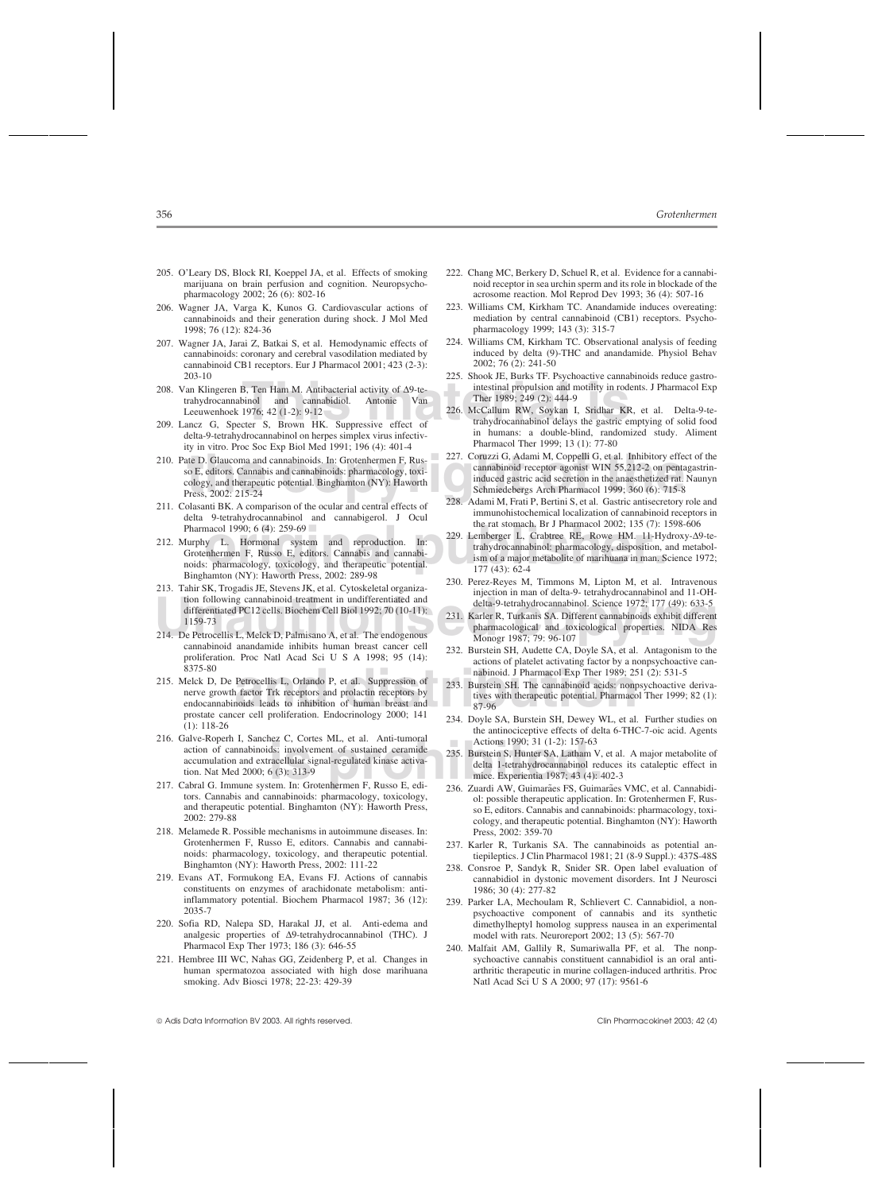205. O'Leary DS, Block RI, Koeppel JA, et al. Effects of smoking marijuana on brain perfusion and cognition. Neuropsychopharmacology 2002; 26 (6): 802-16
206. Wagner JA, Varga K, Kunos G. Cardiovascular actions of cannabinoids and their generation during shock. J Mol Med 1998; 76 (12): 824-36
207. Wagner JA, Jarai Z, Batkai S, et al. Hemodynamic effects of cannabinoids: coronary and cerebral vasodilation mediated by cannabinoid CB1 receptors. Eur J Pharmacol 2001; 423 (2-3): 203-10
208. Van Klingeren B, Ten Ham M. Antibacterial activity of Δ9-tetrahydrocannabinol and cannabidiol. Antonie Van Leeuwenhoek 1976; 42 (1-2): 9-12
209. Lancz G, Specter S, Brown HK. Suppressive effect of delta-9-tetrahydrocannabinol on herpes simplex virus infectivity in vitro. Proc Soc Exp Biol Med 1991; 196 (4): 401-4
210. Pate D. Glaucoma and cannabinoids. In: Grotenhermen F, Russo E, editors. Cannabis and cannabinoids: pharmacology, toxicology, and therapeutic potential. Binghamton (NY): Haworth Press, 2002: 215-24
211. Colasanti BK. A comparison of the ocular and central effects of delta 9-tetrahydrocannabinol and cannabigerol. J Ocul Pharmacol 1990; 6 (4): 259-69
212. Murphy L. Hormonal system and reproduction. In: Grotenhermen F, Russo E, editors. Cannabis and cannabinoids: pharmacology, toxicology, and therapeutic potential. Binghamton (NY): Haworth Press, 2002: 289-98
213. Tahir SK, Trogadis JE, Stevens JK, et al. Cytoskeletal organization following cannabinoid treatment in undifferentiated and differentiated PC12 cells. Biochem Cell Biol 1992; 70 (10-11): 1159-73
214. De Petrocellis L, Melck D, Palmisano A, et al. The endogenous cannabinoid anandamide inhibits human breast cancer cell proliferation. Proc Natl Acad Sci U S A 1998; 95 (14): 8375-80
215. Melck D, De Petrocellis L, Orlando P, et al. Suppression of nerve growth factor Trk receptors and prolactin receptors by endocannabinoids leads to inhibition of human breast and prostate cancer cell proliferation. Endocrinology 2000; 141 (1): 118-26
216. Galve-Roperh I, Sanchez C, Cortes ML, et al. Anti-tumoral action of cannabinoids: involvement of sustained ceramide accumulation and extracellular signal-regulated kinase activation. Nat Med 2000; 6 (3): 313-9
217. Cabral G. Immune system. In: Grotenhermen F, Russo E, editors. Cannabis and cannabinoids: pharmacology, toxicology, and therapeutic potential. Binghamton (NY): Haworth Press, 2002: 279-88
218. Melamede R. Possible mechanisms in autoimmune diseases. In: Grotenhermen F, Russo E, editors. Cannabis and cannabinoids: pharmacology, toxicology, and therapeutic potential. Binghamton (NY): Haworth Press, 2002: 111-22
219. Evans AT, Formukong EA, Evans FJ. Actions of cannabis constituents on enzymes of arachidonate metabolism: anti-inflammatory potential. Biochem Pharmacol 1987; 36 (12): 2035-7
220. Sofia RD, Nalepa SD, Harakal JJ, et al. Anti-edema and analgesic properties of Δ9-tetrahydrocannabinol (THC). J Pharmacol Exp Ther 1973; 186 (3): 646-55
221. Hembree III WC, Nahas GG, Zeidenberg P, et al. Changes in human spermatozoa associated with high dose marihuana smoking. Adv Biosci 1978; 22-23: 429-39
222. Chang MC, Berkery D, Schuel R, et al. Evidence for a cannabinoid receptor in sea urchin sperm and its role in blockade of the acrosome reaction. Mol Reprod Dev 1993; 36 (4): 507-16
223. Williams CM, Kirkham TC. Anandamide induces overeating: mediation by central cannabinoid (CB1) receptors. Psychopharmacology 1999; 143 (3): 315-7
224. Williams CM, Kirkham TC. Observational analysis of feeding induced by delta (9)-THC and anandamide. Physiol Behav 2002; 76 (2): 241-50
225. Shook JE, Burks TF. Psychoactive cannabinoids reduce gastrointestinal propulsion and motility in rodents. J Pharmacol Exp Ther 1989; 249 (2): 444-9
226. McCallum RW, Soykan I, Sridhar KR, et al. Delta-9-tetrahydrocannabinol delays the gastric emptying of solid food in humans: a double-blind, randomized study. Aliment Pharmacol Ther 1999; 13 (1): 77-80
227. Coruzzi G, Adami M, Coppelli G, et al. Inhibitory effect of the cannabinoid receptor agonist WIN 55,212-2 on pentagastrin-induced gastric acid secretion in the anaesthetized rat. Naunyn Schmiedebergs Arch Pharmacol 1999; 360 (6): 715-8
228. Adami M, Frati P, Bertini S, et al. Gastric antisecretory role and immunohistochemical localization of cannabinoid receptors in the rat stomach. Br J Pharmacol 2002; 135 (7): 1598-606
229. Lemberger L, Crabtree RE, Rowe HM. 11-Hydroxy-Δ9-tetrahydrocannabinol: pharmacology, disposition, and metabolism of a major metabolite of marihuana in man. Science 1972; 177 (43): 62-4
230. Perez-Reyes M, Timmons M, Lipton M, et al. Intravenous injection in man of delta-9- tetrahydrocannabinol and 11-OH-delta-9-tetrahydrocannabinol. Science 1972; 177 (49): 633-5
231. Karler R, Turkanis SA. Different cannabinoids exhibit different pharmacological and toxicological properties. NIDA Res Monogr 1987; 79: 96-107
232. Burstein SH, Audette CA, Doyle SA, et al. Antagonism to the actions of platelet activating factor by a nonpsychoactive cannabinoid. J Pharmacol Exp Ther 1989; 251 (2): 531-5
233. Burstein SH. The cannabinoid acids: nonpsychoactive derivatives with therapeutic potential. Pharmacol Ther 1999; 82 (1): 87-96
234. Doyle SA, Burstein SH, Dewey WL, et al. Further studies on the antinociceptive effects of delta 6-THC-7-oic acid. Agents Actions 1990; 31 (1-2): 157-63
235. Burstein S, Hunter SA, Latham V, et al. A major metabolite of delta 1-tetrahydrocannabinol reduces its cataleptic effect in mice. Experientia 1987; 43 (4): 402-3
236. Zuardi AW, Guimarães FS, Guimarães VMC, et al. Cannabidiol: possible therapeutic application. In: Grotenhermen F, Russo E, editors. Cannabis and cannabinoids: pharmacology, toxicology, and therapeutic potential. Binghamton (NY): Haworth Press, 2002: 359-70
237. Karler R, Turkanis SA. The cannabinoids as potential antiepileptics. J Clin Pharmacol 1981; 21 (8-9 Suppl.): 437S-48S
238. Consroe P, Sandyk R, Snider SR. Open label evaluation of cannabidiol in dystonic movement disorders. Int J Neurosci 1986; 30 (4): 277-82
239. Parker LA, Mechoulam R, Schlievert C. Cannabidiol, a non-psychoactive component of cannabis and its synthetic dimethylheptyl homolog suppress nausea in an experimental model with rats. Neuroreport 2002; 13 (5): 567-70
240. Malfait AM, Gallily R, Sumariwalla PF, et al. The nonpsychoactive cannabis constituent cannabidiol is an oral anti-arthritic therapeutic in murine collagen-induced arthritis. Proc Natl Acad Sci U S A 2000; 97 (17): 9561-6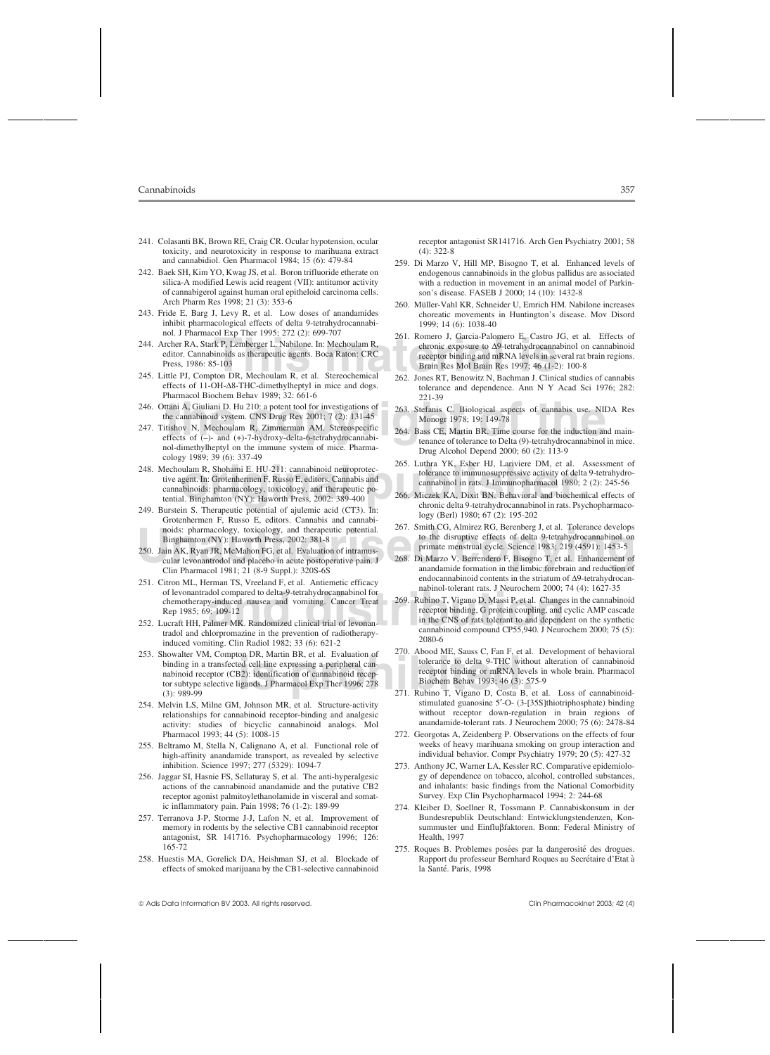241. Colasanti BK, Brown RE, Craig CR. Ocular hypotension, ocular toxicity, and neurotoxicity in response to marihuana extract and cannabidiol. Gen Pharmacol 1984; 15 (6): 479-84
242. Baek SH, Kim YO, Kwag JS, et al. Boron trifluoride etherate on silica-A modified Lewis acid reagent (VII): antitumor activity of cannabigerol against human oral epitheloid carcinoma cells. Arch Pharm Res 1998; 21 (3): 353-6
243. Fride E, Barg J, Levy R, et al. Low doses of anandamides inhibit pharmacological effects of delta 9-tetrahydrocannabinol. J Pharmacol Exp Ther 1995; 272 (2): 699-707
244. Archer RA, Stark P, Lemberger L. Nabilone. In: Mechoulam R, editor. Cannabinoids as therapeutic agents. Boca Raton: CRC Press, 1986: 85-103
245. Little PJ, Compton DR, Mechoulam R, et al. Stereochemical effects of 11-OH-Δ8-THC-dimethylheptyl in mice and dogs. Pharmacol Biochem Behav 1989; 32: 661-6
246. Ottani A, Giuliani D. Hu 210: a potent tool for investigations of the cannabinoid system. CNS Drug Rev 2001; 7 (2): 131-45
247. Titishov N, Mechoulam R, Zimmerman AM. Stereospecific effects of (–)- and (+)-7-hydroxy-delta-6-tetrahydrocannabinol-dimethylheptyl on the immune system of mice. Pharmacology 1989; 39 (6): 337-49
248. Mechoulam R, Shohami E. HU-211: cannabinoid neuroprotective agent. In: Grotenhermen F, Russo E, editors. Cannabis and cannabinoids: pharmacology, toxicology, and therapeutic potential. Binghamton (NY): Haworth Press, 2002: 389-400
249. Burstein S. Therapeutic potential of ajulemic acid (CT3). In: Grotenhermen F, Russo E, editors. Cannabis and cannabinoids: pharmacology, toxicology, and therapeutic potential. Binghamton (NY): Haworth Press, 2002: 381-8
250. Jain AK, Ryan JR, McMahon FG, et al. Evaluation of intramuscular levonantrodol and placebo in acute postoperative pain. J Clin Pharmacol 1981; 21 (8-9 Suppl.): 320S-6S
251. Citron ML, Herman TS, Vreeland F, et al. Antiemetic efficacy of levonantradol compared to delta-9-tetrahydrocannabinol for chemotherapy-induced nausea and vomiting. Cancer Treat Rep 1985; 69: 109-12
252. Lucraft HH, Palmer MK. Randomized clinical trial of levonantradol and chlorpromazine in the prevention of radiotherapy-induced vomiting. Clin Radiol 1982; 33 (6): 621-2
253. Showalter VM, Compton DR, Martin BR, et al. Evaluation of binding in a transfected cell line expressing a peripheral cannabinoid receptor (CB2): identification of cannabinoid receptor subtype selective ligands. J Pharmacol Exp Ther 1996; 278 (3): 989-99
254. Melvin LS, Milne GM, Johnson MR, et al. Structure-activity relationships for cannabinoid receptor-binding and analgesic activity: studies of bicyclic cannabinoid analogs. Mol Pharmacol 1993; 44 (5): 1008-15
255. Beltramo M, Stella N, Calignano A, et al. Functional role of high-affinity anandamide transport, as revealed by selective inhibition. Science 1997; 277 (5329): 1094-7
256. Jaggar SI, Hasnie FS, Sellaturay S, et al. The anti-hyperalgesic actions of the cannabinoid anandamide and the putative CB2 receptor agonist palmitoylethanolamide in visceral and somatic inflammatory pain. Pain 1998; 76 (1-2): 189-99
257. Terranova J-P, Storme J-J, Lafon N, et al. Improvement of memory in rodents by the selective CB1 cannabinoid receptor antagonist, SR 141716. Psychopharmacology 1996; 126: 165-72
258. Huestis MA, Gorelick DA, Heishman SJ, et al. Blockade of effects of smoked marijuana by the CB1-selective cannabinoid receptor antagonist SR141716. Arch Gen Psychiatry 2001; 58 (4): 322-8
259. Di Marzo V, Hill MP, Bisogno T, et al. Enhanced levels of endogenous cannabinoids in the globus pallidus are associated with a reduction in movement in an animal model of Parkinson's disease. FASEB J 2000; 14 (10): 1432-8
260. Müller-Vahl KR, Schneider U, Emrich HM. Nabilone increases choreatic movements in Huntington's disease. Mov Disord 1999; 14 (6): 1038-40
261. Romero J, Garcia-Palomero E, Castro JG, et al. Effects of chronic exposure to Δ9-tetrahydrocannabinol on cannabinoid receptor binding and mRNA levels in several rat brain regions. Brain Res Mol Brain Res 1997; 46 (1-2): 100-8
262. Jones RT, Benowitz N, Bachman J. Clinical studies of cannabis tolerance and dependence. Ann N Y Acad Sci 1976; 282: 221-39
263. Stefanis C. Biological aspects of cannabis use. NIDA Res Monogr 1978; 19: 149-78
264. Bass CE, Martin BR. Time course for the induction and maintenance of tolerance to Delta (9)-tetrahydrocannabinol in mice. Drug Alcohol Depend 2000; 60 (2): 113-9
265. Luthra YK, Esber HJ, Lariviere DM, et al. Assessment of tolerance to immunosuppressive activity of delta 9-tetrahydrocannabinol in rats. J Immunopharmacol 1980; 2 (2): 245-56
266. Miczek KA, Dixit BN. Behavioral and biochemical effects of chronic delta 9-tetrahydrocannabinol in rats. Psychopharmacology (Berl) 1980; 67 (2): 195-202
267. Smith CG, Almirez RG, Berenberg J, et al. Tolerance develops to the disruptive effects of delta 9-tetrahydrocannabinol on primate menstrual cycle. Science 1983; 219 (4591): 1453-5
268. Di Marzo V, Berrendero F, Bisogno T, et al. Enhancement of anandamide formation in the limbic forebrain and reduction of endocannabinoid contents in the striatum of Δ9-tetrahydrocannabinol-tolerant rats. J Neurochem 2000; 74 (4): 1627-35
269. Rubino T, Vigano D, Massi P, et al. Changes in the cannabinoid receptor binding, G protein coupling, and cyclic AMP cascade in the CNS of rats tolerant to and dependent on the synthetic cannabinoid compound CP55,940. J Neurochem 2000; 75 (5): 2080-6
270. Abood ME, Sauss C, Fan F, et al. Development of behavioral tolerance to delta 9-THC without alteration of cannabinoid receptor binding or mRNA levels in whole brain. Pharmacol Biochem Behav 1993; 46 (3): 575-9
271. Rubino T, Vigano D, Costa B, et al. Loss of cannabinoid-stimulated guanosine 5′-O- (3-[35S]thiotriphosphate) binding without receptor down-regulation in brain regions of anandamide-tolerant rats. J Neurochem 2000; 75 (6): 2478-84
272. Georgotas A, Zeidenberg P. Observations on the effects of four weeks of heavy marihuana smoking on group interaction and individual behavior. Compr Psychiatry 1979; 20 (5): 427-32
273. Anthony JC, Warner LA, Kessler RC. Comparative epidemiology of dependence on tobacco, alcohol, controlled substances, and inhalants: basic findings from the National Comorbidity Survey. Exp Clin Psychopharmacol 1994; 2: 244-68
274. Kleiber D, Soellner R, Tossmann P. Cannabiskonsum in der Bundesrepublik Deutschland: Entwicklungstendenzen, Konsummuster und Einflußfaktoren. Bonn: Federal Ministry of Health, 1997
275. Roques B. Problemes posées par la dangerosité des drogues. Rapport du professeur Bernhard Roques au Secrétaire d'Etat à la Santé. Paris, 1998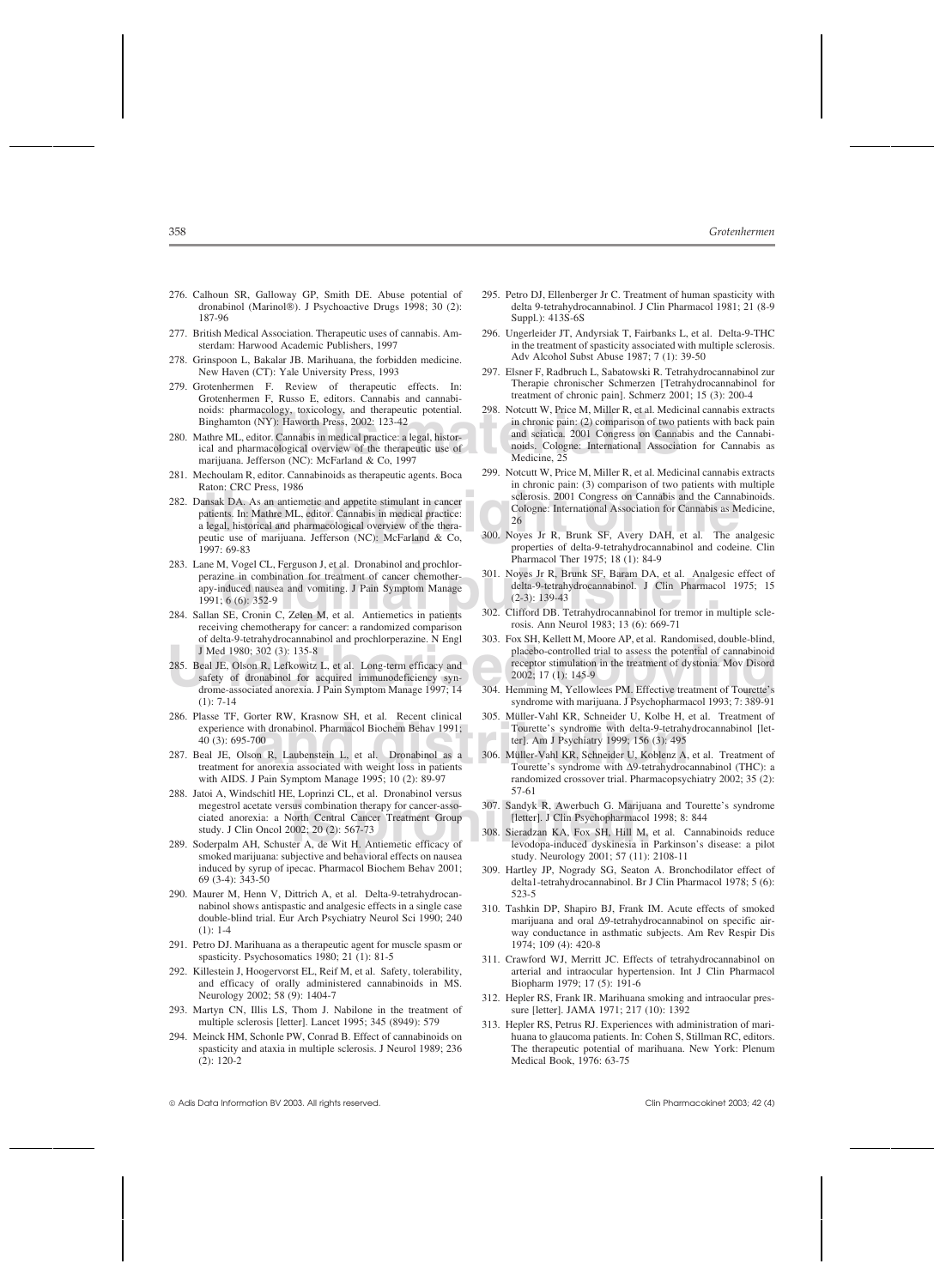276. Calhoun SR, Galloway GP, Smith DE. Abuse potential of dronabinol (Marinol®). J Psychoactive Drugs 1998; 30 (2): 187-96

277. British Medical Association. Therapeutic uses of cannabis. Amsterdam: Harwood Academic Publishers, 1997

278. Grinspoon L, Bakalar JB. Marihuana, the forbidden medicine. New Haven (CT): Yale University Press, 1993

279. Grotenhermen F. Review of therapeutic effects. In: Grotenhermen F, Russo E, editors. Cannabis and cannabinoids: pharmacology, toxicology, and therapeutic potential. Binghamton (NY): Haworth Press, 2002: 123-42

280. Mathre ML, editor. Cannabis in medical practice: a legal, historical and pharmacological overview of the therapeutic use of marijuana. Jefferson (NC): McFarland & Co, 1997

281. Mechoulam R, editor. Cannabinoids as therapeutic agents. Boca Raton: CRC Press, 1986

282. Dansak DA. As an antiemetic and appetite stimulant in cancer patients. In: Mathre ML, editor. Cannabis in medical practice: a legal, historical and pharmacological overview of the therapeutic use of marijuana. Jefferson (NC): McFarland & Co, 1997: 69-83

283. Lane M, Vogel CL, Ferguson J, et al. Dronabinol and prochlorperazine in combination for treatment of cancer chemotherapy-induced nausea and vomiting. J Pain Symptom Manage 1991; 6 (6): 352-9

284. Sallan SE, Cronin C, Zelen M, et al. Antiemetics in patients receiving chemotherapy for cancer: a randomized comparison of delta-9-tetrahydrocannabinol and prochlorperazine. N Engl J Med 1980; 302 (3): 135-8

285. Beal JE, Olson R, Lefkowitz L, et al. Long-term efficacy and safety of dronabinol for acquired immunodeficiency syndrome-associated anorexia. J Pain Symptom Manage 1997; 14 (1): 7-14

286. Plasse TF, Gorter RW, Krasnow SH, et al. Recent clinical experience with dronabinol. Pharmacol Biochem Behav 1991; 40 (3): 695-700

287. Beal JE, Olson R, Laubenstein L, et al. Dronabinol as a treatment for anorexia associated with weight loss in patients with AIDS. J Pain Symptom Manage 1995; 10 (2): 89-97

288. Jatoi A, Windschitl HE, Loprinzi CL, et al. Dronabinol versus megestrol acetate versus combination therapy for cancer-associated anorexia: a North Central Cancer Treatment Group study. J Clin Oncol 2002; 20 (2): 567-73

289. Soderpalm AH, Schuster A, de Wit H. Antiemetic efficacy of smoked marijuana: subjective and behavioral effects on nausea induced by syrup of ipecac. Pharmacol Biochem Behav 2001; 69 (3-4): 343-50

290. Maurer M, Henn V, Dittrich A, et al. Delta-9-tetrahydrocannabinol shows antispastic and analgesic effects in a single case double-blind trial. Eur Arch Psychiatry Neurol Sci 1990; 240 (1): 1-4

291. Petro DJ. Marihuana as a therapeutic agent for muscle spasm or spasticity. Psychosomatics 1980; 21 (1): 81-5

292. Killestein J, Hoogervorst EL, Reif M, et al. Safety, tolerability, and efficacy of orally administered cannabinoids in MS. Neurology 2002; 58 (9): 1404-7

293. Martyn CN, Illis LS, Thom J. Nabilone in the treatment of multiple sclerosis [letter]. Lancet 1995; 345 (8949): 579

294. Meinck HM, Schonle PW, Conrad B. Effect of cannabinoids on spasticity and ataxia in multiple sclerosis. J Neurol 1989; 236 (2): 120-2

295. Petro DJ, Ellenberger Jr C. Treatment of human spasticity with delta 9-tetrahydrocannabinol. J Clin Pharmacol 1981; 21 (8-9 Suppl.): 413S-6S

296. Ungerleider JT, Andyrsiak T, Fairbanks L, et al. Delta-9-THC in the treatment of spasticity associated with multiple sclerosis. Adv Alcohol Subst Abuse 1987; 7 (1): 39-50

297. Elsner F, Radbruch L, Sabatowski R. Tetrahydrocannabinol zur Therapie chronischer Schmerzen [Tetrahydrocannabinol for treatment of chronic pain]. Schmerz 2001; 15 (3): 200-4

298. Notcutt W, Price M, Miller R, et al. Medicinal cannabis extracts in chronic pain: (2) comparison of two patients with back pain and sciatica. 2001 Congress on Cannabis and the Cannabinoids. Cologne: International Association for Cannabis as Medicine, 25

299. Notcutt W, Price M, Miller R, et al. Medicinal cannabis extracts in chronic pain: (3) comparison of two patients with multiple sclerosis. 2001 Congress on Cannabis and the Cannabinoids. Cologne: International Association for Cannabis as Medicine, 26

300. Noyes Jr R, Brunk SF, Avery DAH, et al. The analgesic properties of delta-9-tetrahydrocannabinol and codeine. Clin Pharmacol Ther 1975; 18 (1): 84-9

301. Noyes Jr R, Brunk SF, Baram DA, et al. Analgesic effect of delta-9-tetrahydrocannabinol. J Clin Pharmacol 1975; 15 (2-3): 139-43

302. Clifford DB. Tetrahydrocannabinol for tremor in multiple sclerosis. Ann Neurol 1983; 13 (6): 669-71

303. Fox SH, Kellett M, Moore AP, et al. Randomised, double-blind, placebo-controlled trial to assess the potential of cannabinoid receptor stimulation in the treatment of dystonia. Mov Disord 2002; 17 (1): 145-9

304. Hemming M, Yellowlees PM. Effective treatment of Tourette's syndrome with marijuana. J Psychopharmacol 1993; 7: 389-91

305. Müller-Vahl KR, Schneider U, Kolbe H, et al. Treatment of Tourette's syndrome with delta-9-tetrahydrocannabinol [letter]. Am J Psychiatry 1999; 156 (3): 495

306. Müller-Vahl KR, Schneider U, Koblenz A, et al. Treatment of Tourette's syndrome with Δ9-tetrahydrocannabinol (THC): a randomized crossover trial. Pharmacopsychiatry 2002; 35 (2): 57-61

307. Sandyk R, Awerbuch G. Marijuana and Tourette's syndrome [letter]. J Clin Psychopharmacol 1998; 8: 844

308. Sieradzan KA, Fox SH, Hill M, et al. Cannabinoids reduce levodopa-induced dyskinesia in Parkinson's disease: a pilot study. Neurology 2001; 57 (11): 2108-11

309. Hartley JP, Nogrady SG, Seaton A. Bronchodilator effect of delta1-tetrahydrocannabinol. Br J Clin Pharmacol 1978; 5 (6): 523-5

310. Tashkin DP, Shapiro BJ, Frank IM. Acute effects of smoked marijuana and oral Δ9-tetrahydrocannabinol on specific airway conductance in asthmatic subjects. Am Rev Respir Dis 1974; 109 (4): 420-8

311. Crawford WJ, Merritt JC. Effects of tetrahydrocannabinol on arterial and intraocular hypertension. Int J Clin Pharmacol Biopharm 1979; 17 (5): 191-6

312. Hepler RS, Frank IR. Marihuana smoking and intraocular pressure [letter]. JAMA 1971; 217 (10): 1392

313. Hepler RS, Petrus RJ. Experiences with administration of marihuana to glaucoma patients. In: Cohen S, Stillman RC, editors. The therapeutic potential of marihuana. New York: Plenum Medical Book, 1976: 63-75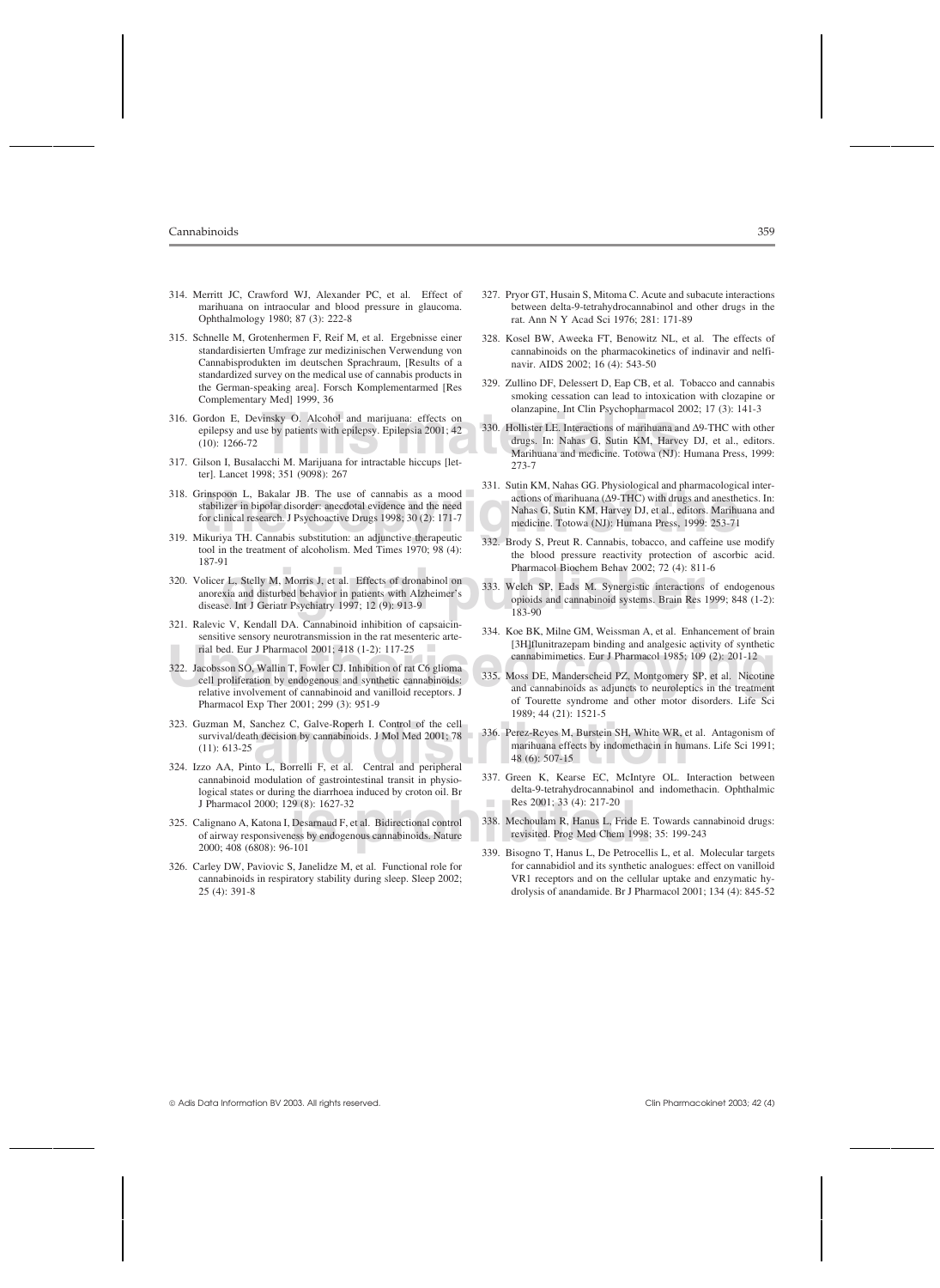314. Merritt JC, Crawford WJ, Alexander PC, et al. Effect of marihuana on intraocular and blood pressure in glaucoma. Ophthalmology 1980; 87 (3): 222-8

315. Schnelle M, Grotenhermen F, Reif M, et al. Ergebnisse einer standardisierten Umfrage zur medizinischen Verwendung von Cannabisprodukten im deutschen Sprachraum, [Results of a standardized survey on the medical use of cannabis products in the German-speaking area]. Forsch Komplementarmed [Res Complementary Med] 1999, 36

316. Gordon E, Devinsky O. Alcohol and marijuana: effects on epilepsy and use by patients with epilepsy. Epilepsia 2001; 42 (10): 1266-72

317. Gilson I, Busalacchi M. Marijuana for intractable hiccups [letter]. Lancet 1998; 351 (9098): 267

318. Grinspoon L, Bakalar JB. The use of cannabis as a mood stabilizer in bipolar disorder: anecdotal evidence and the need for clinical research. J Psychoactive Drugs 1998; 30 (2): 171-7

319. Mikuriya TH. Cannabis substitution: an adjunctive therapeutic tool in the treatment of alcoholism. Med Times 1970; 98 (4): 187-91

320. Volicer L, Stelly M, Morris J, et al. Effects of dronabinol on anorexia and disturbed behavior in patients with Alzheimer's disease. Int J Geriatr Psychiatry 1997; 12 (9): 913-9

321. Ralevic V, Kendall DA. Cannabinoid inhibition of capsaicin-sensitive sensory neurotransmission in the rat mesenteric arterial bed. Eur J Pharmacol 2001; 418 (1-2): 117-25

322. Jacobsson SO, Wallin T, Fowler CJ. Inhibition of rat C6 glioma cell proliferation by endogenous and synthetic cannabinoids: relative involvement of cannabinoid and vanilloid receptors. J Pharmacol Exp Ther 2001; 299 (3): 951-9

323. Guzman M, Sanchez C, Galve-Roperh I. Control of the cell survival/death decision by cannabinoids. J Mol Med 2001; 78 (11): 613-25

324. Izzo AA, Pinto L, Borrelli F, et al. Central and peripheral cannabinoid modulation of gastrointestinal transit in physiological states or during the diarrhoea induced by croton oil. Br J Pharmacol 2000; 129 (8): 1627-32

325. Calignano A, Katona I, Desarnaud F, et al. Bidirectional control of airway responsiveness by endogenous cannabinoids. Nature 2000; 408 (6808): 96-101

326. Carley DW, Paviovic S, Janelidze M, et al. Functional role for cannabinoids in respiratory stability during sleep. Sleep 2002; 25 (4): 391-8

327. Pryor GT, Husain S, Mitoma C. Acute and subacute interactions between delta-9-tetrahydrocannabinol and other drugs in the rat. Ann N Y Acad Sci 1976; 281: 171-89

328. Kosel BW, Aweeka FT, Benowitz NL, et al. The effects of cannabinoids on the pharmacokinetics of indinavir and nelfinavir. AIDS 2002; 16 (4): 543-50

329. Zullino DF, Delessert D, Eap CB, et al. Tobacco and cannabis smoking cessation can lead to intoxication with clozapine or olanzapine. Int Clin Psychopharmacol 2002; 17 (3): 141-3

330. Hollister LE. Interactions of marihuana and Δ9-THC with other drugs. In: Nahas G, Sutin KM, Harvey DJ, et al., editors. Marihuana and medicine. Totowa (NJ): Humana Press, 1999: 273-7

331. Sutin KM, Nahas GG. Physiological and pharmacological interactions of marihuana (Δ9-THC) with drugs and anesthetics. In: Nahas G, Sutin KM, Harvey DJ, et al., editors. Marihuana and medicine. Totowa (NJ): Humana Press, 1999: 253-71

332. Brody S, Preut R. Cannabis, tobacco, and caffeine use modify the blood pressure reactivity protection of ascorbic acid. Pharmacol Biochem Behav 2002; 72 (4): 811-6

333. Welch SP, Eads M. Synergistic interactions of endogenous opioids and cannabinoid systems. Brain Res 1999; 848 (1-2): 183-90

334. Koe BK, Milne GM, Weissman A, et al. Enhancement of brain [3H]flunitrazepam binding and analgesic activity of synthetic cannabimimetics. Eur J Pharmacol 1985; 109 (2): 201-12

335. Moss DE, Manderscheid PZ, Montgomery SP, et al. Nicotine and cannabinoids as adjuncts to neuroleptics in the treatment of Tourette syndrome and other motor disorders. Life Sci 1989; 44 (21): 1521-5

336. Perez-Reyes M, Burstein SH, White WR, et al. Antagonism of marihuana effects by indomethacin in humans. Life Sci 1991; 48 (6): 507-15

337. Green K, Kearse EC, McIntyre OL. Interaction between delta-9-tetrahydrocannabinol and indomethacin. Ophthalmic Res 2001; 33 (4): 217-20

338. Mechoulam R, Hanus L, Fride E. Towards cannabinoid drugs: revisited. Prog Med Chem 1998; 35: 199-243

339. Bisogno T, Hanus L, De Petrocellis L, et al. Molecular targets for cannabidiol and its synthetic analogues: effect on vanilloid VR1 receptors and on the cellular uptake and enzymatic hydrolysis of anandamide. Br J Pharmacol 2001; 134 (4): 845-52

© Adis Data Information BV 2003. All rights reserved.